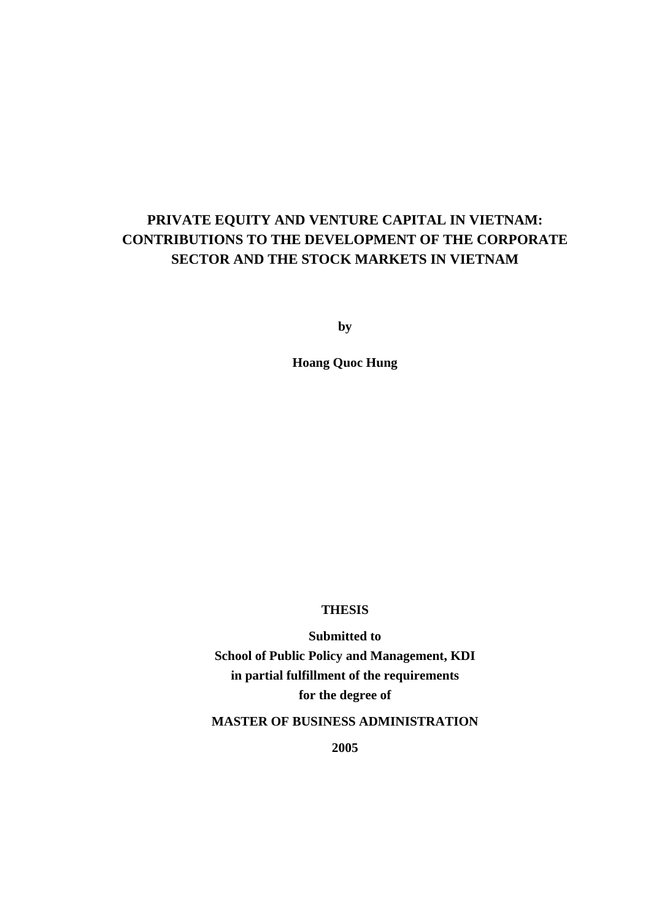# PRIVATE EQUITY AND VENTURE CAPITAL IN VIETNAM: CONTRIBUTIONS TO THE DEVELOPMENT OF THE CORPORATE SECTOR AND THE STOCK MARKETS IN VIETNAM

**by**

**Hoang Quoc Hung**

**THESIS**

**Submitted to**
**School of Public Policy and Management, KDI**
**in partial fulfillment of the requirements**
**for the degree of**

**MASTER OF BUSINESS ADMINISTRATION**

**2005**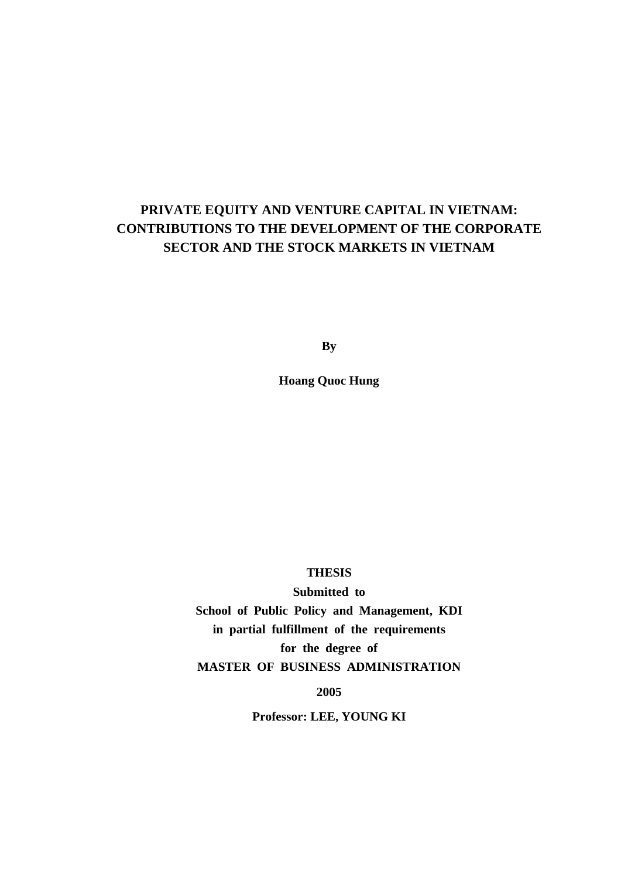# PRIVATE EQUITY AND VENTURE CAPITAL IN VIETNAM: CONTRIBUTIONS TO THE DEVELOPMENT OF THE CORPORATE SECTOR AND THE STOCK MARKETS IN VIETNAM

**By**

**Hoang Quoc Hung**

**THESIS**

**Submitted to**

**School of Public Policy and Management, KDI**

**in partial fulfillment of the requirements**

**for the degree of**

**MASTER OF BUSINESS ADMINISTRATION**

**2005**

**Professor: LEE, YOUNG KI**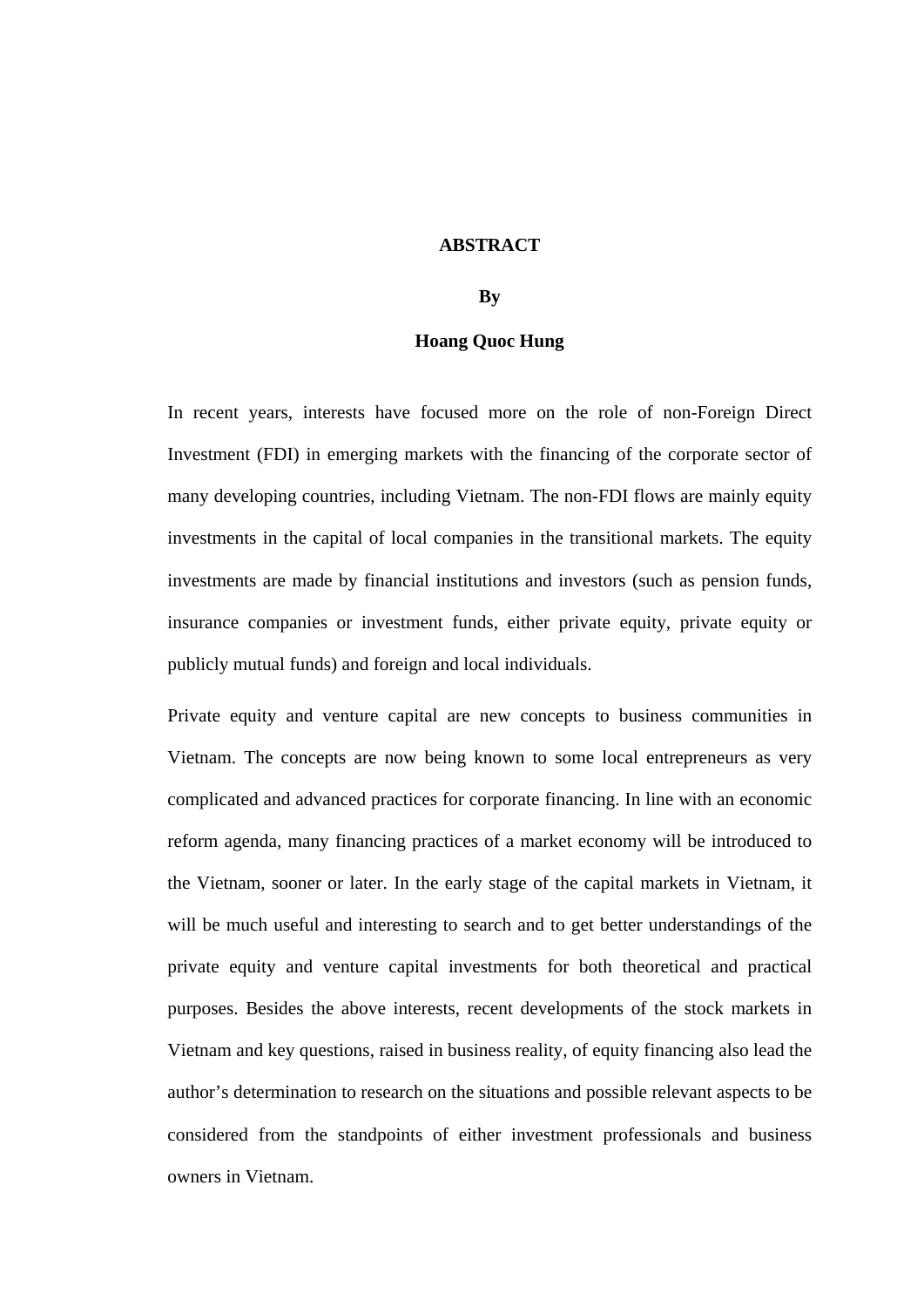**ABSTRACT**

**By**

**Hoang Quoc Hung**

In recent years, interests have focused more on the role of non-Foreign Direct Investment (FDI) in emerging markets with the financing of the corporate sector of many developing countries, including Vietnam. The non-FDI flows are mainly equity investments in the capital of local companies in the transitional markets. The equity investments are made by financial institutions and investors (such as pension funds, insurance companies or investment funds, either private equity, private equity or publicly mutual funds) and foreign and local individuals.

Private equity and venture capital are new concepts to business communities in Vietnam. The concepts are now being known to some local entrepreneurs as very complicated and advanced practices for corporate financing. In line with an economic reform agenda, many financing practices of a market economy will be introduced to the Vietnam, sooner or later. In the early stage of the capital markets in Vietnam, it will be much useful and interesting to search and to get better understandings of the private equity and venture capital investments for both theoretical and practical purposes. Besides the above interests, recent developments of the stock markets in Vietnam and key questions, raised in business reality, of equity financing also lead the author's determination to research on the situations and possible relevant aspects to be considered from the standpoints of either investment professionals and business owners in Vietnam.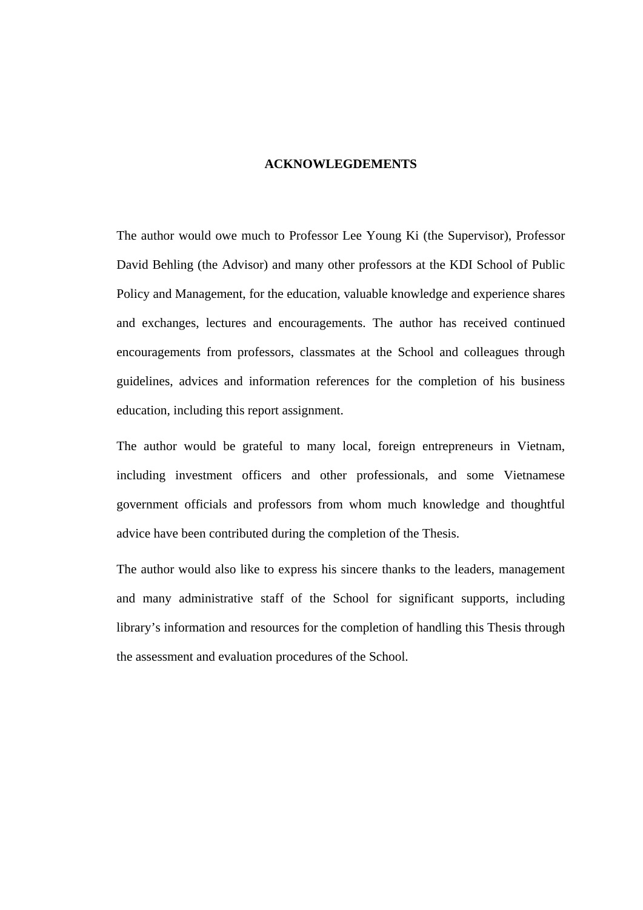# ACKNOWLEGDEMENTS

The author would owe much to Professor Lee Young Ki (the Supervisor), Professor David Behling (the Advisor) and many other professors at the KDI School of Public Policy and Management, for the education, valuable knowledge and experience shares and exchanges, lectures and encouragements. The author has received continued encouragements from professors, classmates at the School and colleagues through guidelines, advices and information references for the completion of his business education, including this report assignment.

The author would be grateful to many local, foreign entrepreneurs in Vietnam, including investment officers and other professionals, and some Vietnamese government officials and professors from whom much knowledge and thoughtful advice have been contributed during the completion of the Thesis.

The author would also like to express his sincere thanks to the leaders, management and many administrative staff of the School for significant supports, including library's information and resources for the completion of handling this Thesis through the assessment and evaluation procedures of the School.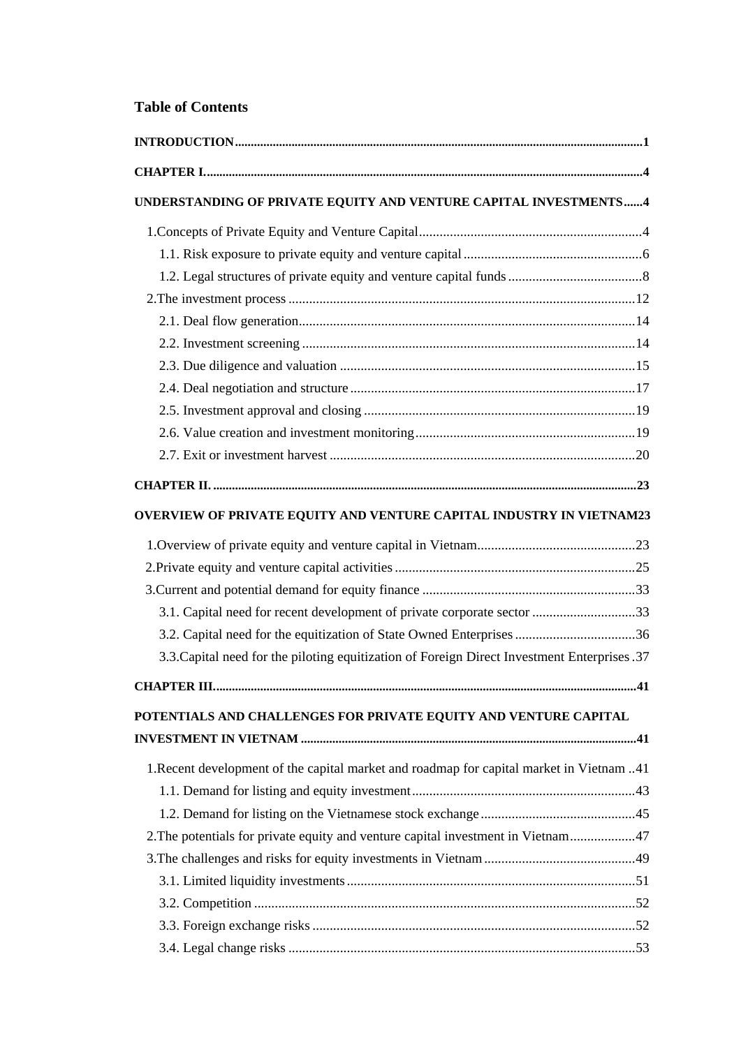## Table of Contents

**INTRODUCTION** ........ **1**

**CHAPTER I.** ........ **4**

**UNDERSTANDING OF PRIVATE EQUITY AND VENTURE CAPITAL INVESTMENTS** ........ **4**

- 1.Concepts of Private Equity and Venture Capital ........ 4
  - 1.1. Risk exposure to private equity and venture capital ........ 6
  - 1.2. Legal structures of private equity and venture capital funds ........ 8
- 2.The investment process ........ 12
  - 2.1. Deal flow generation ........ 14
  - 2.2. Investment screening ........ 14
  - 2.3. Due diligence and valuation ........ 15
  - 2.4. Deal negotiation and structure ........ 17
  - 2.5. Investment approval and closing ........ 19
  - 2.6. Value creation and investment monitoring ........ 19
  - 2.7. Exit or investment harvest ........ 20

**CHAPTER II.** ........ **23**

**OVERVIEW OF PRIVATE EQUITY AND VENTURE CAPITAL INDUSTRY IN VIETNAM** ........ **23**

- 1.Overview of private equity and venture capital in Vietnam ........ 23
- 2.Private equity and venture capital activities ........ 25
- 3.Current and potential demand for equity finance ........ 33
  - 3.1. Capital need for recent development of private corporate sector ........ 33
  - 3.2. Capital need for the equitization of State Owned Enterprises ........ 36
  - 3.3.Capital need for the piloting equitization of Foreign Direct Investment Enterprises ........ 37

**CHAPTER III.** ........ **41**

**POTENTIALS AND CHALLENGES FOR PRIVATE EQUITY AND VENTURE CAPITAL INVESTMENT IN VIETNAM** ........ **41**

- 1.Recent development of the capital market and roadmap for capital market in Vietnam ........ 41
  - 1.1. Demand for listing and equity investment ........ 43
  - 1.2. Demand for listing on the Vietnamese stock exchange ........ 45
- 2.The potentials for private equity and venture capital investment in Vietnam ........ 47
- 3.The challenges and risks for equity investments in Vietnam ........ 49
  - 3.1. Limited liquidity investments ........ 51
  - 3.2. Competition ........ 52
  - 3.3. Foreign exchange risks ........ 52
  - 3.4. Legal change risks ........ 53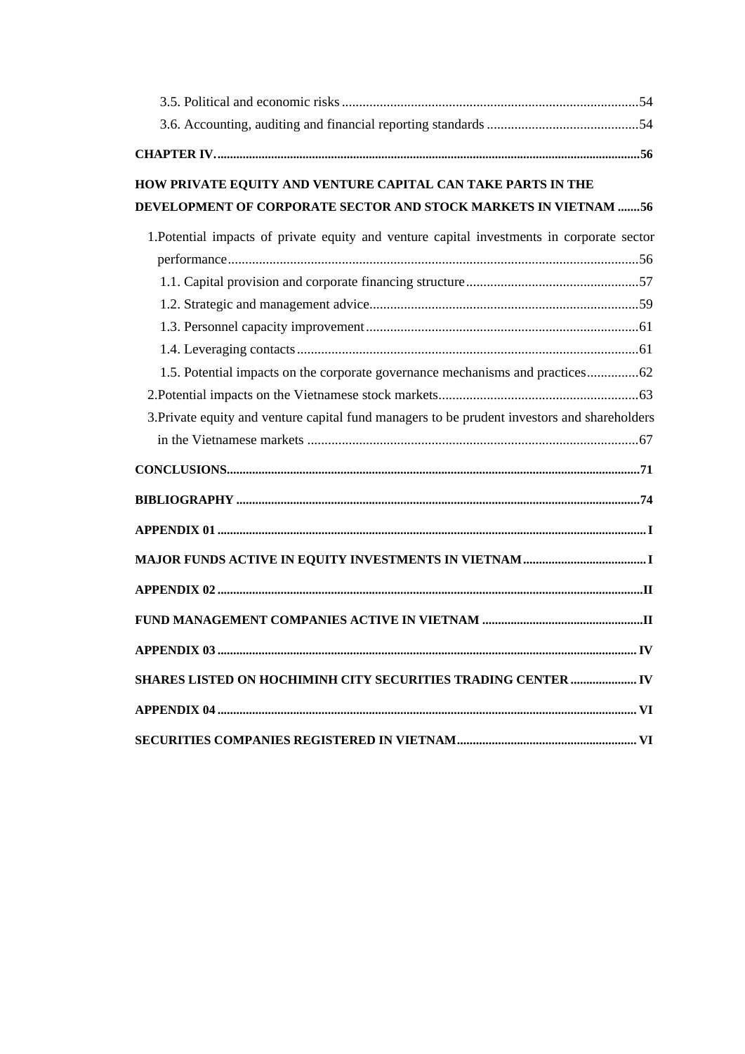3.5. Political and economic risks ......................................................................................54

3.6. Accounting, auditing and financial reporting standards ............................................54

**CHAPTER IV.** ....................................................................................................................................56

**HOW PRIVATE EQUITY AND VENTURE CAPITAL CAN TAKE PARTS IN THE DEVELOPMENT OF CORPORATE SECTOR AND STOCK MARKETS IN VIETNAM** .......56

1.Potential impacts of private equity and venture capital investments in corporate sector performance......................................................................................................................56

1.1. Capital provision and corporate financing structure..................................................57

1.2. Strategic and management advice.............................................................................59

1.3. Personnel capacity improvement...............................................................................61

1.4. Leveraging contacts...................................................................................................61

1.5. Potential impacts on the corporate governance mechanisms and practices...............62

2.Potential impacts on the Vietnamese stock markets..........................................................63

3.Private equity and venture capital fund managers to be prudent investors and shareholders in the Vietnamese markets ................................................................................................67

**CONCLUSIONS**..................................................................................................................................71

**BIBLIOGRAPHY** ..............................................................................................................................74

**APPENDIX 01** ..................................................................................................................................... I

**MAJOR FUNDS ACTIVE IN EQUITY INVESTMENTS IN VIETNAM**....................................... I

**APPENDIX 02** ....................................................................................................................................II

**FUND MANAGEMENT COMPANIES ACTIVE IN VIETNAM** ..................................................II

**APPENDIX 03** .................................................................................................................................. IV

**SHARES LISTED ON HOCHIMINH CITY SECURITIES TRADING CENTER** ..................... IV

**APPENDIX 04** .................................................................................................................................. VI

**SECURITIES COMPANIES REGISTERED IN VIETNAM**......................................................... VI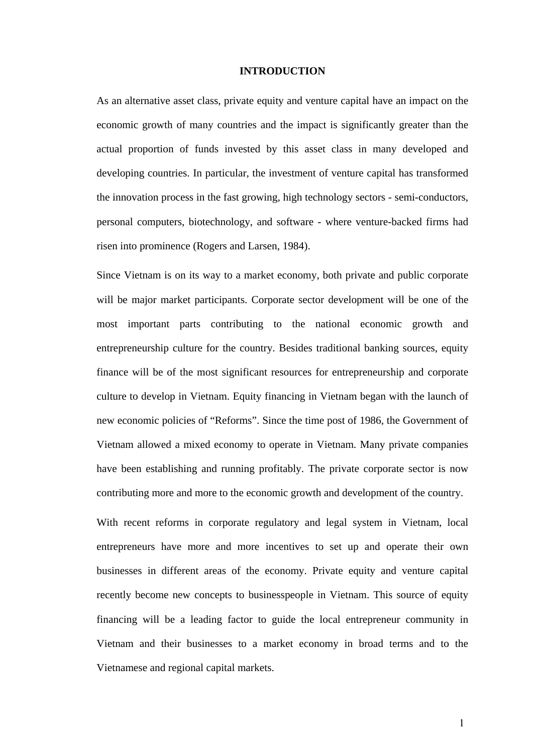# INTRODUCTION

As an alternative asset class, private equity and venture capital have an impact on the economic growth of many countries and the impact is significantly greater than the actual proportion of funds invested by this asset class in many developed and developing countries. In particular, the investment of venture capital has transformed the innovation process in the fast growing, high technology sectors - semi-conductors, personal computers, biotechnology, and software - where venture-backed firms had risen into prominence (Rogers and Larsen, 1984).

Since Vietnam is on its way to a market economy, both private and public corporate will be major market participants. Corporate sector development will be one of the most important parts contributing to the national economic growth and entrepreneurship culture for the country. Besides traditional banking sources, equity finance will be of the most significant resources for entrepreneurship and corporate culture to develop in Vietnam. Equity financing in Vietnam began with the launch of new economic policies of "Reforms". Since the time post of 1986, the Government of Vietnam allowed a mixed economy to operate in Vietnam. Many private companies have been establishing and running profitably. The private corporate sector is now contributing more and more to the economic growth and development of the country.

With recent reforms in corporate regulatory and legal system in Vietnam, local entrepreneurs have more and more incentives to set up and operate their own businesses in different areas of the economy. Private equity and venture capital recently become new concepts to businesspeople in Vietnam. This source of equity financing will be a leading factor to guide the local entrepreneur community in Vietnam and their businesses to a market economy in broad terms and to the Vietnamese and regional capital markets.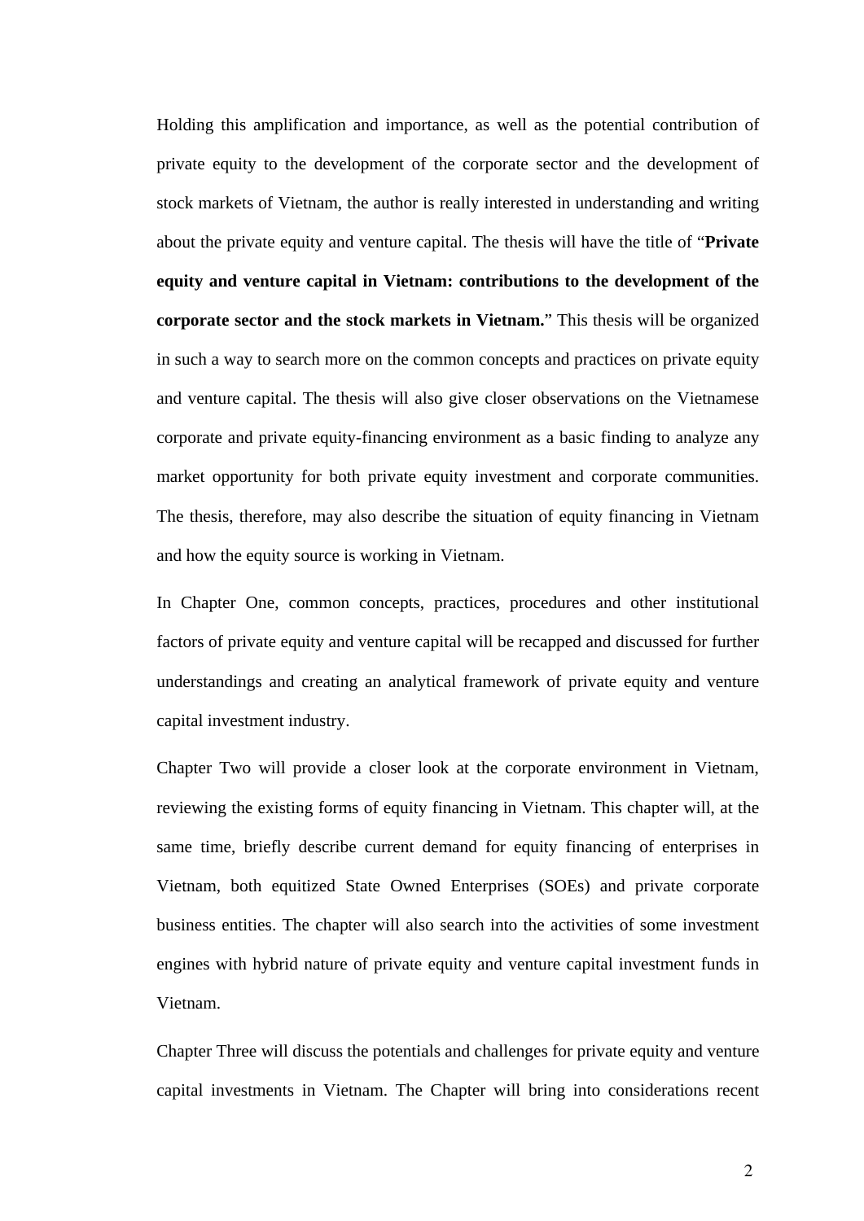Holding this amplification and importance, as well as the potential contribution of private equity to the development of the corporate sector and the development of stock markets of Vietnam, the author is really interested in understanding and writing about the private equity and venture capital. The thesis will have the title of "**Private equity and venture capital in Vietnam: contributions to the development of the corporate sector and the stock markets in Vietnam.**" This thesis will be organized in such a way to search more on the common concepts and practices on private equity and venture capital. The thesis will also give closer observations on the Vietnamese corporate and private equity-financing environment as a basic finding to analyze any market opportunity for both private equity investment and corporate communities. The thesis, therefore, may also describe the situation of equity financing in Vietnam and how the equity source is working in Vietnam.

In Chapter One, common concepts, practices, procedures and other institutional factors of private equity and venture capital will be recapped and discussed for further understandings and creating an analytical framework of private equity and venture capital investment industry.

Chapter Two will provide a closer look at the corporate environment in Vietnam, reviewing the existing forms of equity financing in Vietnam. This chapter will, at the same time, briefly describe current demand for equity financing of enterprises in Vietnam, both equitized State Owned Enterprises (SOEs) and private corporate business entities. The chapter will also search into the activities of some investment engines with hybrid nature of private equity and venture capital investment funds in Vietnam.

Chapter Three will discuss the potentials and challenges for private equity and venture capital investments in Vietnam. The Chapter will bring into considerations recent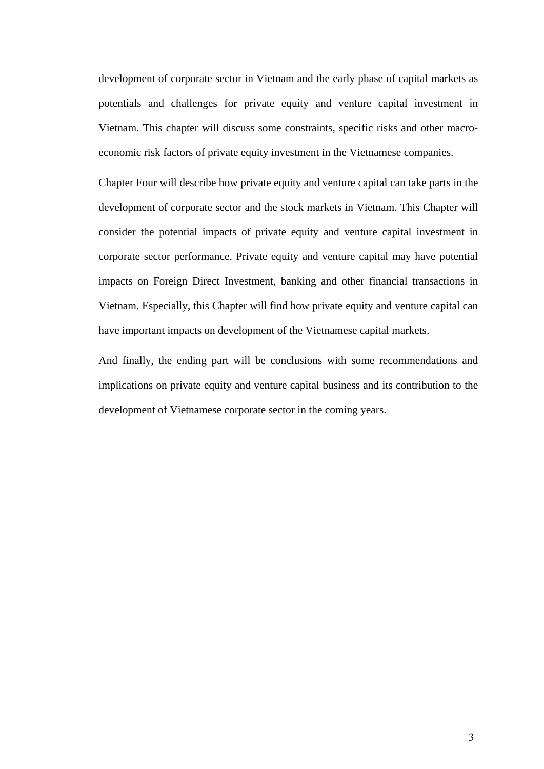development of corporate sector in Vietnam and the early phase of capital markets as potentials and challenges for private equity and venture capital investment in Vietnam. This chapter will discuss some constraints, specific risks and other macro-economic risk factors of private equity investment in the Vietnamese companies.

Chapter Four will describe how private equity and venture capital can take parts in the development of corporate sector and the stock markets in Vietnam. This Chapter will consider the potential impacts of private equity and venture capital investment in corporate sector performance. Private equity and venture capital may have potential impacts on Foreign Direct Investment, banking and other financial transactions in Vietnam. Especially, this Chapter will find how private equity and venture capital can have important impacts on development of the Vietnamese capital markets.

And finally, the ending part will be conclusions with some recommendations and implications on private equity and venture capital business and its contribution to the development of Vietnamese corporate sector in the coming years.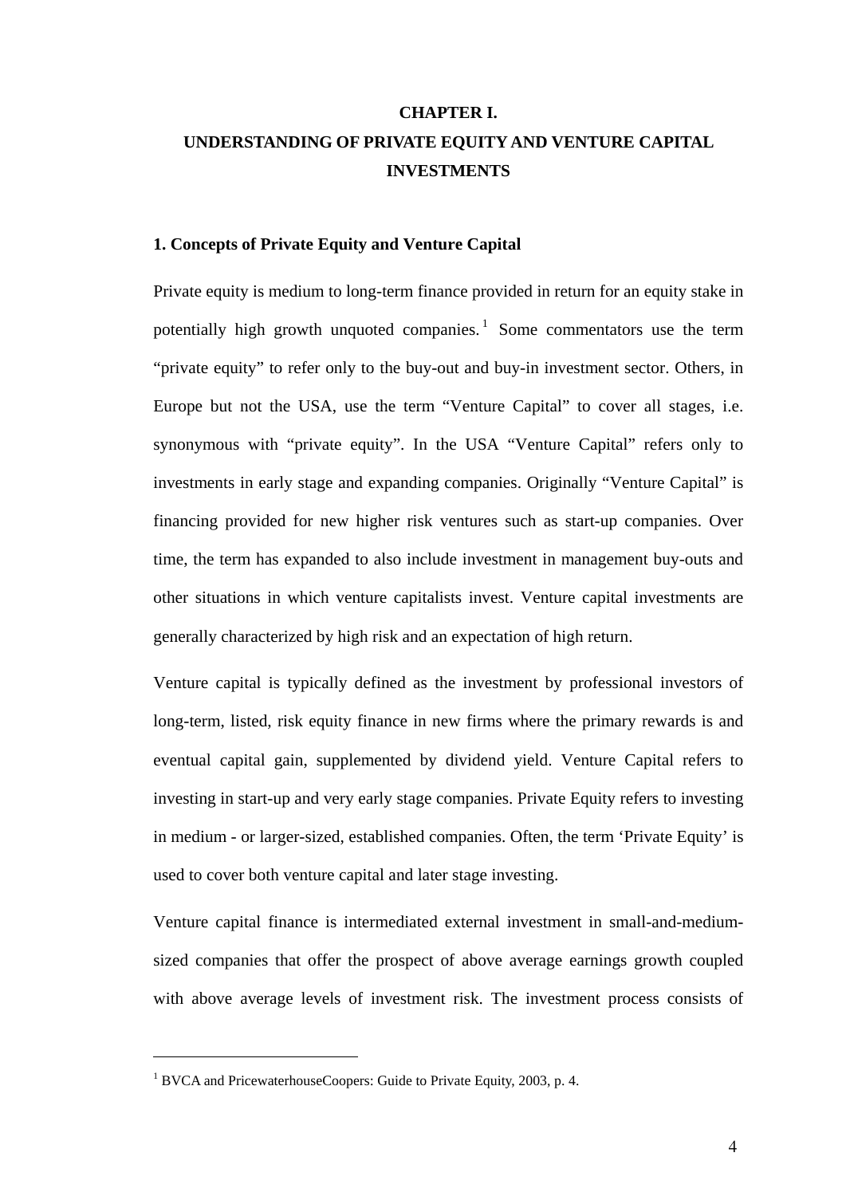# CHAPTER I.
# UNDERSTANDING OF PRIVATE EQUITY AND VENTURE CAPITAL INVESTMENTS

## 1. Concepts of Private Equity and Venture Capital

Private equity is medium to long-term finance provided in return for an equity stake in potentially high growth unquoted companies.[1] Some commentators use the term "private equity" to refer only to the buy-out and buy-in investment sector. Others, in Europe but not the USA, use the term "Venture Capital" to cover all stages, i.e. synonymous with "private equity". In the USA "Venture Capital" refers only to investments in early stage and expanding companies. Originally "Venture Capital" is financing provided for new higher risk ventures such as start-up companies. Over time, the term has expanded to also include investment in management buy-outs and other situations in which venture capitalists invest. Venture capital investments are generally characterized by high risk and an expectation of high return.

Venture capital is typically defined as the investment by professional investors of long-term, listed, risk equity finance in new firms where the primary rewards is and eventual capital gain, supplemented by dividend yield. Venture Capital refers to investing in start-up and very early stage companies. Private Equity refers to investing in medium - or larger-sized, established companies. Often, the term 'Private Equity' is used to cover both venture capital and later stage investing.

Venture capital finance is intermediated external investment in small-and-medium-sized companies that offer the prospect of above average earnings growth coupled with above average levels of investment risk. The investment process consists of

---

[1] BVCA and PricewaterhouseCoopers: Guide to Private Equity, 2003, p. 4.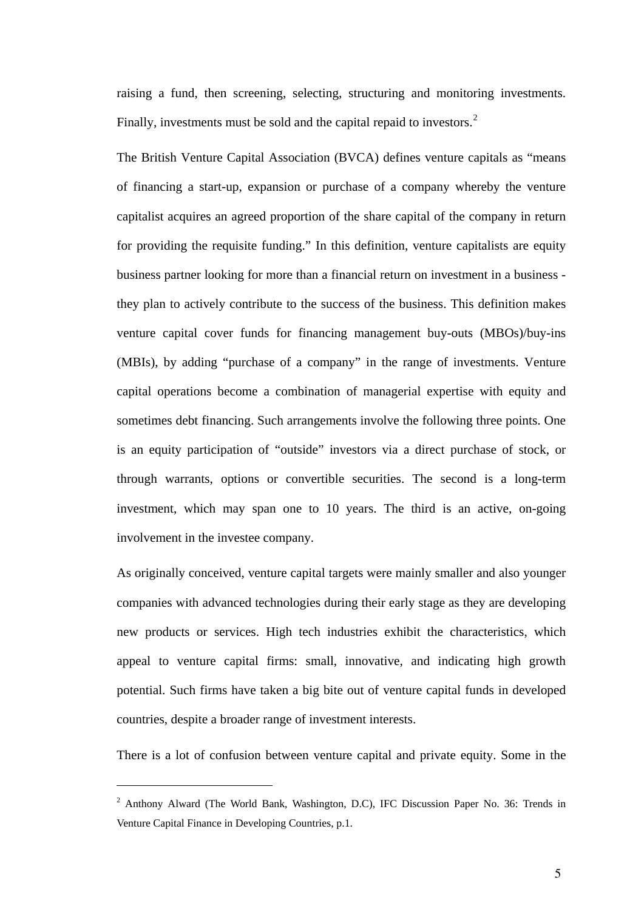raising a fund, then screening, selecting, structuring and monitoring investments. Finally, investments must be sold and the capital repaid to investors.[2]

The British Venture Capital Association (BVCA) defines venture capitals as "means of financing a start-up, expansion or purchase of a company whereby the venture capitalist acquires an agreed proportion of the share capital of the company in return for providing the requisite funding." In this definition, venture capitalists are equity business partner looking for more than a financial return on investment in a business - they plan to actively contribute to the success of the business. This definition makes venture capital cover funds for financing management buy-outs (MBOs)/buy-ins (MBIs), by adding "purchase of a company" in the range of investments. Venture capital operations become a combination of managerial expertise with equity and sometimes debt financing. Such arrangements involve the following three points. One is an equity participation of "outside" investors via a direct purchase of stock, or through warrants, options or convertible securities. The second is a long-term investment, which may span one to 10 years. The third is an active, on-going involvement in the investee company.

As originally conceived, venture capital targets were mainly smaller and also younger companies with advanced technologies during their early stage as they are developing new products or services. High tech industries exhibit the characteristics, which appeal to venture capital firms: small, innovative, and indicating high growth potential. Such firms have taken a big bite out of venture capital funds in developed countries, despite a broader range of investment interests.

There is a lot of confusion between venture capital and private equity. Some in the

---

[2] Anthony Alward (The World Bank, Washington, D.C), IFC Discussion Paper No. 36: Trends in Venture Capital Finance in Developing Countries, p.1.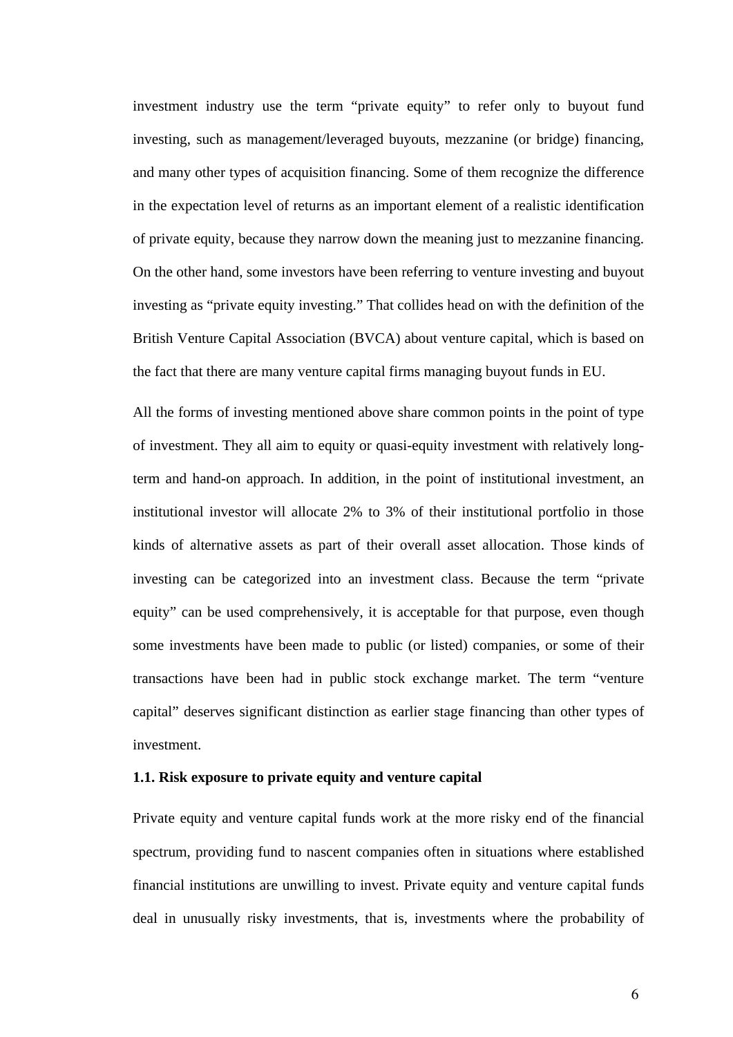investment industry use the term "private equity" to refer only to buyout fund investing, such as management/leveraged buyouts, mezzanine (or bridge) financing, and many other types of acquisition financing. Some of them recognize the difference in the expectation level of returns as an important element of a realistic identification of private equity, because they narrow down the meaning just to mezzanine financing. On the other hand, some investors have been referring to venture investing and buyout investing as "private equity investing." That collides head on with the definition of the British Venture Capital Association (BVCA) about venture capital, which is based on the fact that there are many venture capital firms managing buyout funds in EU.

All the forms of investing mentioned above share common points in the point of type of investment. They all aim to equity or quasi-equity investment with relatively long-term and hand-on approach. In addition, in the point of institutional investment, an institutional investor will allocate 2% to 3% of their institutional portfolio in those kinds of alternative assets as part of their overall asset allocation. Those kinds of investing can be categorized into an investment class. Because the term "private equity" can be used comprehensively, it is acceptable for that purpose, even though some investments have been made to public (or listed) companies, or some of their transactions have been had in public stock exchange market. The term "venture capital" deserves significant distinction as earlier stage financing than other types of investment.

### 1.1. Risk exposure to private equity and venture capital

Private equity and venture capital funds work at the more risky end of the financial spectrum, providing fund to nascent companies often in situations where established financial institutions are unwilling to invest. Private equity and venture capital funds deal in unusually risky investments, that is, investments where the probability of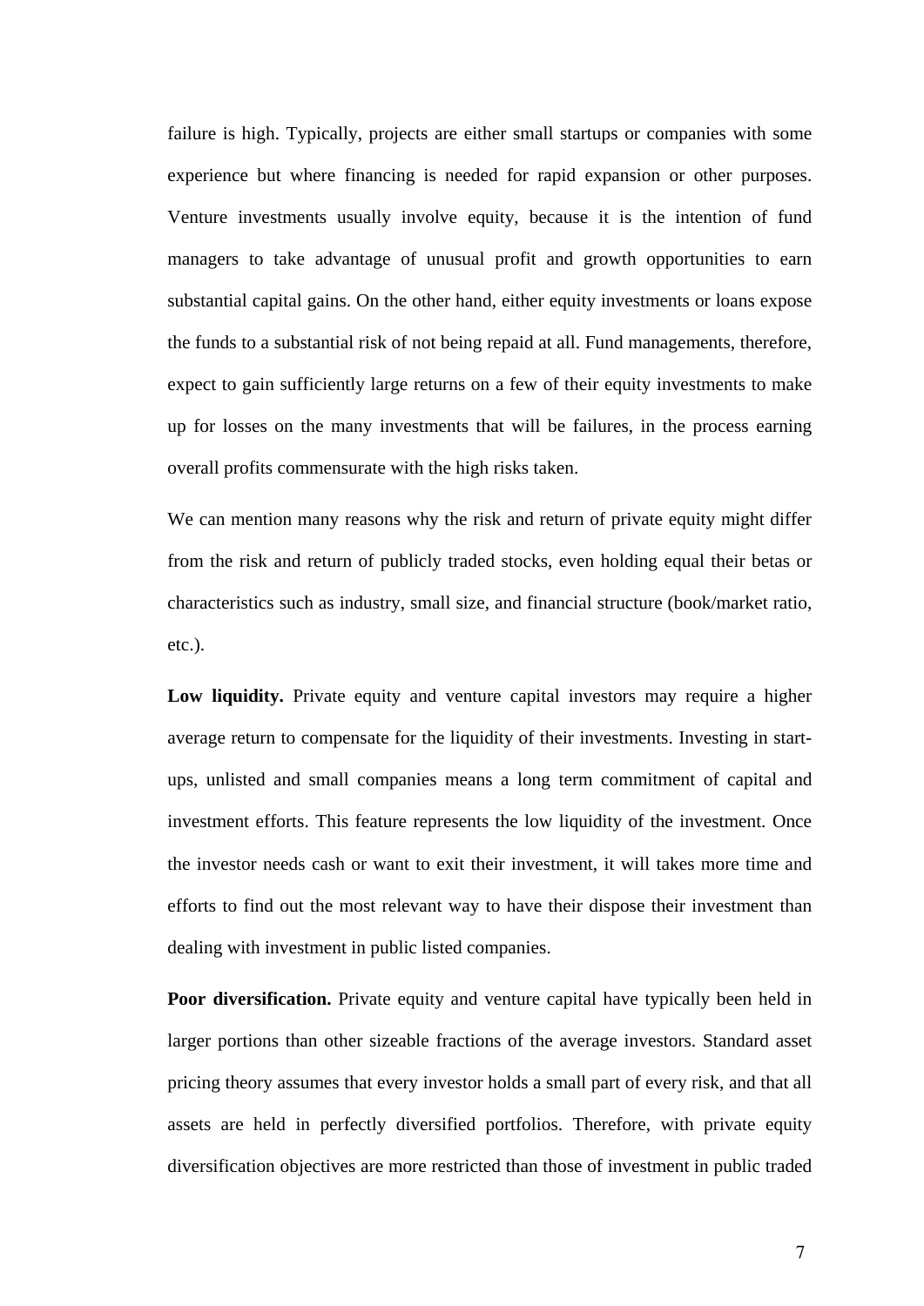failure is high. Typically, projects are either small startups or companies with some experience but where financing is needed for rapid expansion or other purposes. Venture investments usually involve equity, because it is the intention of fund managers to take advantage of unusual profit and growth opportunities to earn substantial capital gains. On the other hand, either equity investments or loans expose the funds to a substantial risk of not being repaid at all. Fund managements, therefore, expect to gain sufficiently large returns on a few of their equity investments to make up for losses on the many investments that will be failures, in the process earning overall profits commensurate with the high risks taken.

We can mention many reasons why the risk and return of private equity might differ from the risk and return of publicly traded stocks, even holding equal their betas or characteristics such as industry, small size, and financial structure (book/market ratio, etc.).

**Low liquidity.** Private equity and venture capital investors may require a higher average return to compensate for the liquidity of their investments. Investing in start-ups, unlisted and small companies means a long term commitment of capital and investment efforts. This feature represents the low liquidity of the investment. Once the investor needs cash or want to exit their investment, it will takes more time and efforts to find out the most relevant way to have their dispose their investment than dealing with investment in public listed companies.

**Poor diversification.** Private equity and venture capital have typically been held in larger portions than other sizeable fractions of the average investors. Standard asset pricing theory assumes that every investor holds a small part of every risk, and that all assets are held in perfectly diversified portfolios. Therefore, with private equity diversification objectives are more restricted than those of investment in public traded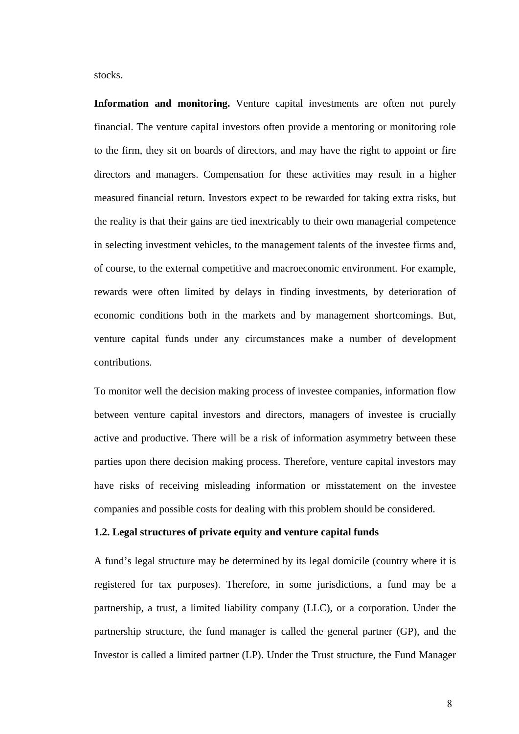stocks.

**Information and monitoring.** Venture capital investments are often not purely financial. The venture capital investors often provide a mentoring or monitoring role to the firm, they sit on boards of directors, and may have the right to appoint or fire directors and managers. Compensation for these activities may result in a higher measured financial return. Investors expect to be rewarded for taking extra risks, but the reality is that their gains are tied inextricably to their own managerial competence in selecting investment vehicles, to the management talents of the investee firms and, of course, to the external competitive and macroeconomic environment. For example, rewards were often limited by delays in finding investments, by deterioration of economic conditions both in the markets and by management shortcomings. But, venture capital funds under any circumstances make a number of development contributions.

To monitor well the decision making process of investee companies, information flow between venture capital investors and directors, managers of investee is crucially active and productive. There will be a risk of information asymmetry between these parties upon there decision making process. Therefore, venture capital investors may have risks of receiving misleading information or misstatement on the investee companies and possible costs for dealing with this problem should be considered.

### 1.2. Legal structures of private equity and venture capital funds

A fund's legal structure may be determined by its legal domicile (country where it is registered for tax purposes). Therefore, in some jurisdictions, a fund may be a partnership, a trust, a limited liability company (LLC), or a corporation. Under the partnership structure, the fund manager is called the general partner (GP), and the Investor is called a limited partner (LP). Under the Trust structure, the Fund Manager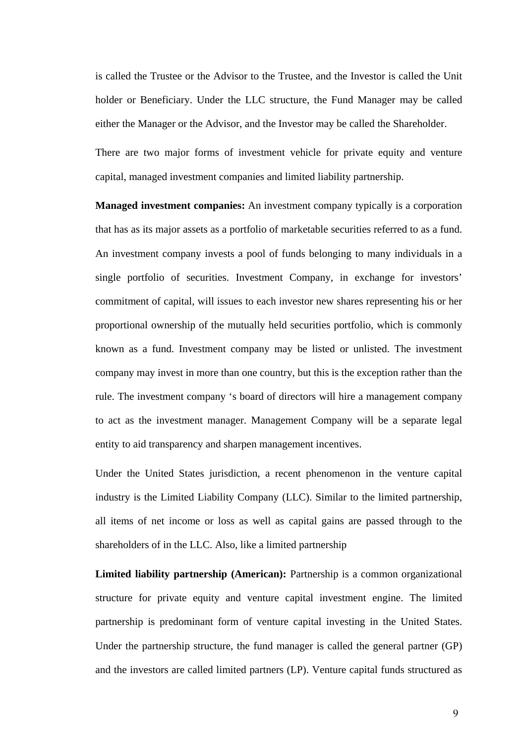is called the Trustee or the Advisor to the Trustee, and the Investor is called the Unit holder or Beneficiary. Under the LLC structure, the Fund Manager may be called either the Manager or the Advisor, and the Investor may be called the Shareholder.

There are two major forms of investment vehicle for private equity and venture capital, managed investment companies and limited liability partnership.

**Managed investment companies:** An investment company typically is a corporation that has as its major assets as a portfolio of marketable securities referred to as a fund. An investment company invests a pool of funds belonging to many individuals in a single portfolio of securities. Investment Company, in exchange for investors' commitment of capital, will issues to each investor new shares representing his or her proportional ownership of the mutually held securities portfolio, which is commonly known as a fund. Investment company may be listed or unlisted. The investment company may invest in more than one country, but this is the exception rather than the rule. The investment company 's board of directors will hire a management company to act as the investment manager. Management Company will be a separate legal entity to aid transparency and sharpen management incentives.

Under the United States jurisdiction, a recent phenomenon in the venture capital industry is the Limited Liability Company (LLC). Similar to the limited partnership, all items of net income or loss as well as capital gains are passed through to the shareholders of in the LLC. Also, like a limited partnership

**Limited liability partnership (American):** Partnership is a common organizational structure for private equity and venture capital investment engine. The limited partnership is predominant form of venture capital investing in the United States. Under the partnership structure, the fund manager is called the general partner (GP) and the investors are called limited partners (LP). Venture capital funds structured as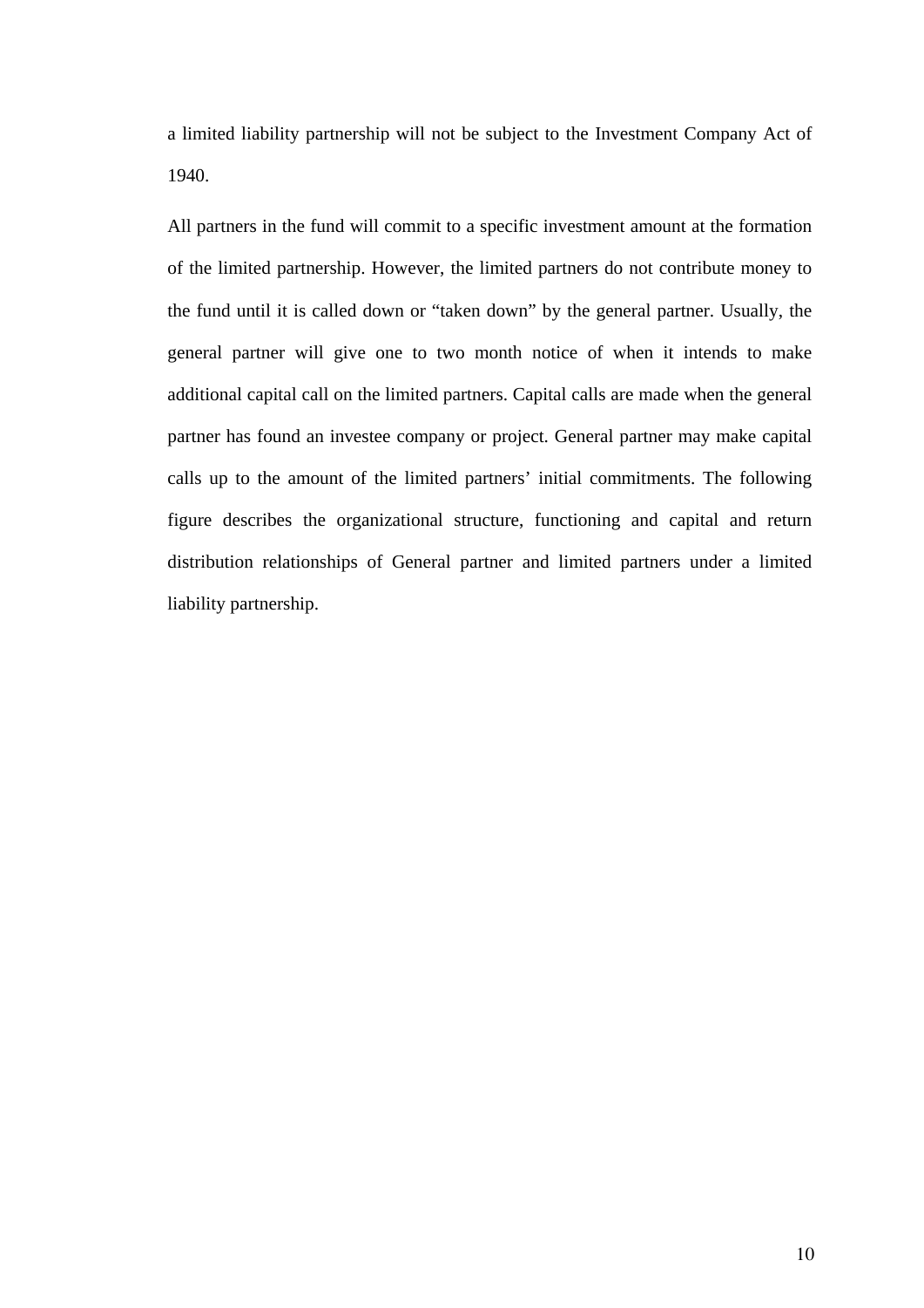a limited liability partnership will not be subject to the Investment Company Act of 1940.

All partners in the fund will commit to a specific investment amount at the formation of the limited partnership. However, the limited partners do not contribute money to the fund until it is called down or "taken down" by the general partner. Usually, the general partner will give one to two month notice of when it intends to make additional capital call on the limited partners. Capital calls are made when the general partner has found an investee company or project. General partner may make capital calls up to the amount of the limited partners' initial commitments. The following figure describes the organizational structure, functioning and capital and return distribution relationships of General partner and limited partners under a limited liability partnership.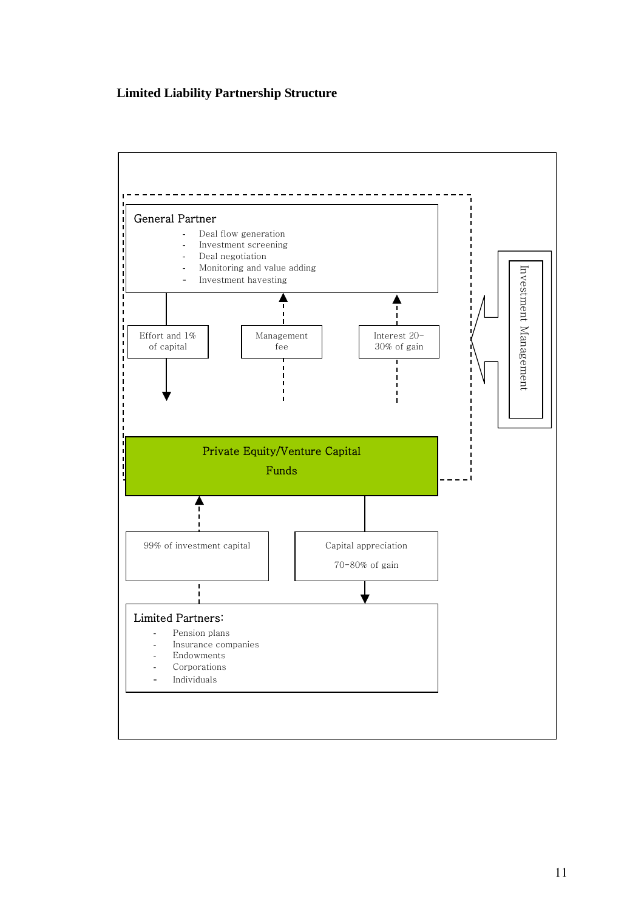**Limited Liability Partnership Structure**

General Partner

- Deal flow generation
- Investment screening
- Deal negotiation
- Monitoring and value adding
- Investment havesting

Effort and 1% of capital

Management fee

Interest 20-30% of gain

Investment Management

Private Equity/Venture Capital Funds

99% of investment capital

Capital appreciation

70-80% of gain

Limited Partners:

- Pension plans
- Insurance companies
- Endowments
- Corporations
- Individuals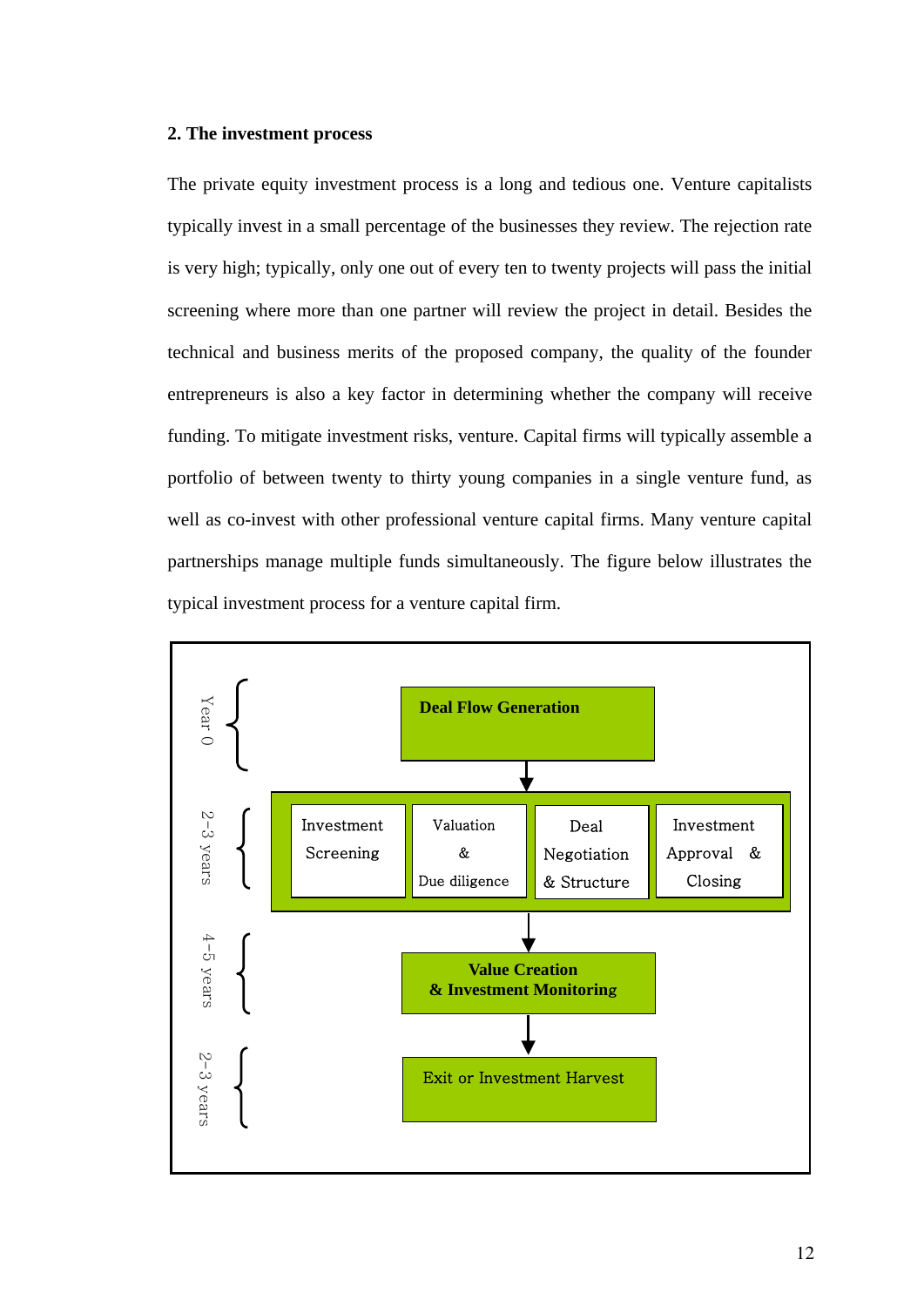## 2. The investment process

The private equity investment process is a long and tedious one. Venture capitalists typically invest in a small percentage of the businesses they review. The rejection rate is very high; typically, only one out of every ten to twenty projects will pass the initial screening where more than one partner will review the project in detail. Besides the technical and business merits of the proposed company, the quality of the founder entrepreneurs is also a key factor in determining whether the company will receive funding. To mitigate investment risks, venture. Capital firms will typically assemble a portfolio of between twenty to thirty young companies in a single venture fund, as well as co-invest with other professional venture capital firms. Many venture capital partnerships manage multiple funds simultaneously. The figure below illustrates the typical investment process for a venture capital firm.

Year 0 — **Deal Flow Generation**

↓

2-3 years — Investment Screening | Valuation & Due diligence | Deal Negotiation & Structure | Investment Approval & Closing

↓

4-5 years — **Value Creation & Investment Monitoring**

↓

2-3 years — Exit or Investment Harvest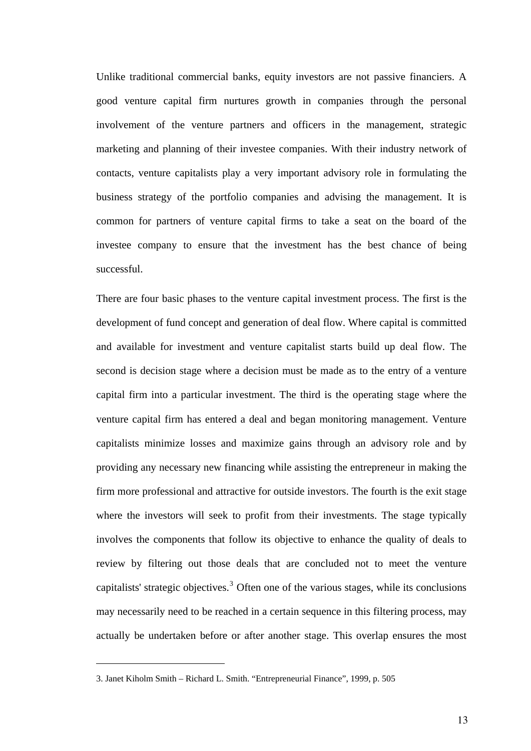Unlike traditional commercial banks, equity investors are not passive financiers. A good venture capital firm nurtures growth in companies through the personal involvement of the venture partners and officers in the management, strategic marketing and planning of their investee companies. With their industry network of contacts, venture capitalists play a very important advisory role in formulating the business strategy of the portfolio companies and advising the management. It is common for partners of venture capital firms to take a seat on the board of the investee company to ensure that the investment has the best chance of being successful.

There are four basic phases to the venture capital investment process. The first is the development of fund concept and generation of deal flow. Where capital is committed and available for investment and venture capitalist starts build up deal flow. The second is decision stage where a decision must be made as to the entry of a venture capital firm into a particular investment. The third is the operating stage where the venture capital firm has entered a deal and began monitoring management. Venture capitalists minimize losses and maximize gains through an advisory role and by providing any necessary new financing while assisting the entrepreneur in making the firm more professional and attractive for outside investors. The fourth is the exit stage where the investors will seek to profit from their investments. The stage typically involves the components that follow its objective to enhance the quality of deals to review by filtering out those deals that are concluded not to meet the venture capitalists' strategic objectives.[3] Often one of the various stages, while its conclusions may necessarily need to be reached in a certain sequence in this filtering process, may actually be undertaken before or after another stage. This overlap ensures the most

---

3. Janet Kiholm Smith – Richard L. Smith. "Entrepreneurial Finance", 1999, p. 505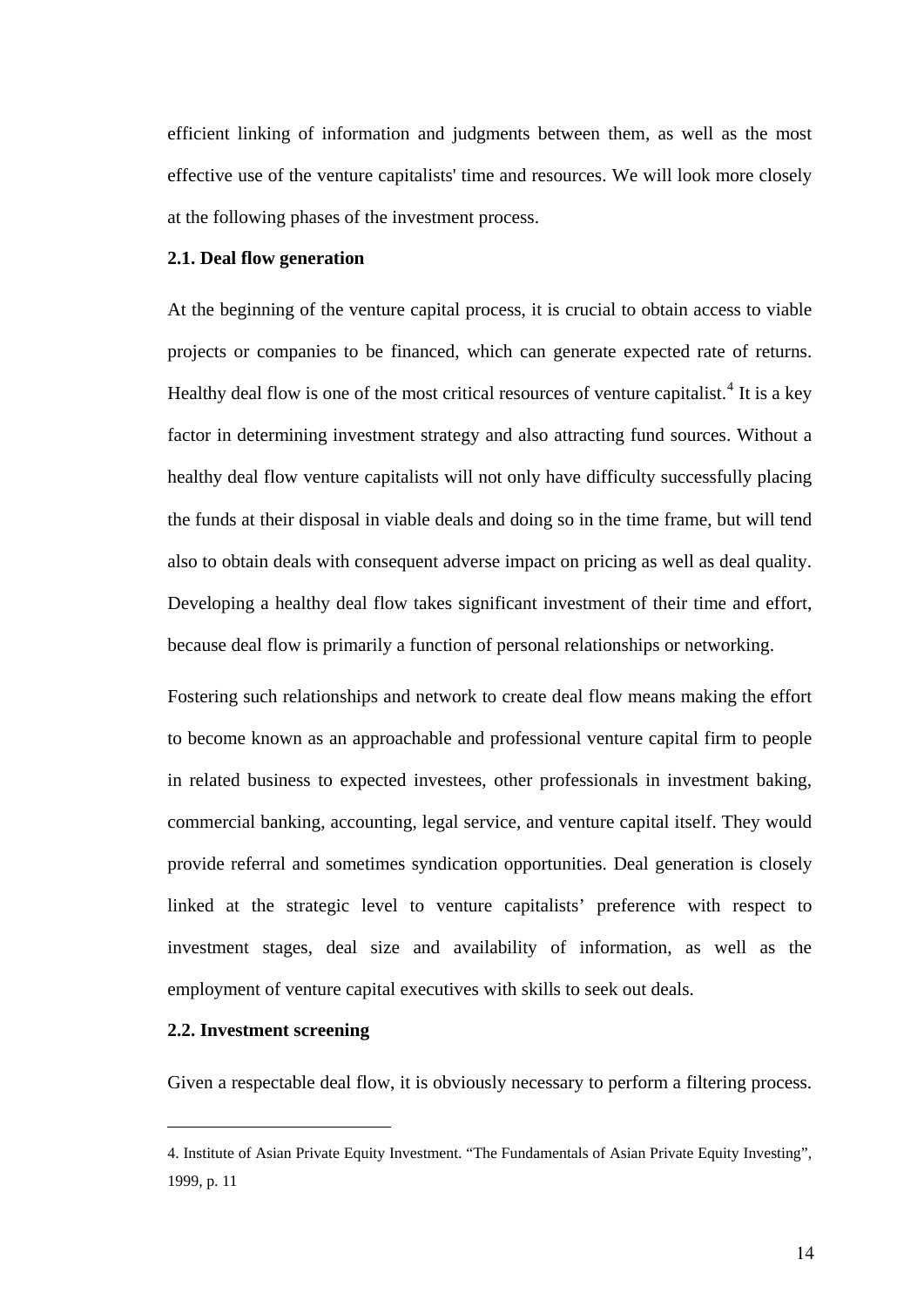efficient linking of information and judgments between them, as well as the most effective use of the venture capitalists' time and resources. We will look more closely at the following phases of the investment process.

### 2.1. Deal flow generation

At the beginning of the venture capital process, it is crucial to obtain access to viable projects or companies to be financed, which can generate expected rate of returns. Healthy deal flow is one of the most critical resources of venture capitalist.[4] It is a key factor in determining investment strategy and also attracting fund sources. Without a healthy deal flow venture capitalists will not only have difficulty successfully placing the funds at their disposal in viable deals and doing so in the time frame, but will tend also to obtain deals with consequent adverse impact on pricing as well as deal quality. Developing a healthy deal flow takes significant investment of their time and effort, because deal flow is primarily a function of personal relationships or networking.

Fostering such relationships and network to create deal flow means making the effort to become known as an approachable and professional venture capital firm to people in related business to expected investees, other professionals in investment baking, commercial banking, accounting, legal service, and venture capital itself. They would provide referral and sometimes syndication opportunities. Deal generation is closely linked at the strategic level to venture capitalists' preference with respect to investment stages, deal size and availability of information, as well as the employment of venture capital executives with skills to seek out deals.

### 2.2. Investment screening

Given a respectable deal flow, it is obviously necessary to perform a filtering process.

---

4. Institute of Asian Private Equity Investment. "The Fundamentals of Asian Private Equity Investing", 1999, p. 11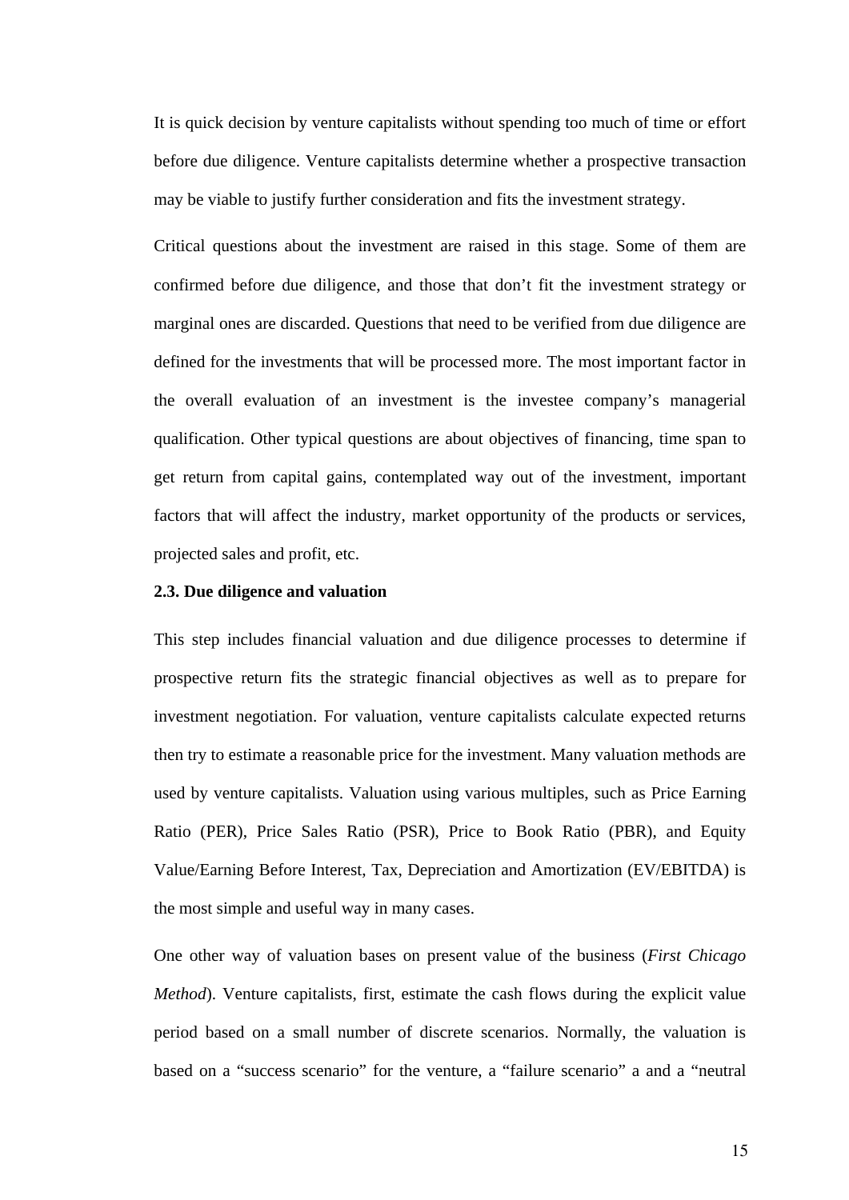It is quick decision by venture capitalists without spending too much of time or effort before due diligence. Venture capitalists determine whether a prospective transaction may be viable to justify further consideration and fits the investment strategy.

Critical questions about the investment are raised in this stage. Some of them are confirmed before due diligence, and those that don't fit the investment strategy or marginal ones are discarded. Questions that need to be verified from due diligence are defined for the investments that will be processed more. The most important factor in the overall evaluation of an investment is the investee company's managerial qualification. Other typical questions are about objectives of financing, time span to get return from capital gains, contemplated way out of the investment, important factors that will affect the industry, market opportunity of the products or services, projected sales and profit, etc.

### 2.3. Due diligence and valuation

This step includes financial valuation and due diligence processes to determine if prospective return fits the strategic financial objectives as well as to prepare for investment negotiation. For valuation, venture capitalists calculate expected returns then try to estimate a reasonable price for the investment. Many valuation methods are used by venture capitalists. Valuation using various multiples, such as Price Earning Ratio (PER), Price Sales Ratio (PSR), Price to Book Ratio (PBR), and Equity Value/Earning Before Interest, Tax, Depreciation and Amortization (EV/EBITDA) is the most simple and useful way in many cases.

One other way of valuation bases on present value of the business (*First Chicago Method*). Venture capitalists, first, estimate the cash flows during the explicit value period based on a small number of discrete scenarios. Normally, the valuation is based on a "success scenario" for the venture, a "failure scenario" a and a "neutral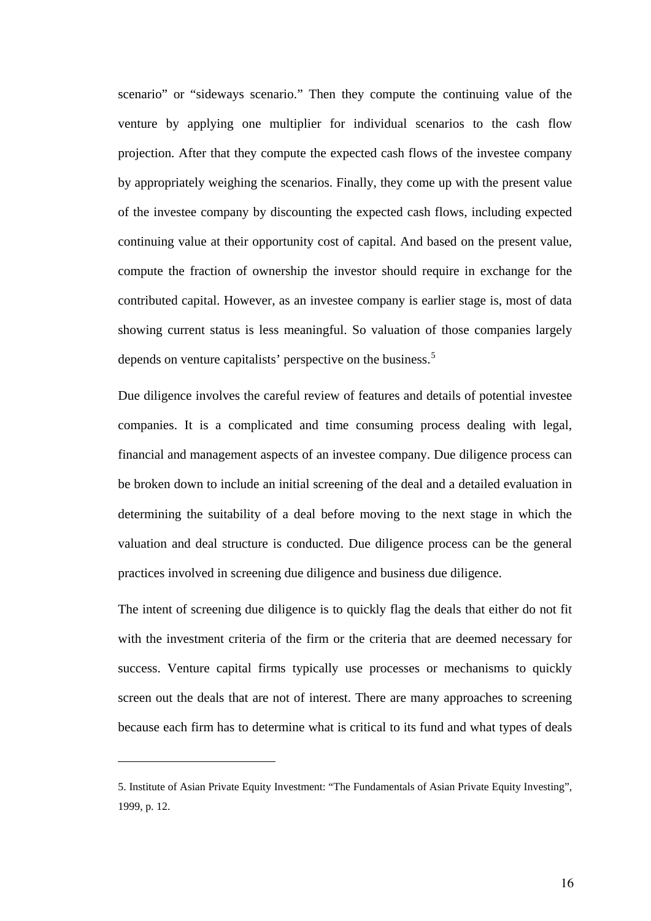scenario" or "sideways scenario." Then they compute the continuing value of the venture by applying one multiplier for individual scenarios to the cash flow projection. After that they compute the expected cash flows of the investee company by appropriately weighing the scenarios. Finally, they come up with the present value of the investee company by discounting the expected cash flows, including expected continuing value at their opportunity cost of capital. And based on the present value, compute the fraction of ownership the investor should require in exchange for the contributed capital. However, as an investee company is earlier stage is, most of data showing current status is less meaningful. So valuation of those companies largely depends on venture capitalists' perspective on the business.[5]

Due diligence involves the careful review of features and details of potential investee companies. It is a complicated and time consuming process dealing with legal, financial and management aspects of an investee company. Due diligence process can be broken down to include an initial screening of the deal and a detailed evaluation in determining the suitability of a deal before moving to the next stage in which the valuation and deal structure is conducted. Due diligence process can be the general practices involved in screening due diligence and business due diligence.

The intent of screening due diligence is to quickly flag the deals that either do not fit with the investment criteria of the firm or the criteria that are deemed necessary for success. Venture capital firms typically use processes or mechanisms to quickly screen out the deals that are not of interest. There are many approaches to screening because each firm has to determine what is critical to its fund and what types of deals

---

5. Institute of Asian Private Equity Investment: "The Fundamentals of Asian Private Equity Investing", 1999, p. 12.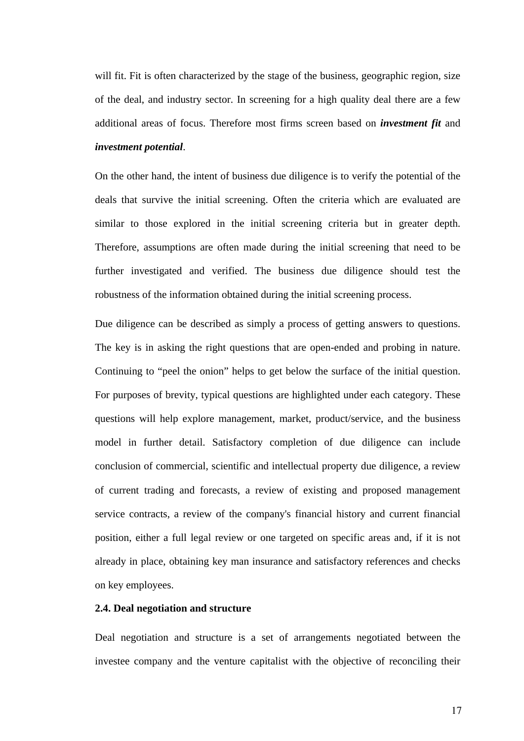will fit. Fit is often characterized by the stage of the business, geographic region, size of the deal, and industry sector. In screening for a high quality deal there are a few additional areas of focus. Therefore most firms screen based on ***investment fit*** and ***investment potential***.

On the other hand, the intent of business due diligence is to verify the potential of the deals that survive the initial screening. Often the criteria which are evaluated are similar to those explored in the initial screening criteria but in greater depth. Therefore, assumptions are often made during the initial screening that need to be further investigated and verified. The business due diligence should test the robustness of the information obtained during the initial screening process.

Due diligence can be described as simply a process of getting answers to questions. The key is in asking the right questions that are open-ended and probing in nature. Continuing to "peel the onion" helps to get below the surface of the initial question. For purposes of brevity, typical questions are highlighted under each category. These questions will help explore management, market, product/service, and the business model in further detail. Satisfactory completion of due diligence can include conclusion of commercial, scientific and intellectual property due diligence, a review of current trading and forecasts, a review of existing and proposed management service contracts, a review of the company's financial history and current financial position, either a full legal review or one targeted on specific areas and, if it is not already in place, obtaining key man insurance and satisfactory references and checks on key employees.

### 2.4. Deal negotiation and structure

Deal negotiation and structure is a set of arrangements negotiated between the investee company and the venture capitalist with the objective of reconciling their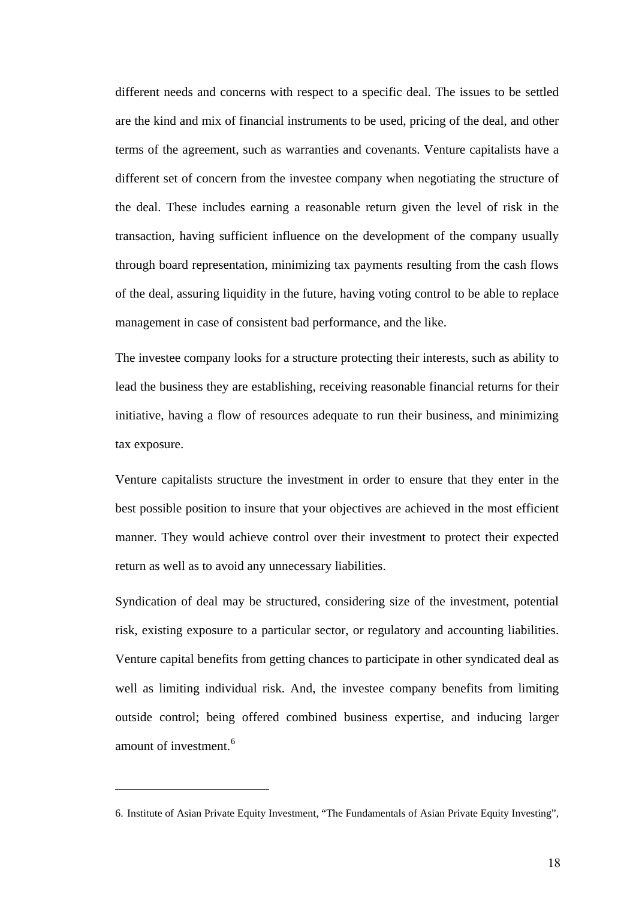different needs and concerns with respect to a specific deal. The issues to be settled are the kind and mix of financial instruments to be used, pricing of the deal, and other terms of the agreement, such as warranties and covenants. Venture capitalists have a different set of concern from the investee company when negotiating the structure of the deal. These includes earning a reasonable return given the level of risk in the transaction, having sufficient influence on the development of the company usually through board representation, minimizing tax payments resulting from the cash flows of the deal, assuring liquidity in the future, having voting control to be able to replace management in case of consistent bad performance, and the like.

The investee company looks for a structure protecting their interests, such as ability to lead the business they are establishing, receiving reasonable financial returns for their initiative, having a flow of resources adequate to run their business, and minimizing tax exposure.

Venture capitalists structure the investment in order to ensure that they enter in the best possible position to insure that your objectives are achieved in the most efficient manner. They would achieve control over their investment to protect their expected return as well as to avoid any unnecessary liabilities.

Syndication of deal may be structured, considering size of the investment, potential risk, existing exposure to a particular sector, or regulatory and accounting liabilities. Venture capital benefits from getting chances to participate in other syndicated deal as well as limiting individual risk. And, the investee company benefits from limiting outside control; being offered combined business expertise, and inducing larger amount of investment.[6]

---

6. Institute of Asian Private Equity Investment, “The Fundamentals of Asian Private Equity Investing”,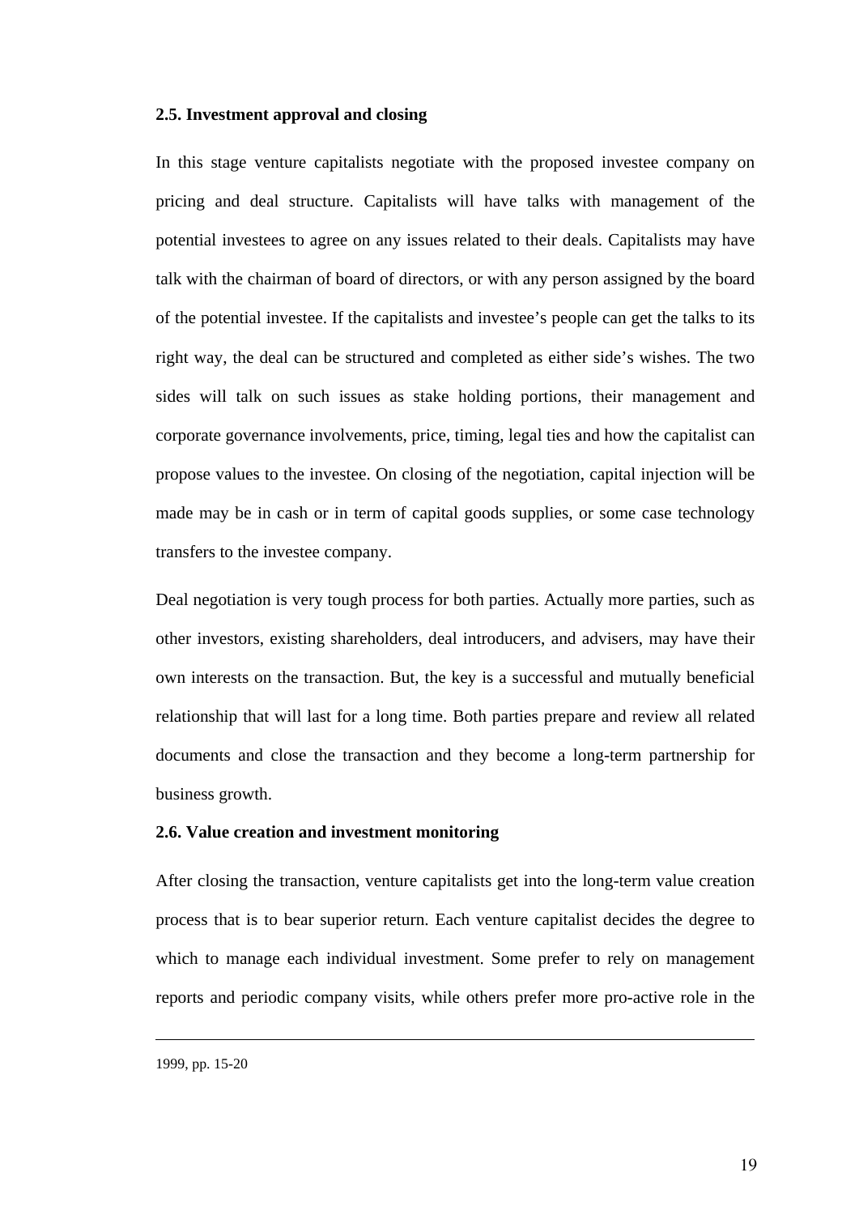### 2.5. Investment approval and closing

In this stage venture capitalists negotiate with the proposed investee company on pricing and deal structure. Capitalists will have talks with management of the potential investees to agree on any issues related to their deals. Capitalists may have talk with the chairman of board of directors, or with any person assigned by the board of the potential investee. If the capitalists and investee's people can get the talks to its right way, the deal can be structured and completed as either side's wishes. The two sides will talk on such issues as stake holding portions, their management and corporate governance involvements, price, timing, legal ties and how the capitalist can propose values to the investee. On closing of the negotiation, capital injection will be made may be in cash or in term of capital goods supplies, or some case technology transfers to the investee company.

Deal negotiation is very tough process for both parties. Actually more parties, such as other investors, existing shareholders, deal introducers, and advisers, may have their own interests on the transaction. But, the key is a successful and mutually beneficial relationship that will last for a long time. Both parties prepare and review all related documents and close the transaction and they become a long-term partnership for business growth.

### 2.6. Value creation and investment monitoring

After closing the transaction, venture capitalists get into the long-term value creation process that is to bear superior return. Each venture capitalist decides the degree to which to manage each individual investment. Some prefer to rely on management reports and periodic company visits, while others prefer more pro-active role in the

---

1999, pp. 15-20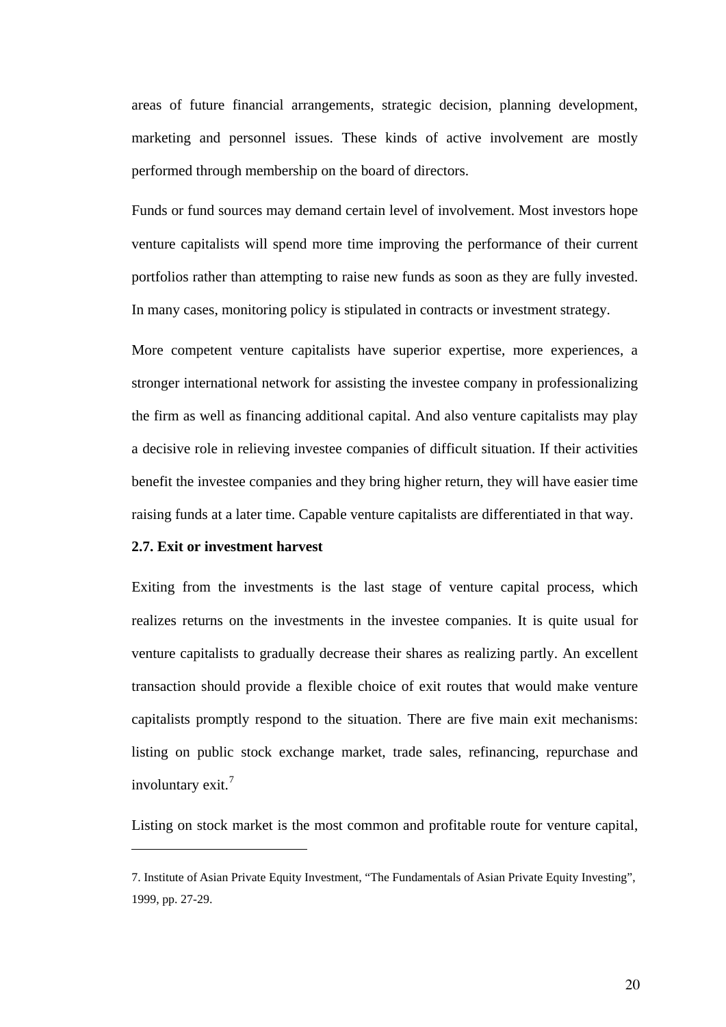areas of future financial arrangements, strategic decision, planning development, marketing and personnel issues. These kinds of active involvement are mostly performed through membership on the board of directors.

Funds or fund sources may demand certain level of involvement. Most investors hope venture capitalists will spend more time improving the performance of their current portfolios rather than attempting to raise new funds as soon as they are fully invested. In many cases, monitoring policy is stipulated in contracts or investment strategy.

More competent venture capitalists have superior expertise, more experiences, a stronger international network for assisting the investee company in professionalizing the firm as well as financing additional capital. And also venture capitalists may play a decisive role in relieving investee companies of difficult situation. If their activities benefit the investee companies and they bring higher return, they will have easier time raising funds at a later time. Capable venture capitalists are differentiated in that way.

**2.7. Exit or investment harvest**

Exiting from the investments is the last stage of venture capital process, which realizes returns on the investments in the investee companies. It is quite usual for venture capitalists to gradually decrease their shares as realizing partly. An excellent transaction should provide a flexible choice of exit routes that would make venture capitalists promptly respond to the situation. There are five main exit mechanisms: listing on public stock exchange market, trade sales, refinancing, repurchase and involuntary exit.[7]

Listing on stock market is the most common and profitable route for venture capital,

---

7. Institute of Asian Private Equity Investment, "The Fundamentals of Asian Private Equity Investing", 1999, pp. 27-29.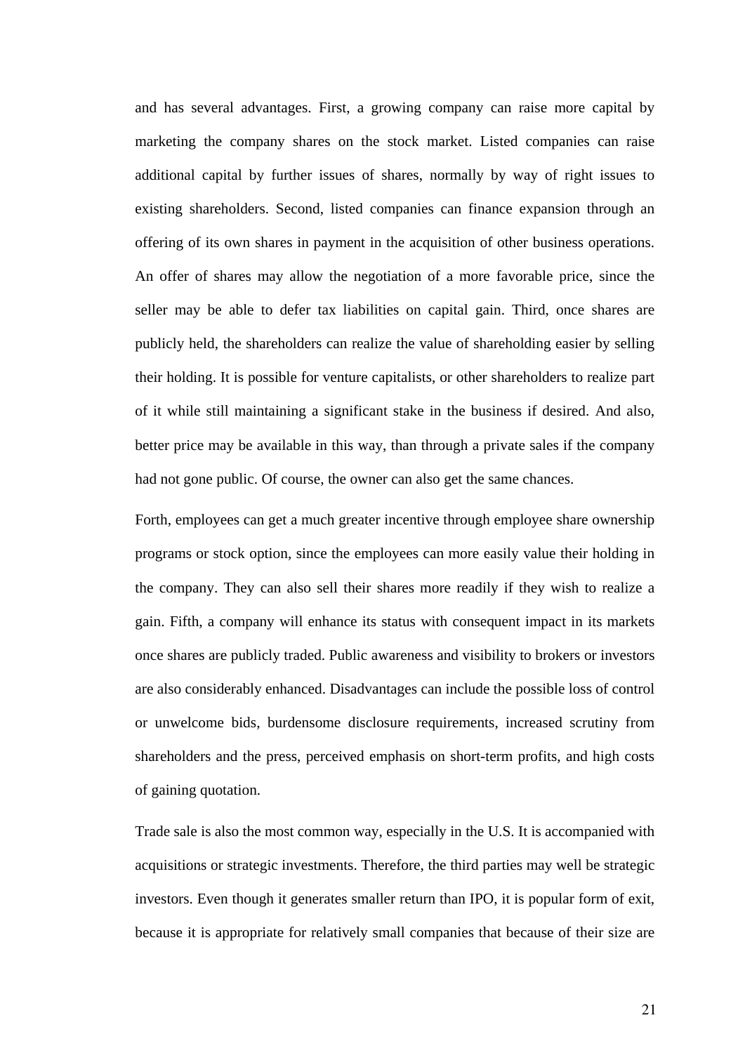and has several advantages. First, a growing company can raise more capital by marketing the company shares on the stock market. Listed companies can raise additional capital by further issues of shares, normally by way of right issues to existing shareholders. Second, listed companies can finance expansion through an offering of its own shares in payment in the acquisition of other business operations. An offer of shares may allow the negotiation of a more favorable price, since the seller may be able to defer tax liabilities on capital gain. Third, once shares are publicly held, the shareholders can realize the value of shareholding easier by selling their holding. It is possible for venture capitalists, or other shareholders to realize part of it while still maintaining a significant stake in the business if desired. And also, better price may be available in this way, than through a private sales if the company had not gone public. Of course, the owner can also get the same chances.

Forth, employees can get a much greater incentive through employee share ownership programs or stock option, since the employees can more easily value their holding in the company. They can also sell their shares more readily if they wish to realize a gain. Fifth, a company will enhance its status with consequent impact in its markets once shares are publicly traded. Public awareness and visibility to brokers or investors are also considerably enhanced. Disadvantages can include the possible loss of control or unwelcome bids, burdensome disclosure requirements, increased scrutiny from shareholders and the press, perceived emphasis on short-term profits, and high costs of gaining quotation.

Trade sale is also the most common way, especially in the U.S. It is accompanied with acquisitions or strategic investments. Therefore, the third parties may well be strategic investors. Even though it generates smaller return than IPO, it is popular form of exit, because it is appropriate for relatively small companies that because of their size are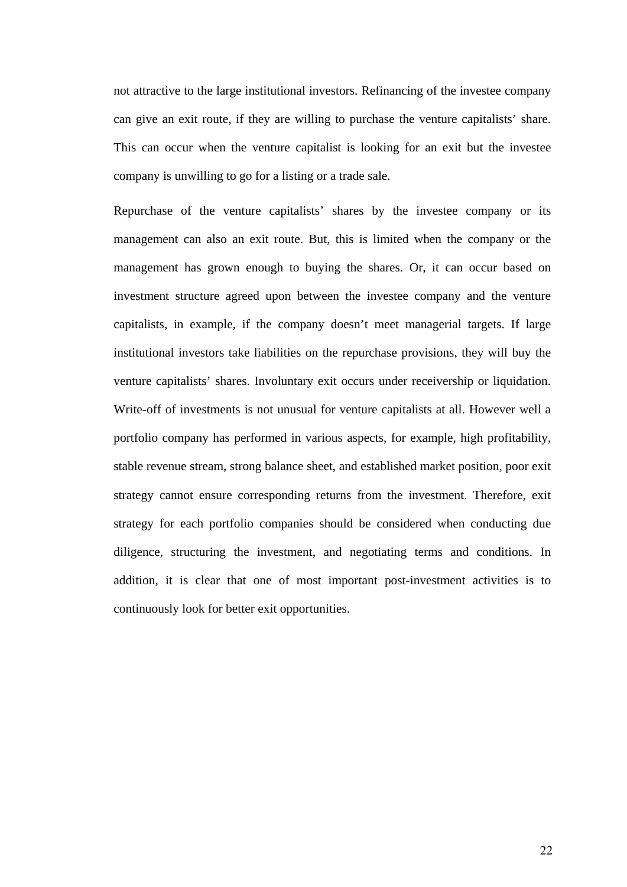not attractive to the large institutional investors. Refinancing of the investee company can give an exit route, if they are willing to purchase the venture capitalists' share. This can occur when the venture capitalist is looking for an exit but the investee company is unwilling to go for a listing or a trade sale.

Repurchase of the venture capitalists' shares by the investee company or its management can also an exit route. But, this is limited when the company or the management has grown enough to buying the shares. Or, it can occur based on investment structure agreed upon between the investee company and the venture capitalists, in example, if the company doesn't meet managerial targets. If large institutional investors take liabilities on the repurchase provisions, they will buy the venture capitalists' shares. Involuntary exit occurs under receivership or liquidation. Write-off of investments is not unusual for venture capitalists at all. However well a portfolio company has performed in various aspects, for example, high profitability, stable revenue stream, strong balance sheet, and established market position, poor exit strategy cannot ensure corresponding returns from the investment. Therefore, exit strategy for each portfolio companies should be considered when conducting due diligence, structuring the investment, and negotiating terms and conditions. In addition, it is clear that one of most important post-investment activities is to continuously look for better exit opportunities.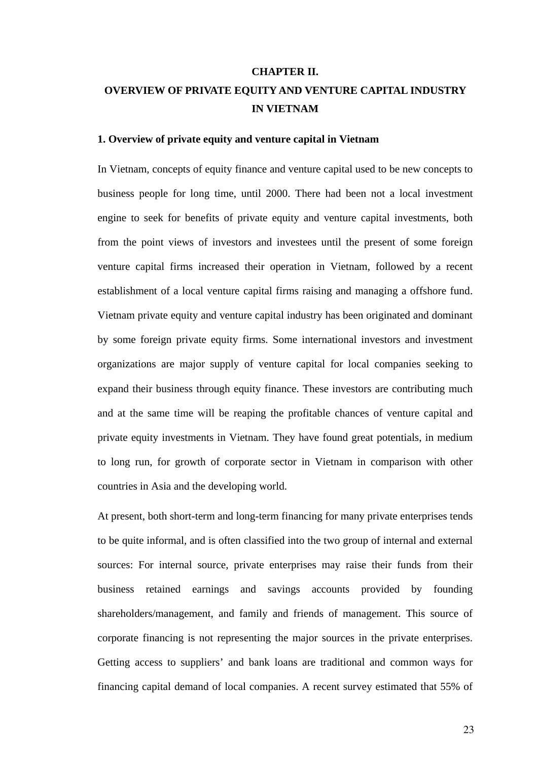# CHAPTER II.

# OVERVIEW OF PRIVATE EQUITY AND VENTURE CAPITAL INDUSTRY IN VIETNAM

## 1. Overview of private equity and venture capital in Vietnam

In Vietnam, concepts of equity finance and venture capital used to be new concepts to business people for long time, until 2000. There had been not a local investment engine to seek for benefits of private equity and venture capital investments, both from the point views of investors and investees until the present of some foreign venture capital firms increased their operation in Vietnam, followed by a recent establishment of a local venture capital firms raising and managing a offshore fund. Vietnam private equity and venture capital industry has been originated and dominant by some foreign private equity firms. Some international investors and investment organizations are major supply of venture capital for local companies seeking to expand their business through equity finance. These investors are contributing much and at the same time will be reaping the profitable chances of venture capital and private equity investments in Vietnam. They have found great potentials, in medium to long run, for growth of corporate sector in Vietnam in comparison with other countries in Asia and the developing world.

At present, both short-term and long-term financing for many private enterprises tends to be quite informal, and is often classified into the two group of internal and external sources: For internal source, private enterprises may raise their funds from their business retained earnings and savings accounts provided by founding shareholders/management, and family and friends of management. This source of corporate financing is not representing the major sources in the private enterprises. Getting access to suppliers' and bank loans are traditional and common ways for financing capital demand of local companies. A recent survey estimated that 55% of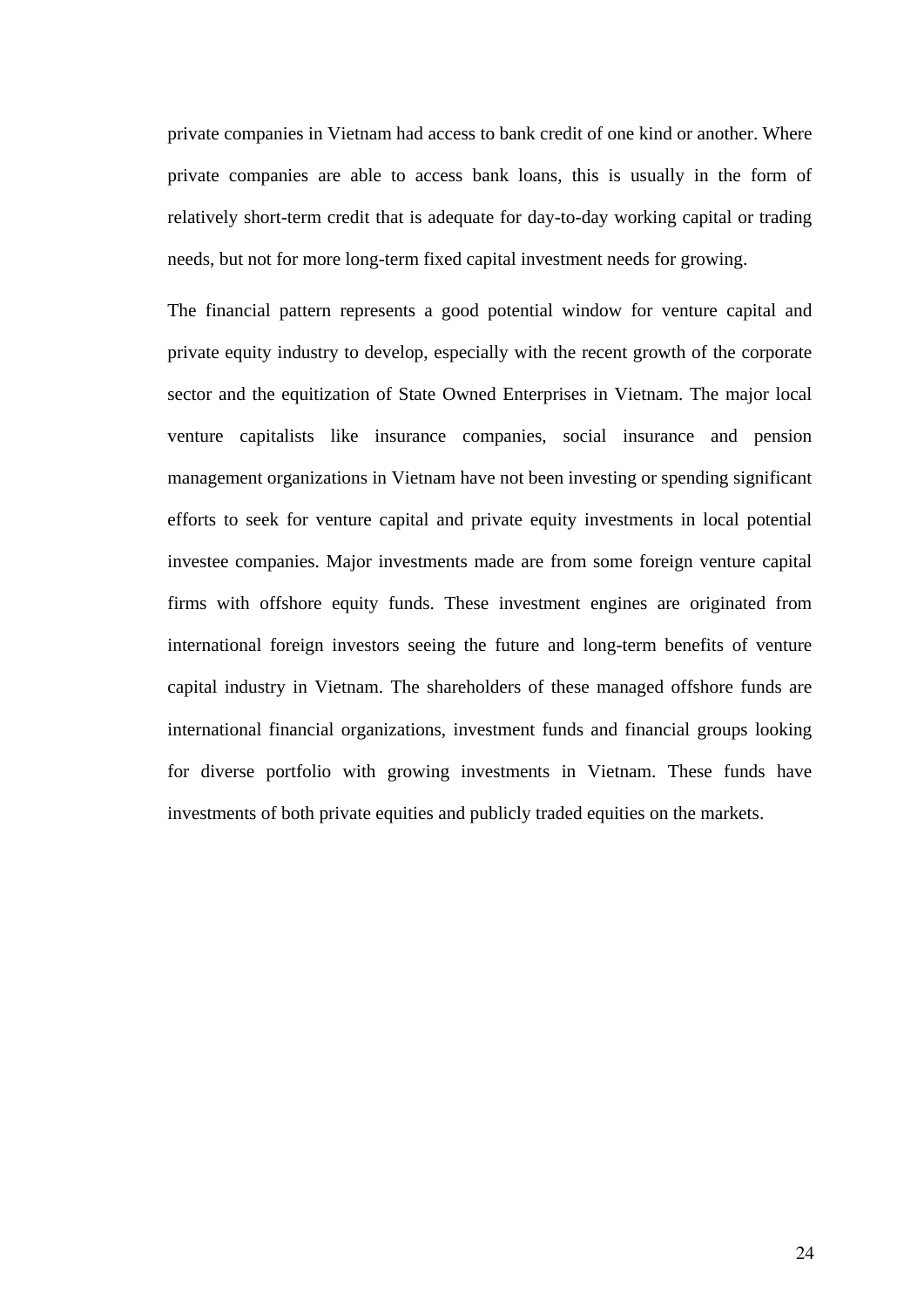private companies in Vietnam had access to bank credit of one kind or another. Where private companies are able to access bank loans, this is usually in the form of relatively short-term credit that is adequate for day-to-day working capital or trading needs, but not for more long-term fixed capital investment needs for growing.

The financial pattern represents a good potential window for venture capital and private equity industry to develop, especially with the recent growth of the corporate sector and the equitization of State Owned Enterprises in Vietnam. The major local venture capitalists like insurance companies, social insurance and pension management organizations in Vietnam have not been investing or spending significant efforts to seek for venture capital and private equity investments in local potential investee companies. Major investments made are from some foreign venture capital firms with offshore equity funds. These investment engines are originated from international foreign investors seeing the future and long-term benefits of venture capital industry in Vietnam. The shareholders of these managed offshore funds are international financial organizations, investment funds and financial groups looking for diverse portfolio with growing investments in Vietnam. These funds have investments of both private equities and publicly traded equities on the markets.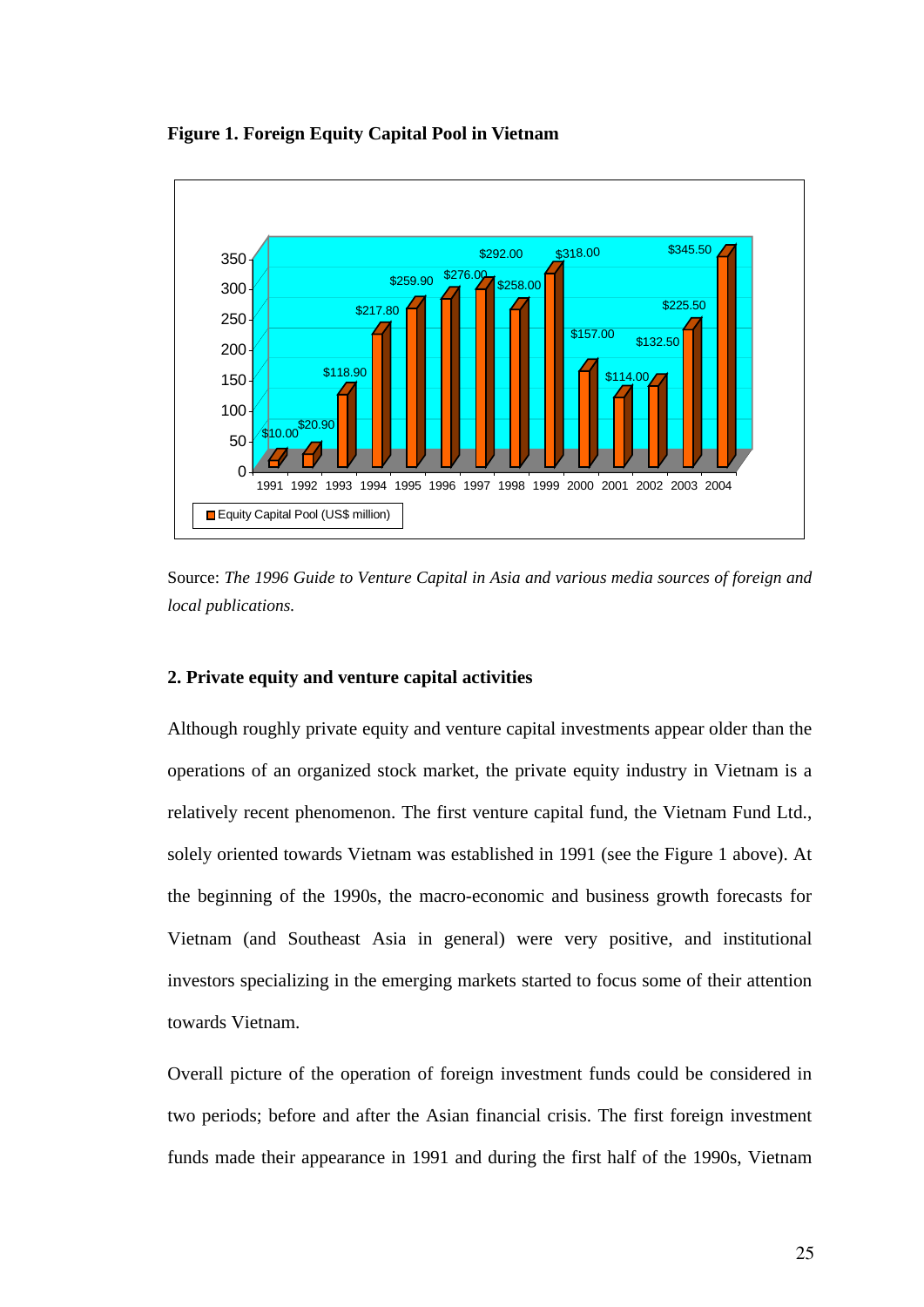**Figure 1. Foreign Equity Capital Pool in Vietnam**

| Year | Equity Capital Pool (US$ million) |
|---|---|
| 1991 | $10.00 |
| 1992 | $20.90 |
| 1993 | $118.90 |
| 1994 | $217.80 |
| 1995 | $259.90 |
| 1996 | $276.00 |
| 1997 | $292.00 |
| 1998 | $258.00 |
| 1999 | $318.00 |
| 2000 | $157.00 |
| 2001 | $114.00 |
| 2002 | $132.50 |
| 2003 | $225.50 |
| 2004 | $345.50 |

Source: *The 1996 Guide to Venture Capital in Asia and various media sources of foreign and local publications.*

## 2. Private equity and venture capital activities

Although roughly private equity and venture capital investments appear older than the operations of an organized stock market, the private equity industry in Vietnam is a relatively recent phenomenon. The first venture capital fund, the Vietnam Fund Ltd., solely oriented towards Vietnam was established in 1991 (see the Figure 1 above). At the beginning of the 1990s, the macro-economic and business growth forecasts for Vietnam (and Southeast Asia in general) were very positive, and institutional investors specializing in the emerging markets started to focus some of their attention towards Vietnam.

Overall picture of the operation of foreign investment funds could be considered in two periods; before and after the Asian financial crisis. The first foreign investment funds made their appearance in 1991 and during the first half of the 1990s, Vietnam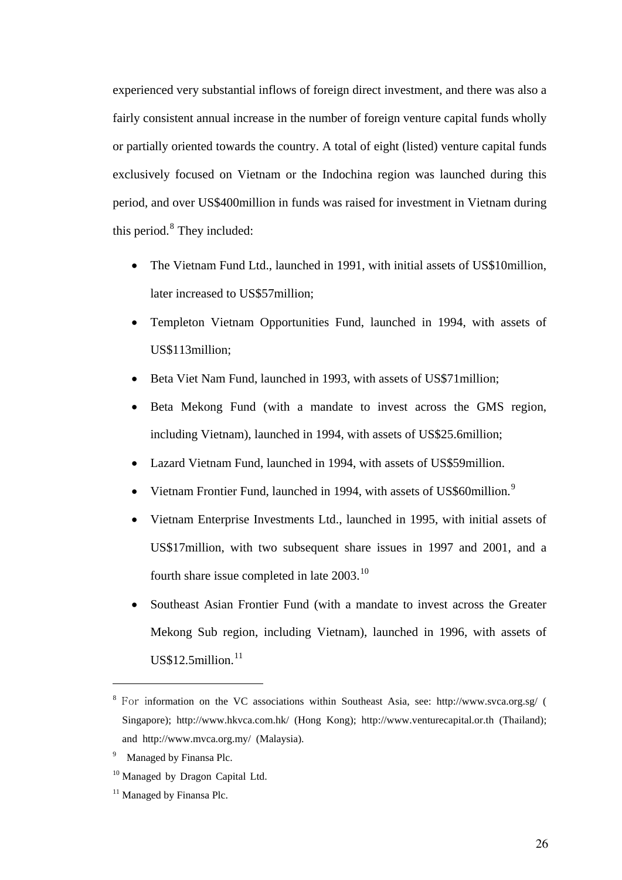experienced very substantial inflows of foreign direct investment, and there was also a fairly consistent annual increase in the number of foreign venture capital funds wholly or partially oriented towards the country. A total of eight (listed) venture capital funds exclusively focused on Vietnam or the Indochina region was launched during this period, and over US$400million in funds was raised for investment in Vietnam during this period.[8] They included:

- The Vietnam Fund Ltd., launched in 1991, with initial assets of US$10million, later increased to US$57million;
- Templeton Vietnam Opportunities Fund, launched in 1994, with assets of US$113million;
- Beta Viet Nam Fund, launched in 1993, with assets of US$71million;
- Beta Mekong Fund (with a mandate to invest across the GMS region, including Vietnam), launched in 1994, with assets of US$25.6million;
- Lazard Vietnam Fund, launched in 1994, with assets of US$59million.
- Vietnam Frontier Fund, launched in 1994, with assets of US$60million.[9]
- Vietnam Enterprise Investments Ltd., launched in 1995, with initial assets of US$17million, with two subsequent share issues in 1997 and 2001, and a fourth share issue completed in late 2003.[10]
- Southeast Asian Frontier Fund (with a mandate to invest across the Greater Mekong Sub region, including Vietnam), launched in 1996, with assets of US$12.5million.[11]

---

[8] For information on the VC associations within Southeast Asia, see: http://www.svca.org.sg/ (Singapore); http://www.hkvca.com.hk/ (Hong Kong); http://www.venturecapital.or.th (Thailand); and http://www.mvca.org.my/ (Malaysia).

[9] Managed by Finansa Plc.

[10] Managed by Dragon Capital Ltd.

[11] Managed by Finansa Plc.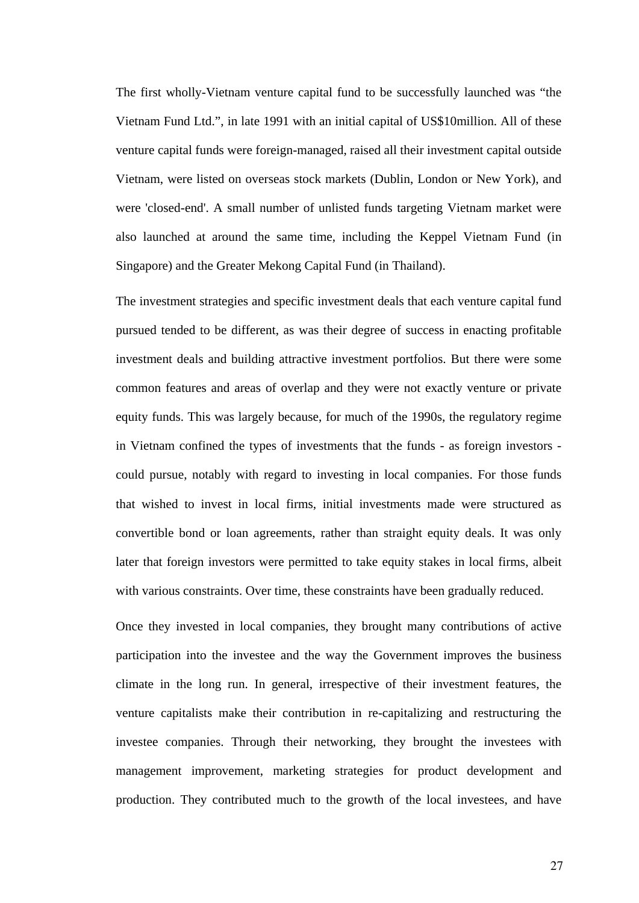The first wholly-Vietnam venture capital fund to be successfully launched was "the Vietnam Fund Ltd.", in late 1991 with an initial capital of US$10million. All of these venture capital funds were foreign-managed, raised all their investment capital outside Vietnam, were listed on overseas stock markets (Dublin, London or New York), and were 'closed-end'. A small number of unlisted funds targeting Vietnam market were also launched at around the same time, including the Keppel Vietnam Fund (in Singapore) and the Greater Mekong Capital Fund (in Thailand).

The investment strategies and specific investment deals that each venture capital fund pursued tended to be different, as was their degree of success in enacting profitable investment deals and building attractive investment portfolios. But there were some common features and areas of overlap and they were not exactly venture or private equity funds. This was largely because, for much of the 1990s, the regulatory regime in Vietnam confined the types of investments that the funds - as foreign investors - could pursue, notably with regard to investing in local companies. For those funds that wished to invest in local firms, initial investments made were structured as convertible bond or loan agreements, rather than straight equity deals. It was only later that foreign investors were permitted to take equity stakes in local firms, albeit with various constraints. Over time, these constraints have been gradually reduced.

Once they invested in local companies, they brought many contributions of active participation into the investee and the way the Government improves the business climate in the long run. In general, irrespective of their investment features, the venture capitalists make their contribution in re-capitalizing and restructuring the investee companies. Through their networking, they brought the investees with management improvement, marketing strategies for product development and production. They contributed much to the growth of the local investees, and have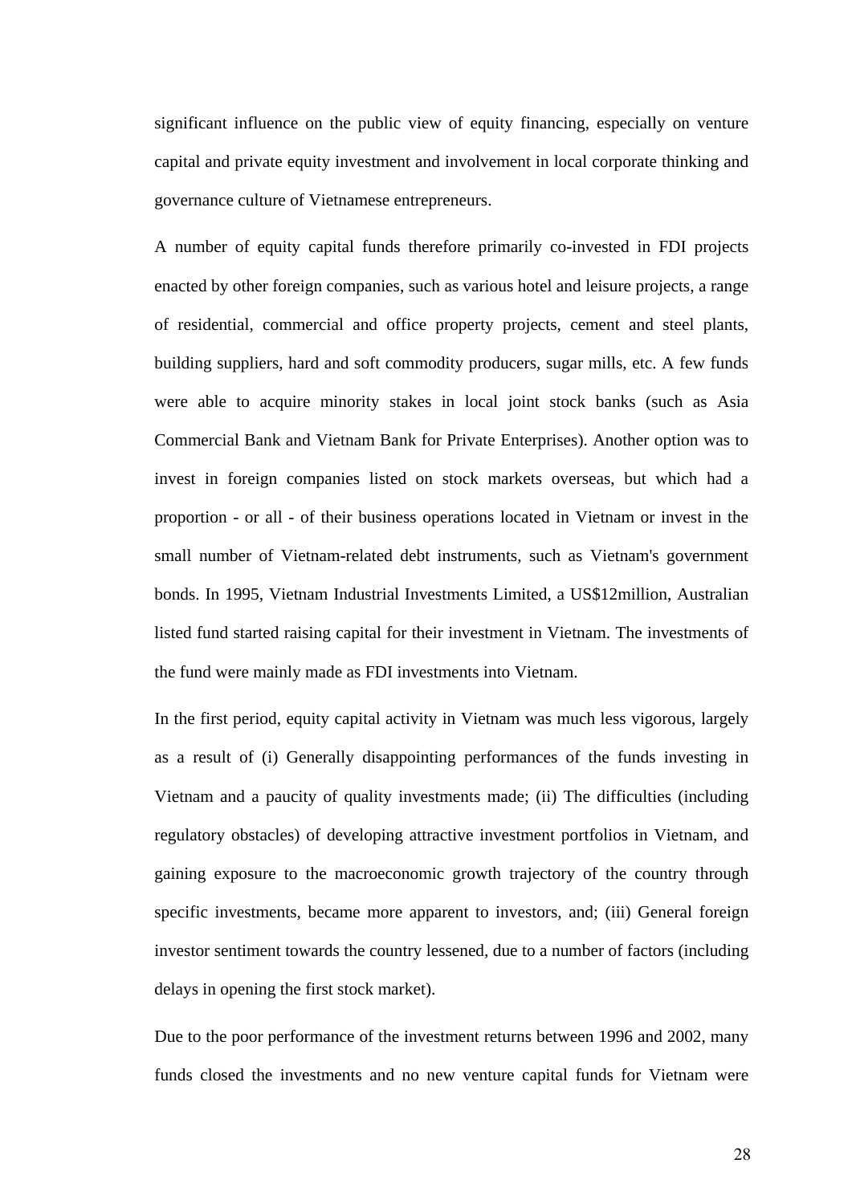significant influence on the public view of equity financing, especially on venture capital and private equity investment and involvement in local corporate thinking and governance culture of Vietnamese entrepreneurs.

A number of equity capital funds therefore primarily co-invested in FDI projects enacted by other foreign companies, such as various hotel and leisure projects, a range of residential, commercial and office property projects, cement and steel plants, building suppliers, hard and soft commodity producers, sugar mills, etc. A few funds were able to acquire minority stakes in local joint stock banks (such as Asia Commercial Bank and Vietnam Bank for Private Enterprises). Another option was to invest in foreign companies listed on stock markets overseas, but which had a proportion - or all - of their business operations located in Vietnam or invest in the small number of Vietnam-related debt instruments, such as Vietnam's government bonds. In 1995, Vietnam Industrial Investments Limited, a US$12million, Australian listed fund started raising capital for their investment in Vietnam. The investments of the fund were mainly made as FDI investments into Vietnam.

In the first period, equity capital activity in Vietnam was much less vigorous, largely as a result of (i) Generally disappointing performances of the funds investing in Vietnam and a paucity of quality investments made; (ii) The difficulties (including regulatory obstacles) of developing attractive investment portfolios in Vietnam, and gaining exposure to the macroeconomic growth trajectory of the country through specific investments, became more apparent to investors, and; (iii) General foreign investor sentiment towards the country lessened, due to a number of factors (including delays in opening the first stock market).

Due to the poor performance of the investment returns between 1996 and 2002, many funds closed the investments and no new venture capital funds for Vietnam were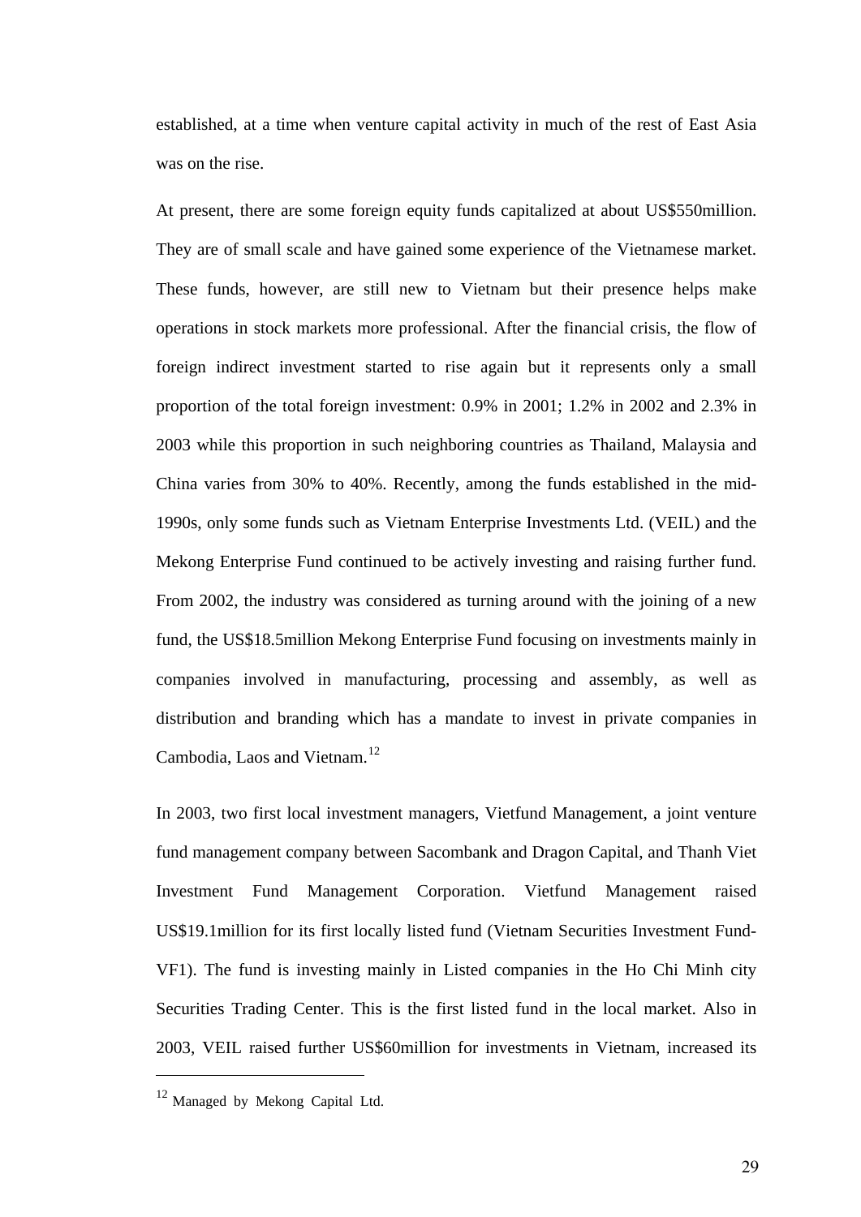established, at a time when venture capital activity in much of the rest of East Asia was on the rise.

At present, there are some foreign equity funds capitalized at about US$550million. They are of small scale and have gained some experience of the Vietnamese market. These funds, however, are still new to Vietnam but their presence helps make operations in stock markets more professional. After the financial crisis, the flow of foreign indirect investment started to rise again but it represents only a small proportion of the total foreign investment: 0.9% in 2001; 1.2% in 2002 and 2.3% in 2003 while this proportion in such neighboring countries as Thailand, Malaysia and China varies from 30% to 40%. Recently, among the funds established in the mid-1990s, only some funds such as Vietnam Enterprise Investments Ltd. (VEIL) and the Mekong Enterprise Fund continued to be actively investing and raising further fund. From 2002, the industry was considered as turning around with the joining of a new fund, the US$18.5million Mekong Enterprise Fund focusing on investments mainly in companies involved in manufacturing, processing and assembly, as well as distribution and branding which has a mandate to invest in private companies in Cambodia, Laos and Vietnam.[12]

In 2003, two first local investment managers, Vietfund Management, a joint venture fund management company between Sacombank and Dragon Capital, and Thanh Viet Investment Fund Management Corporation. Vietfund Management raised US$19.1million for its first locally listed fund (Vietnam Securities Investment Fund-VF1). The fund is investing mainly in Listed companies in the Ho Chi Minh city Securities Trading Center. This is the first listed fund in the local market. Also in 2003, VEIL raised further US$60million for investments in Vietnam, increased its

---

[12] Managed by Mekong Capital Ltd.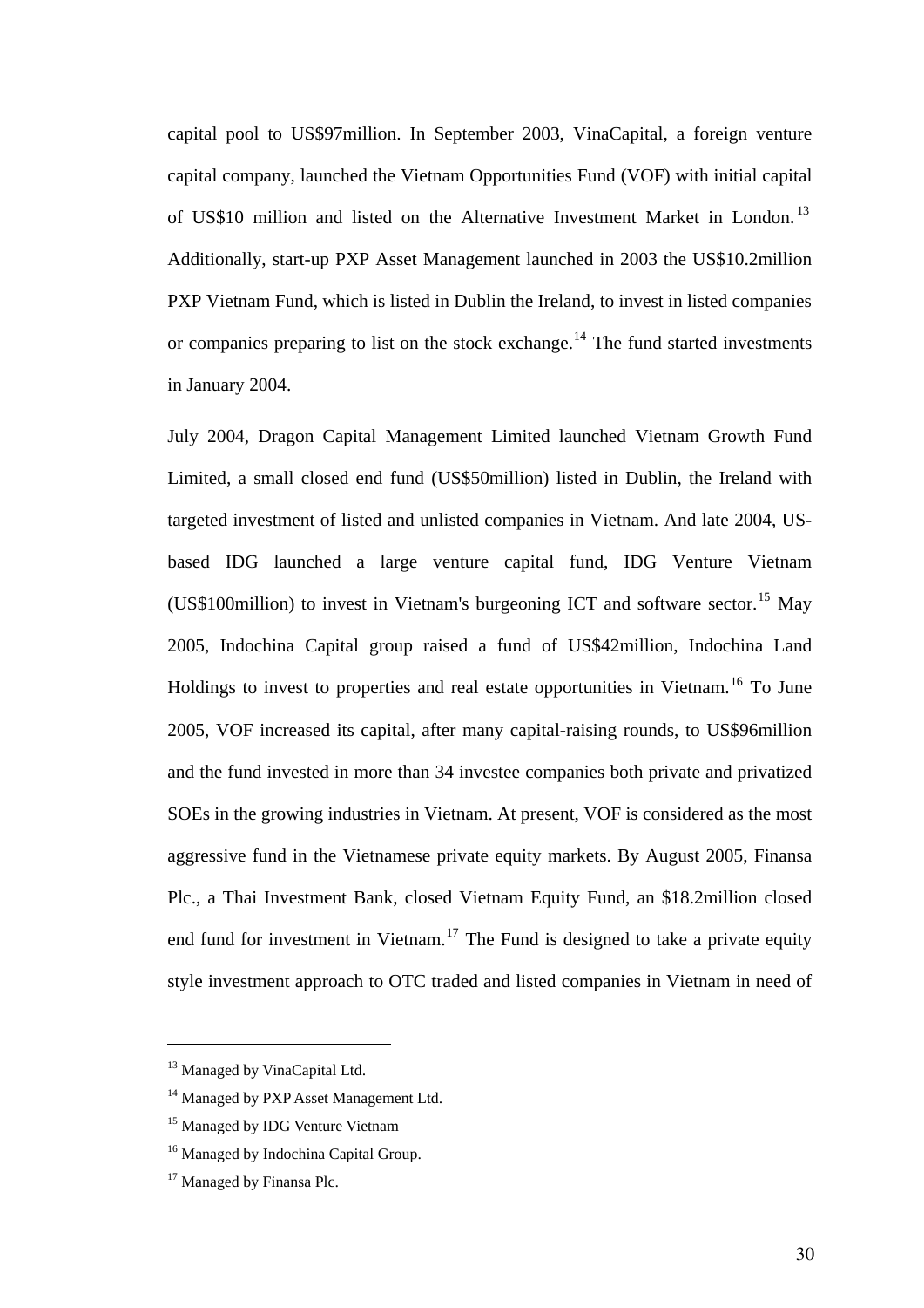capital pool to US$97million. In September 2003, VinaCapital, a foreign venture capital company, launched the Vietnam Opportunities Fund (VOF) with initial capital of US$10 million and listed on the Alternative Investment Market in London.[13] Additionally, start-up PXP Asset Management launched in 2003 the US$10.2million PXP Vietnam Fund, which is listed in Dublin the Ireland, to invest in listed companies or companies preparing to list on the stock exchange.[14] The fund started investments in January 2004.

July 2004, Dragon Capital Management Limited launched Vietnam Growth Fund Limited, a small closed end fund (US$50million) listed in Dublin, the Ireland with targeted investment of listed and unlisted companies in Vietnam. And late 2004, US-based IDG launched a large venture capital fund, IDG Venture Vietnam (US$100million) to invest in Vietnam's burgeoning ICT and software sector.[15] May 2005, Indochina Capital group raised a fund of US$42million, Indochina Land Holdings to invest to properties and real estate opportunities in Vietnam.[16] To June 2005, VOF increased its capital, after many capital-raising rounds, to US$96million and the fund invested in more than 34 investee companies both private and privatized SOEs in the growing industries in Vietnam. At present, VOF is considered as the most aggressive fund in the Vietnamese private equity markets. By August 2005, Finansa Plc., a Thai Investment Bank, closed Vietnam Equity Fund, an $18.2million closed end fund for investment in Vietnam.[17] The Fund is designed to take a private equity style investment approach to OTC traded and listed companies in Vietnam in need of

---

[13] Managed by VinaCapital Ltd.

[14] Managed by PXP Asset Management Ltd.

[15] Managed by IDG Venture Vietnam

[16] Managed by Indochina Capital Group.

[17] Managed by Finansa Plc.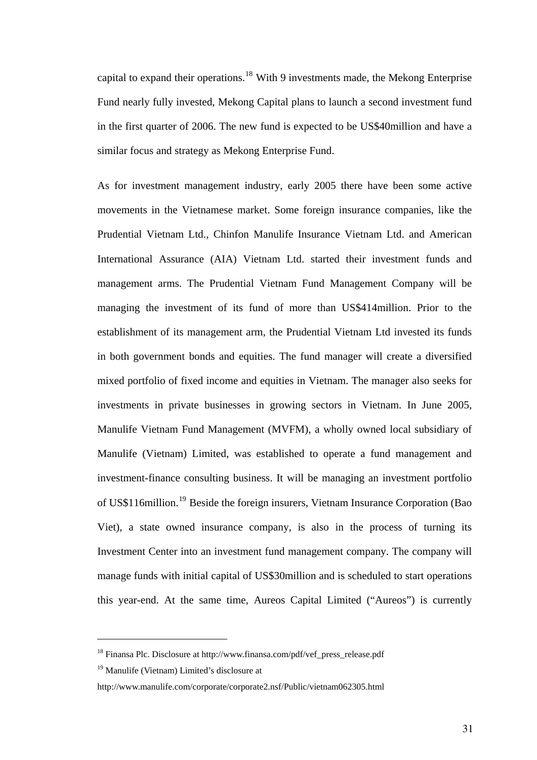capital to expand their operations.[18] With 9 investments made, the Mekong Enterprise Fund nearly fully invested, Mekong Capital plans to launch a second investment fund in the first quarter of 2006. The new fund is expected to be US$40million and have a similar focus and strategy as Mekong Enterprise Fund.

As for investment management industry, early 2005 there have been some active movements in the Vietnamese market. Some foreign insurance companies, like the Prudential Vietnam Ltd., Chinfon Manulife Insurance Vietnam Ltd. and American International Assurance (AIA) Vietnam Ltd. started their investment funds and management arms. The Prudential Vietnam Fund Management Company will be managing the investment of its fund of more than US$414million. Prior to the establishment of its management arm, the Prudential Vietnam Ltd invested its funds in both government bonds and equities. The fund manager will create a diversified mixed portfolio of fixed income and equities in Vietnam. The manager also seeks for investments in private businesses in growing sectors in Vietnam. In June 2005, Manulife Vietnam Fund Management (MVFM), a wholly owned local subsidiary of Manulife (Vietnam) Limited, was established to operate a fund management and investment-finance consulting business. It will be managing an investment portfolio of US$116million.[19] Beside the foreign insurers, Vietnam Insurance Corporation (Bao Viet), a state owned insurance company, is also in the process of turning its Investment Center into an investment fund management company. The company will manage funds with initial capital of US$30million and is scheduled to start operations this year-end. At the same time, Aureos Capital Limited ("Aureos") is currently

---

[18] Finansa Plc. Disclosure at http://www.finansa.com/pdf/vef_press_release.pdf

[19] Manulife (Vietnam) Limited's disclosure at http://www.manulife.com/corporate/corporate2.nsf/Public/vietnam062305.html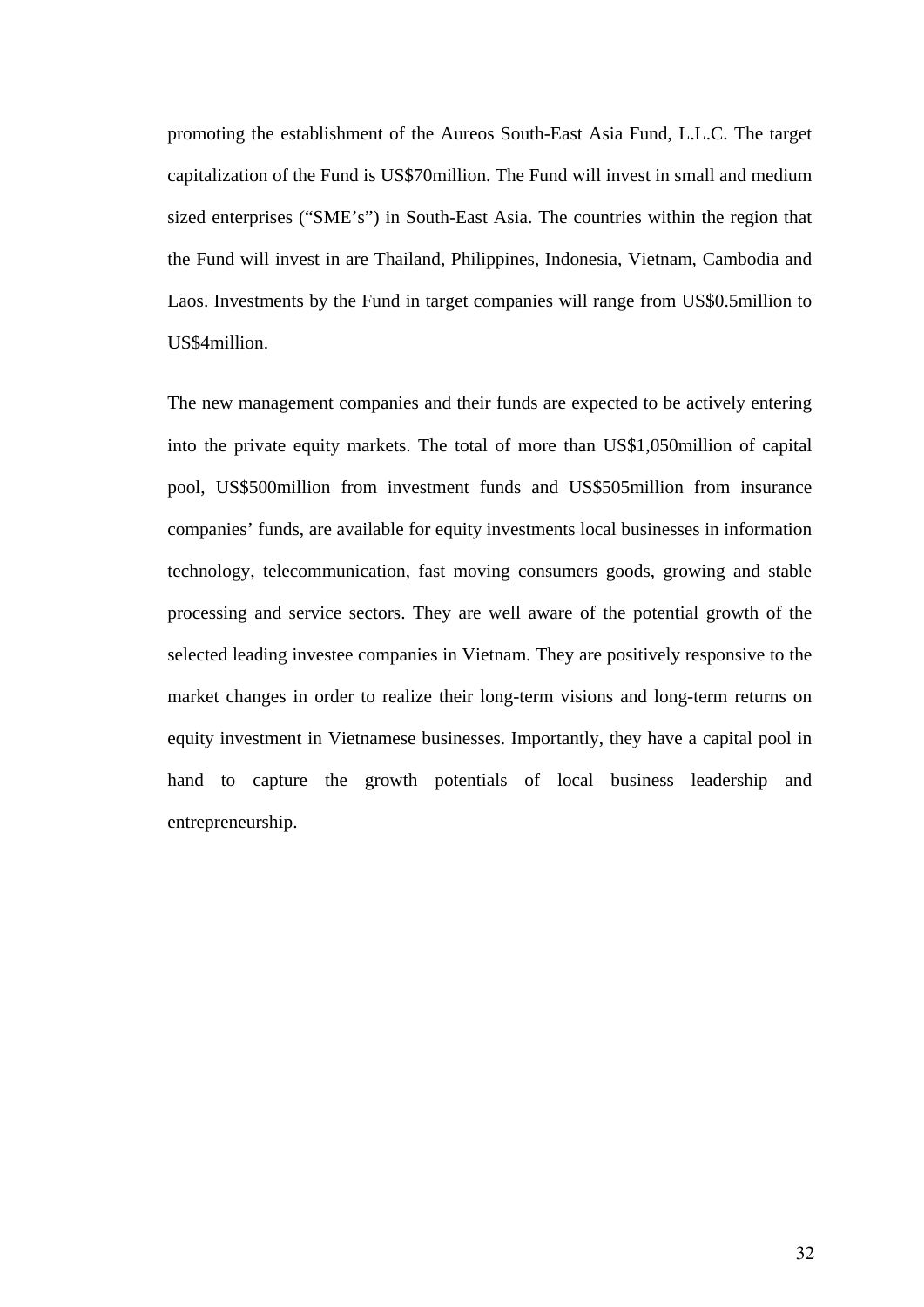promoting the establishment of the Aureos South-East Asia Fund, L.L.C. The target capitalization of the Fund is US$70million. The Fund will invest in small and medium sized enterprises ("SME's") in South-East Asia. The countries within the region that the Fund will invest in are Thailand, Philippines, Indonesia, Vietnam, Cambodia and Laos. Investments by the Fund in target companies will range from US$0.5million to US$4million.

The new management companies and their funds are expected to be actively entering into the private equity markets. The total of more than US$1,050million of capital pool, US$500million from investment funds and US$505million from insurance companies' funds, are available for equity investments local businesses in information technology, telecommunication, fast moving consumers goods, growing and stable processing and service sectors. They are well aware of the potential growth of the selected leading investee companies in Vietnam. They are positively responsive to the market changes in order to realize their long-term visions and long-term returns on equity investment in Vietnamese businesses. Importantly, they have a capital pool in hand to capture the growth potentials of local business leadership and entrepreneurship.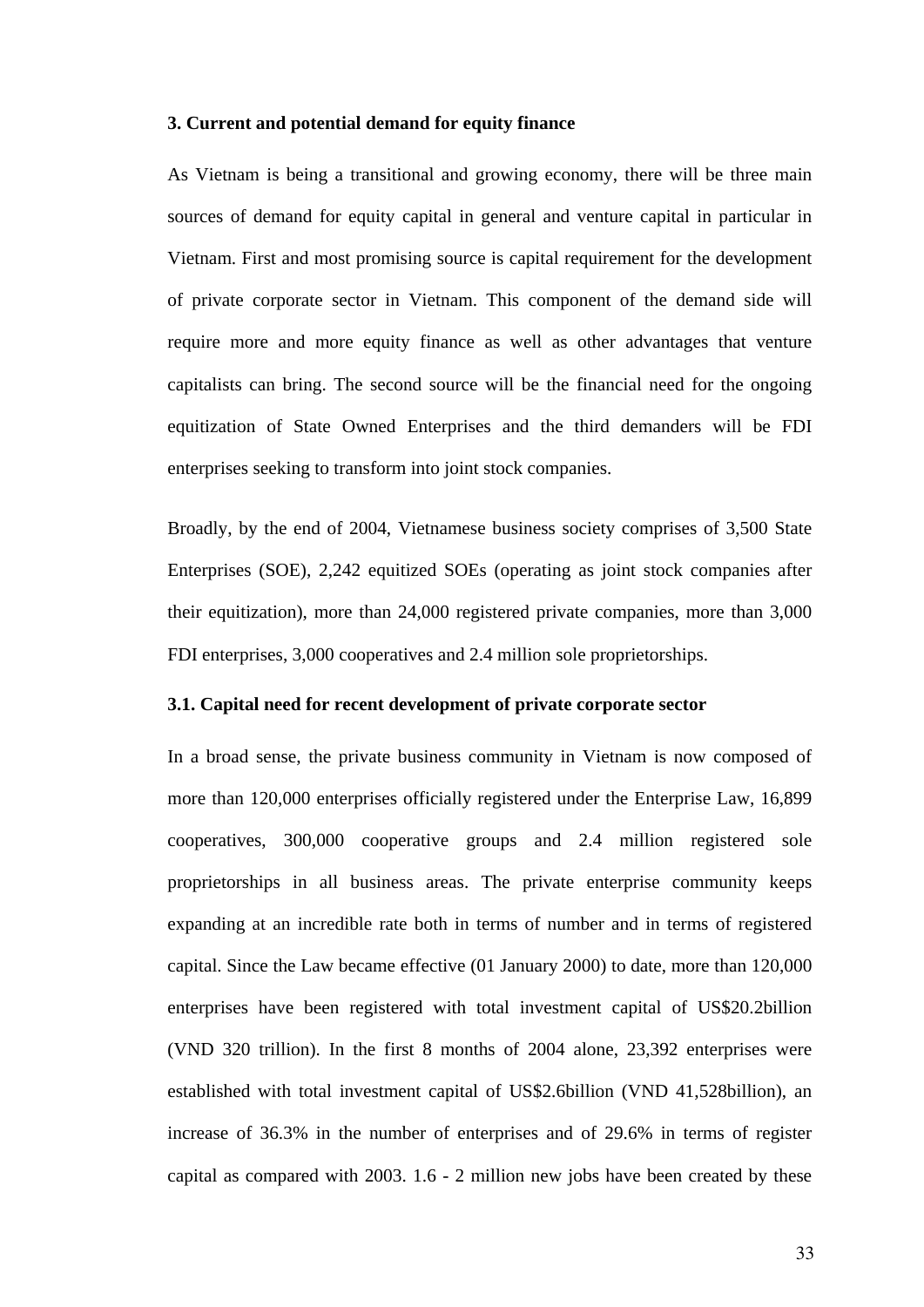## 3. Current and potential demand for equity finance

As Vietnam is being a transitional and growing economy, there will be three main sources of demand for equity capital in general and venture capital in particular in Vietnam. First and most promising source is capital requirement for the development of private corporate sector in Vietnam. This component of the demand side will require more and more equity finance as well as other advantages that venture capitalists can bring. The second source will be the financial need for the ongoing equitization of State Owned Enterprises and the third demanders will be FDI enterprises seeking to transform into joint stock companies.

Broadly, by the end of 2004, Vietnamese business society comprises of 3,500 State Enterprises (SOE), 2,242 equitized SOEs (operating as joint stock companies after their equitization), more than 24,000 registered private companies, more than 3,000 FDI enterprises, 3,000 cooperatives and 2.4 million sole proprietorships.

### 3.1. Capital need for recent development of private corporate sector

In a broad sense, the private business community in Vietnam is now composed of more than 120,000 enterprises officially registered under the Enterprise Law, 16,899 cooperatives, 300,000 cooperative groups and 2.4 million registered sole proprietorships in all business areas. The private enterprise community keeps expanding at an incredible rate both in terms of number and in terms of registered capital. Since the Law became effective (01 January 2000) to date, more than 120,000 enterprises have been registered with total investment capital of US$20.2billion (VND 320 trillion). In the first 8 months of 2004 alone, 23,392 enterprises were established with total investment capital of US$2.6billion (VND 41,528billion), an increase of 36.3% in the number of enterprises and of 29.6% in terms of register capital as compared with 2003. 1.6 - 2 million new jobs have been created by these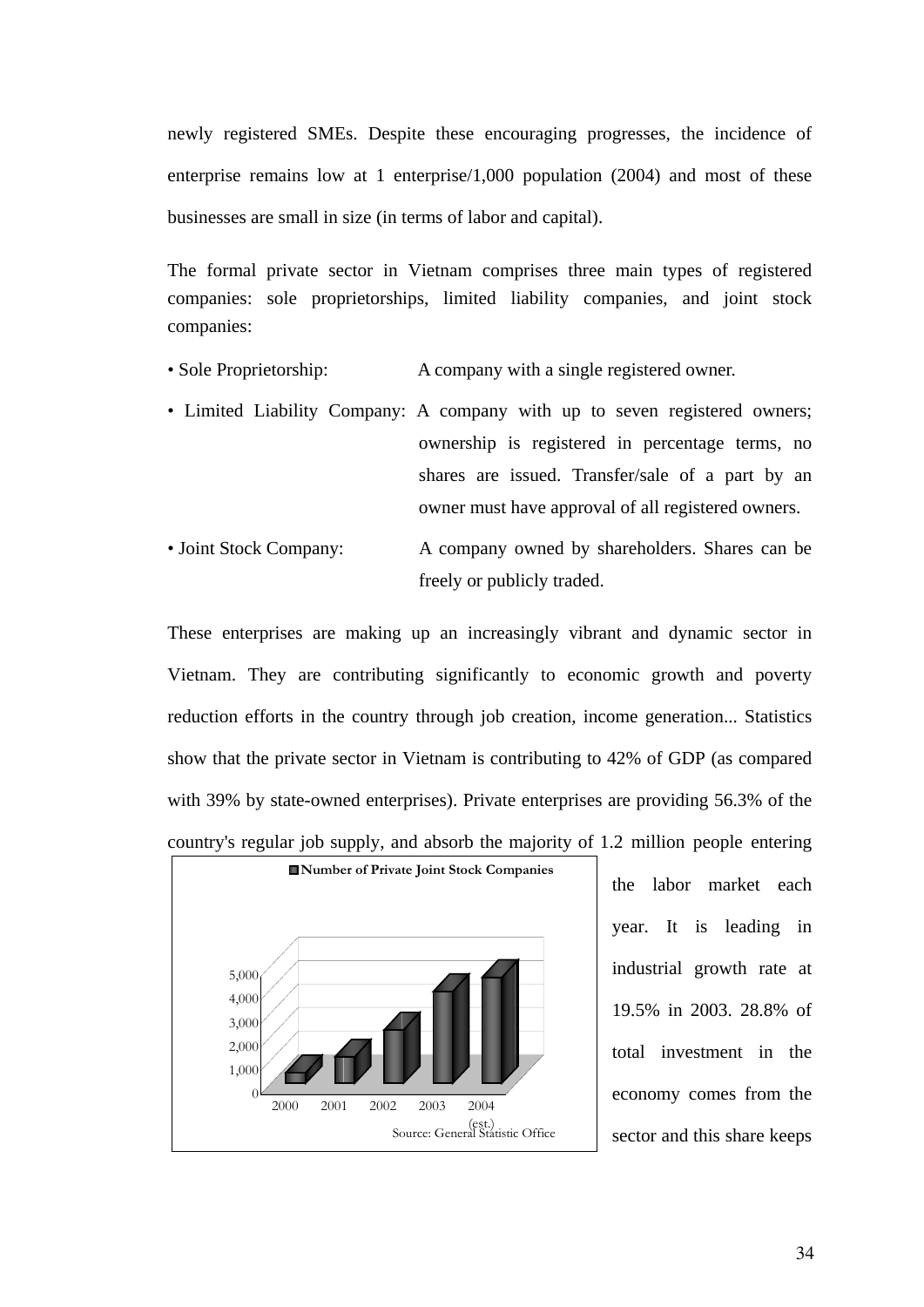newly registered SMEs. Despite these encouraging progresses, the incidence of enterprise remains low at 1 enterprise/1,000 population (2004) and most of these businesses are small in size (in terms of labor and capital).

The formal private sector in Vietnam comprises three main types of registered companies: sole proprietorships, limited liability companies, and joint stock companies:

- Sole Proprietorship: A company with a single registered owner.
- Limited Liability Company: A company with up to seven registered owners; ownership is registered in percentage terms, no shares are issued. Transfer/sale of a part by an owner must have approval of all registered owners.
- Joint Stock Company: A company owned by shareholders. Shares can be freely or publicly traded.

These enterprises are making up an increasingly vibrant and dynamic sector in Vietnam. They are contributing significantly to economic growth and poverty reduction efforts in the country through job creation, income generation... Statistics show that the private sector in Vietnam is contributing to 42% of GDP (as compared with 39% by state-owned enterprises). Private enterprises are providing 56.3% of the country's regular job supply, and absorb the majority of 1.2 million people entering the labor market each year. It is leading in industrial growth rate at 19.5% in 2003. 28.8% of total investment in the economy comes from the sector and this share keeps

Number of Private Joint Stock Companies

Source: General Statistic Office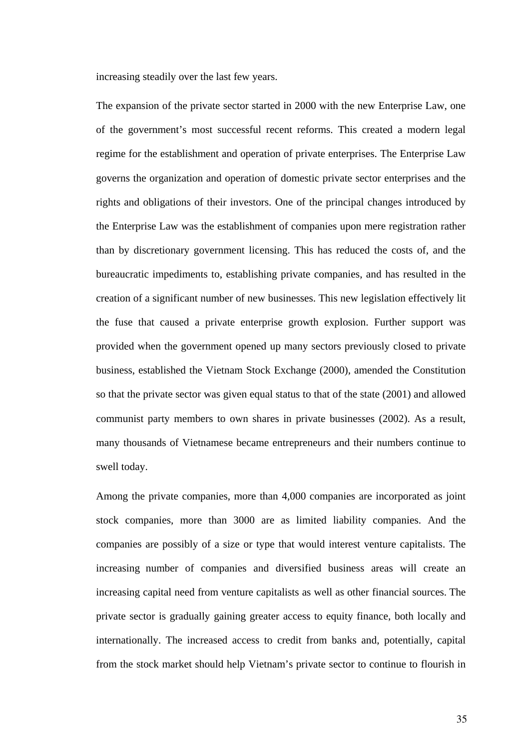increasing steadily over the last few years.

The expansion of the private sector started in 2000 with the new Enterprise Law, one of the government's most successful recent reforms. This created a modern legal regime for the establishment and operation of private enterprises. The Enterprise Law governs the organization and operation of domestic private sector enterprises and the rights and obligations of their investors. One of the principal changes introduced by the Enterprise Law was the establishment of companies upon mere registration rather than by discretionary government licensing. This has reduced the costs of, and the bureaucratic impediments to, establishing private companies, and has resulted in the creation of a significant number of new businesses. This new legislation effectively lit the fuse that caused a private enterprise growth explosion. Further support was provided when the government opened up many sectors previously closed to private business, established the Vietnam Stock Exchange (2000), amended the Constitution so that the private sector was given equal status to that of the state (2001) and allowed communist party members to own shares in private businesses (2002). As a result, many thousands of Vietnamese became entrepreneurs and their numbers continue to swell today.

Among the private companies, more than 4,000 companies are incorporated as joint stock companies, more than 3000 are as limited liability companies. And the companies are possibly of a size or type that would interest venture capitalists. The increasing number of companies and diversified business areas will create an increasing capital need from venture capitalists as well as other financial sources. The private sector is gradually gaining greater access to equity finance, both locally and internationally. The increased access to credit from banks and, potentially, capital from the stock market should help Vietnam's private sector to continue to flourish in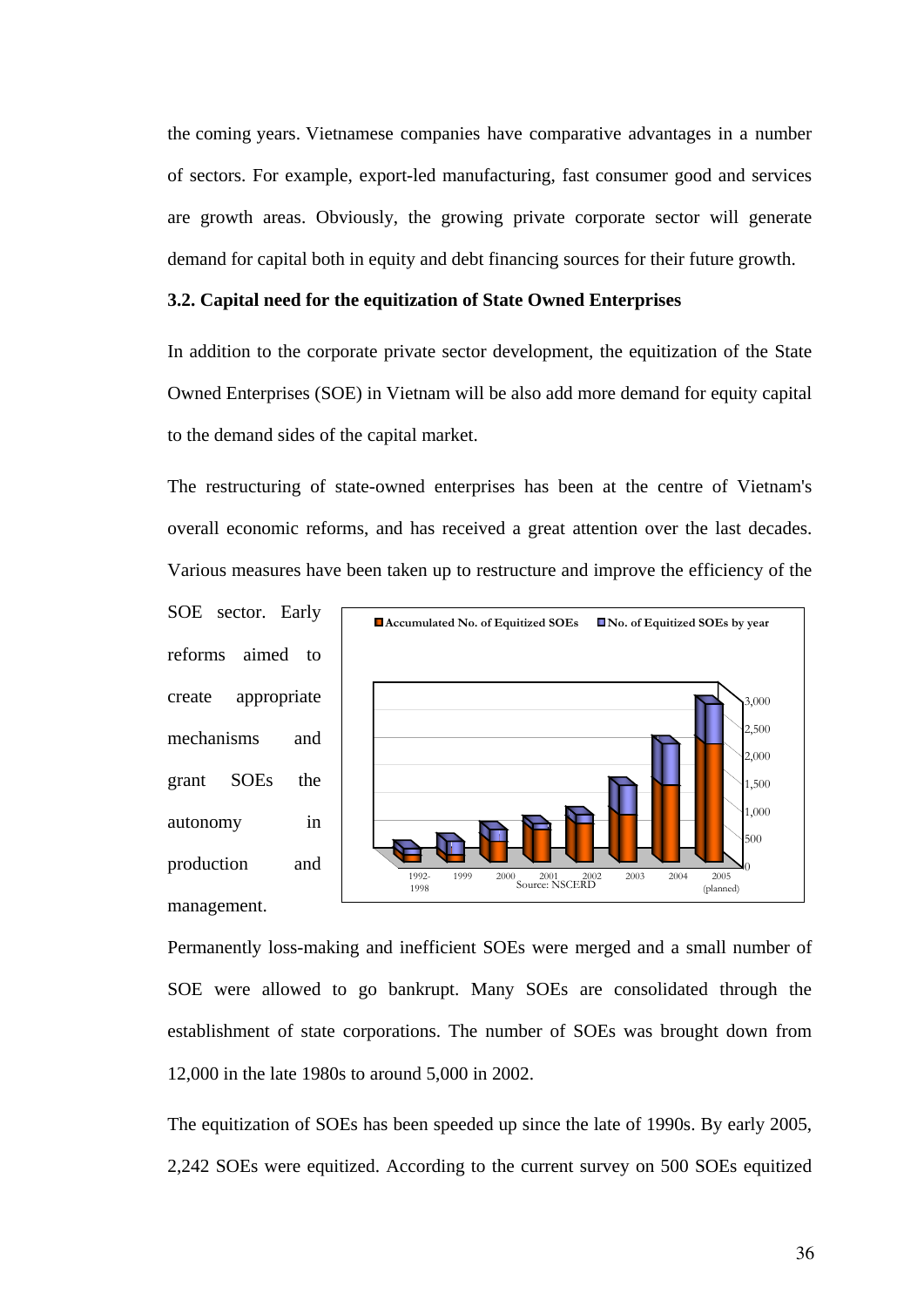the coming years. Vietnamese companies have comparative advantages in a number of sectors. For example, export-led manufacturing, fast consumer good and services are growth areas. Obviously, the growing private corporate sector will generate demand for capital both in equity and debt financing sources for their future growth.

**3.2. Capital need for the equitization of State Owned Enterprises**

In addition to the corporate private sector development, the equitization of the State Owned Enterprises (SOE) in Vietnam will be also add more demand for equity capital to the demand sides of the capital market.

The restructuring of state-owned enterprises has been at the centre of Vietnam's overall economic reforms, and has received a great attention over the last decades. Various measures have been taken up to restructure and improve the efficiency of the SOE sector. Early reforms aimed to create appropriate mechanisms and grant SOEs the autonomy in production and management.

Accumulated No. of Equitized SOEs | No. of Equitized SOEs by year

Source: NSCERD

Permanently loss-making and inefficient SOEs were merged and a small number of SOE were allowed to go bankrupt. Many SOEs are consolidated through the establishment of state corporations. The number of SOEs was brought down from 12,000 in the late 1980s to around 5,000 in 2002.

The equitization of SOEs has been speeded up since the late of 1990s. By early 2005, 2,242 SOEs were equitized. According to the current survey on 500 SOEs equitized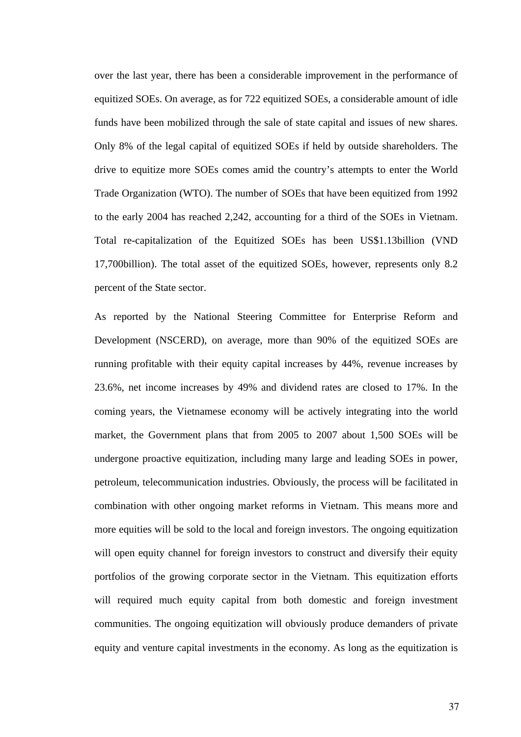over the last year, there has been a considerable improvement in the performance of equitized SOEs. On average, as for 722 equitized SOEs, a considerable amount of idle funds have been mobilized through the sale of state capital and issues of new shares. Only 8% of the legal capital of equitized SOEs if held by outside shareholders. The drive to equitize more SOEs comes amid the country's attempts to enter the World Trade Organization (WTO). The number of SOEs that have been equitized from 1992 to the early 2004 has reached 2,242, accounting for a third of the SOEs in Vietnam. Total re-capitalization of the Equitized SOEs has been US$1.13billion (VND 17,700billion). The total asset of the equitized SOEs, however, represents only 8.2 percent of the State sector.

As reported by the National Steering Committee for Enterprise Reform and Development (NSCERD), on average, more than 90% of the equitized SOEs are running profitable with their equity capital increases by 44%, revenue increases by 23.6%, net income increases by 49% and dividend rates are closed to 17%. In the coming years, the Vietnamese economy will be actively integrating into the world market, the Government plans that from 2005 to 2007 about 1,500 SOEs will be undergone proactive equitization, including many large and leading SOEs in power, petroleum, telecommunication industries. Obviously, the process will be facilitated in combination with other ongoing market reforms in Vietnam. This means more and more equities will be sold to the local and foreign investors. The ongoing equitization will open equity channel for foreign investors to construct and diversify their equity portfolios of the growing corporate sector in the Vietnam. This equitization efforts will required much equity capital from both domestic and foreign investment communities. The ongoing equitization will obviously produce demanders of private equity and venture capital investments in the economy. As long as the equitization is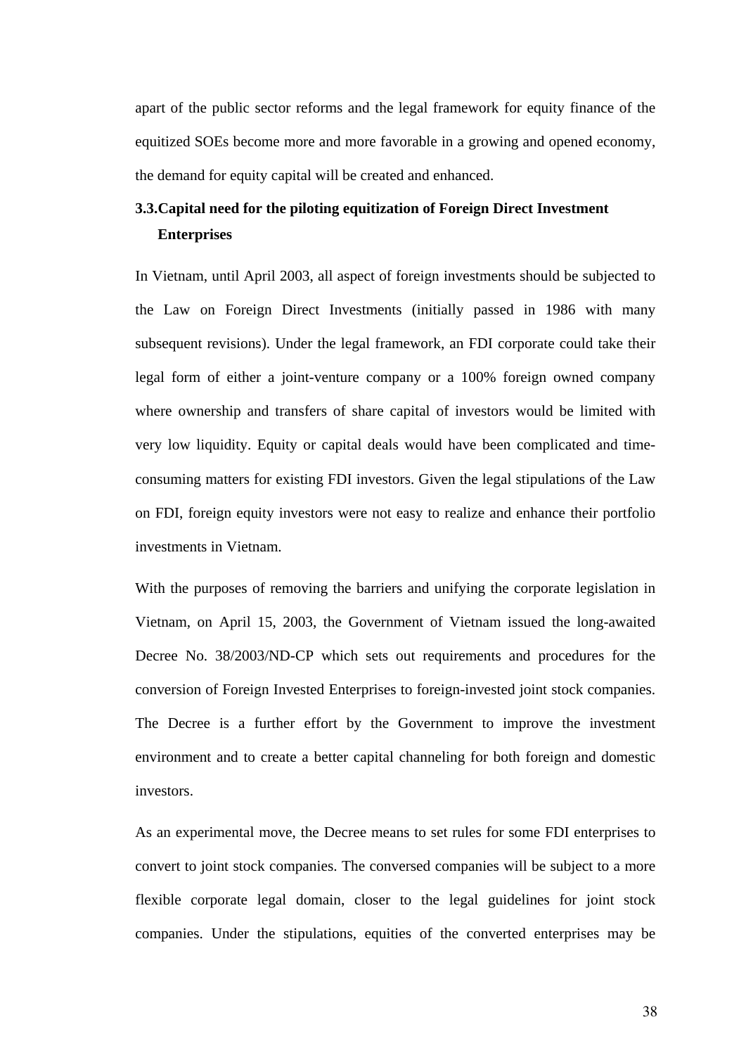apart of the public sector reforms and the legal framework for equity finance of the equitized SOEs become more and more favorable in a growing and opened economy, the demand for equity capital will be created and enhanced.

### 3.3. Capital need for the piloting equitization of Foreign Direct Investment Enterprises

In Vietnam, until April 2003, all aspect of foreign investments should be subjected to the Law on Foreign Direct Investments (initially passed in 1986 with many subsequent revisions). Under the legal framework, an FDI corporate could take their legal form of either a joint-venture company or a 100% foreign owned company where ownership and transfers of share capital of investors would be limited with very low liquidity. Equity or capital deals would have been complicated and time-consuming matters for existing FDI investors. Given the legal stipulations of the Law on FDI, foreign equity investors were not easy to realize and enhance their portfolio investments in Vietnam.

With the purposes of removing the barriers and unifying the corporate legislation in Vietnam, on April 15, 2003, the Government of Vietnam issued the long-awaited Decree No. 38/2003/ND-CP which sets out requirements and procedures for the conversion of Foreign Invested Enterprises to foreign-invested joint stock companies. The Decree is a further effort by the Government to improve the investment environment and to create a better capital channeling for both foreign and domestic investors.

As an experimental move, the Decree means to set rules for some FDI enterprises to convert to joint stock companies. The conversed companies will be subject to a more flexible corporate legal domain, closer to the legal guidelines for joint stock companies. Under the stipulations, equities of the converted enterprises may be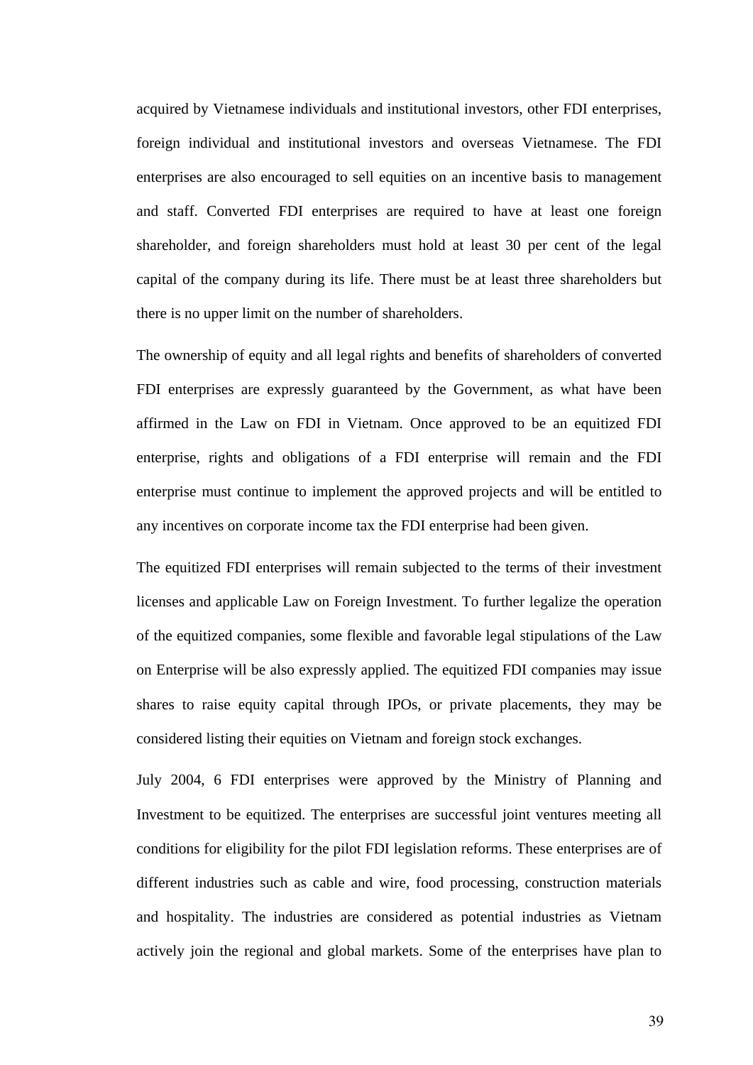acquired by Vietnamese individuals and institutional investors, other FDI enterprises, foreign individual and institutional investors and overseas Vietnamese. The FDI enterprises are also encouraged to sell equities on an incentive basis to management and staff. Converted FDI enterprises are required to have at least one foreign shareholder, and foreign shareholders must hold at least 30 per cent of the legal capital of the company during its life. There must be at least three shareholders but there is no upper limit on the number of shareholders.

The ownership of equity and all legal rights and benefits of shareholders of converted FDI enterprises are expressly guaranteed by the Government, as what have been affirmed in the Law on FDI in Vietnam. Once approved to be an equitized FDI enterprise, rights and obligations of a FDI enterprise will remain and the FDI enterprise must continue to implement the approved projects and will be entitled to any incentives on corporate income tax the FDI enterprise had been given.

The equitized FDI enterprises will remain subjected to the terms of their investment licenses and applicable Law on Foreign Investment. To further legalize the operation of the equitized companies, some flexible and favorable legal stipulations of the Law on Enterprise will be also expressly applied. The equitized FDI companies may issue shares to raise equity capital through IPOs, or private placements, they may be considered listing their equities on Vietnam and foreign stock exchanges.

July 2004, 6 FDI enterprises were approved by the Ministry of Planning and Investment to be equitized. The enterprises are successful joint ventures meeting all conditions for eligibility for the pilot FDI legislation reforms. These enterprises are of different industries such as cable and wire, food processing, construction materials and hospitality. The industries are considered as potential industries as Vietnam actively join the regional and global markets. Some of the enterprises have plan to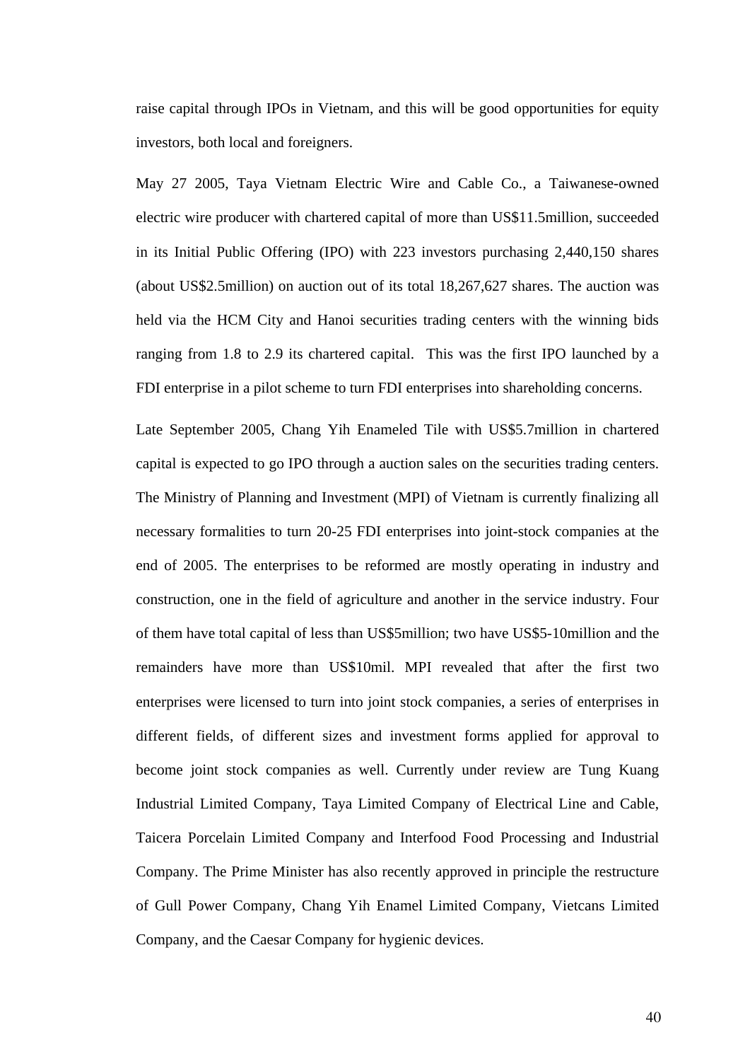raise capital through IPOs in Vietnam, and this will be good opportunities for equity investors, both local and foreigners.

May 27 2005, Taya Vietnam Electric Wire and Cable Co., a Taiwanese-owned electric wire producer with chartered capital of more than US$11.5million, succeeded in its Initial Public Offering (IPO) with 223 investors purchasing 2,440,150 shares (about US$2.5million) on auction out of its total 18,267,627 shares. The auction was held via the HCM City and Hanoi securities trading centers with the winning bids ranging from 1.8 to 2.9 its chartered capital. This was the first IPO launched by a FDI enterprise in a pilot scheme to turn FDI enterprises into shareholding concerns.

Late September 2005, Chang Yih Enameled Tile with US$5.7million in chartered capital is expected to go IPO through a auction sales on the securities trading centers. The Ministry of Planning and Investment (MPI) of Vietnam is currently finalizing all necessary formalities to turn 20-25 FDI enterprises into joint-stock companies at the end of 2005. The enterprises to be reformed are mostly operating in industry and construction, one in the field of agriculture and another in the service industry. Four of them have total capital of less than US$5million; two have US$5-10million and the remainders have more than US$10mil. MPI revealed that after the first two enterprises were licensed to turn into joint stock companies, a series of enterprises in different fields, of different sizes and investment forms applied for approval to become joint stock companies as well. Currently under review are Tung Kuang Industrial Limited Company, Taya Limited Company of Electrical Line and Cable, Taicera Porcelain Limited Company and Interfood Food Processing and Industrial Company. The Prime Minister has also recently approved in principle the restructure of Gull Power Company, Chang Yih Enamel Limited Company, Vietcans Limited Company, and the Caesar Company for hygienic devices.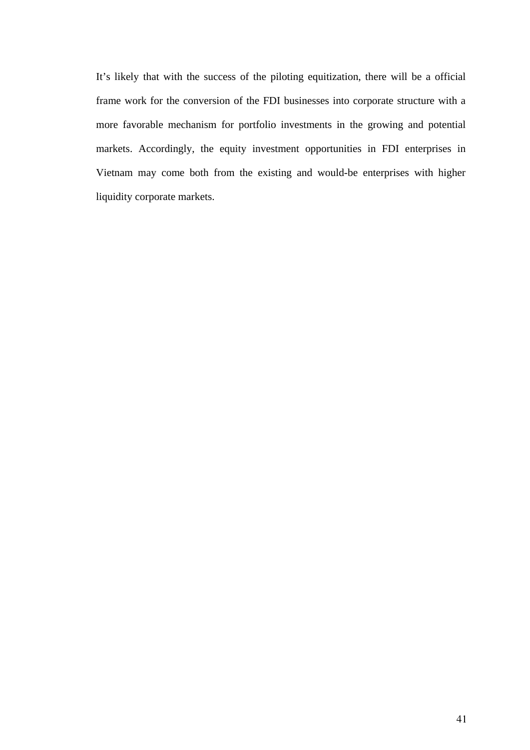It's likely that with the success of the piloting equitization, there will be a official frame work for the conversion of the FDI businesses into corporate structure with a more favorable mechanism for portfolio investments in the growing and potential markets. Accordingly, the equity investment opportunities in FDI enterprises in Vietnam may come both from the existing and would-be enterprises with higher liquidity corporate markets.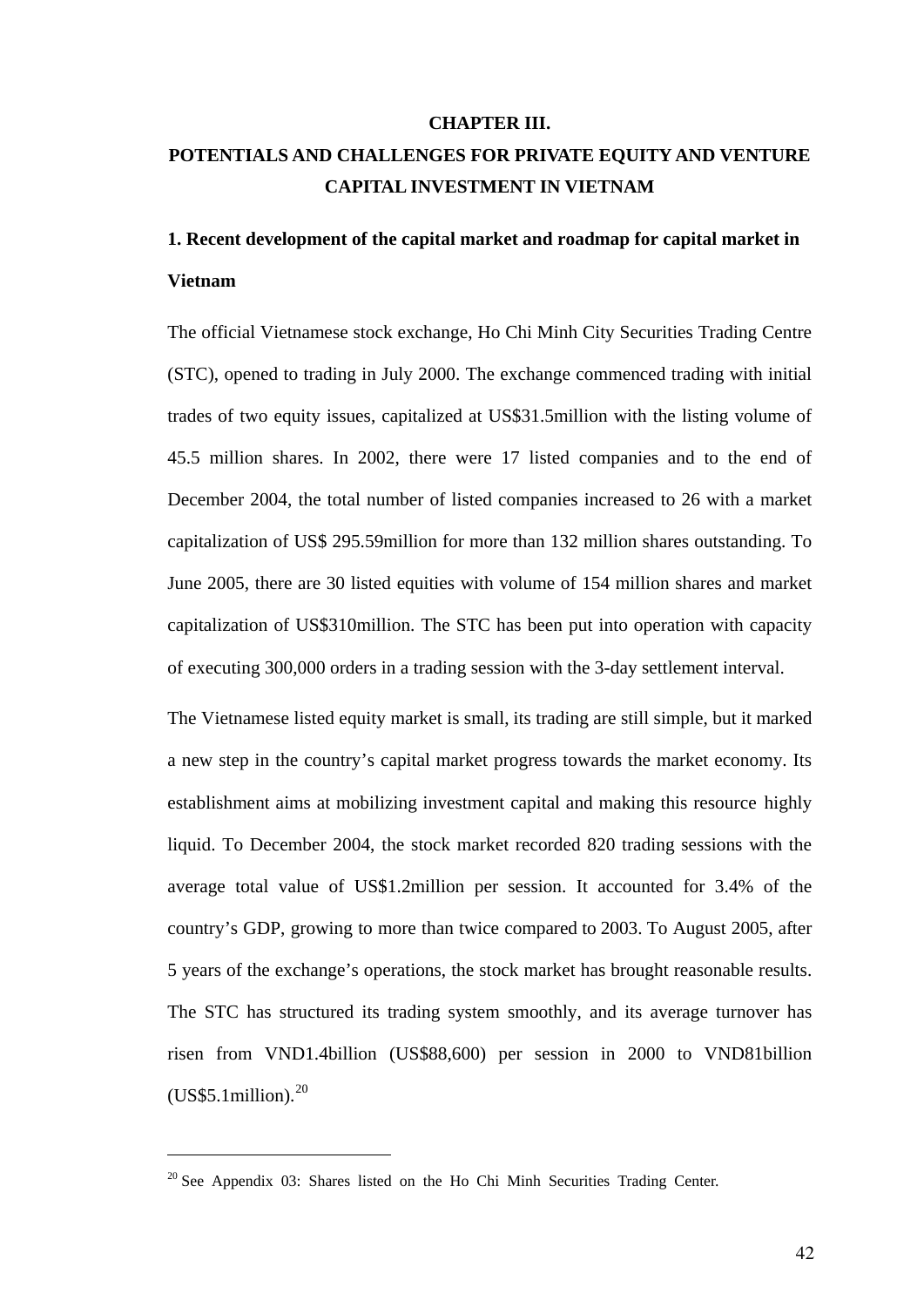# CHAPTER III.
# POTENTIALS AND CHALLENGES FOR PRIVATE EQUITY AND VENTURE CAPITAL INVESTMENT IN VIETNAM

## 1. Recent development of the capital market and roadmap for capital market in Vietnam

The official Vietnamese stock exchange, Ho Chi Minh City Securities Trading Centre (STC), opened to trading in July 2000. The exchange commenced trading with initial trades of two equity issues, capitalized at US$31.5million with the listing volume of 45.5 million shares. In 2002, there were 17 listed companies and to the end of December 2004, the total number of listed companies increased to 26 with a market capitalization of US$ 295.59million for more than 132 million shares outstanding. To June 2005, there are 30 listed equities with volume of 154 million shares and market capitalization of US$310million. The STC has been put into operation with capacity of executing 300,000 orders in a trading session with the 3-day settlement interval.

The Vietnamese listed equity market is small, its trading are still simple, but it marked a new step in the country's capital market progress towards the market economy. Its establishment aims at mobilizing investment capital and making this resource highly liquid. To December 2004, the stock market recorded 820 trading sessions with the average total value of US$1.2million per session. It accounted for 3.4% of the country's GDP, growing to more than twice compared to 2003. To August 2005, after 5 years of the exchange's operations, the stock market has brought reasonable results. The STC has structured its trading system smoothly, and its average turnover has risen from VND1.4billion (US$88,600) per session in 2000 to VND81billion (US$5.1million).[20]

---

[20] See Appendix 03: Shares listed on the Ho Chi Minh Securities Trading Center.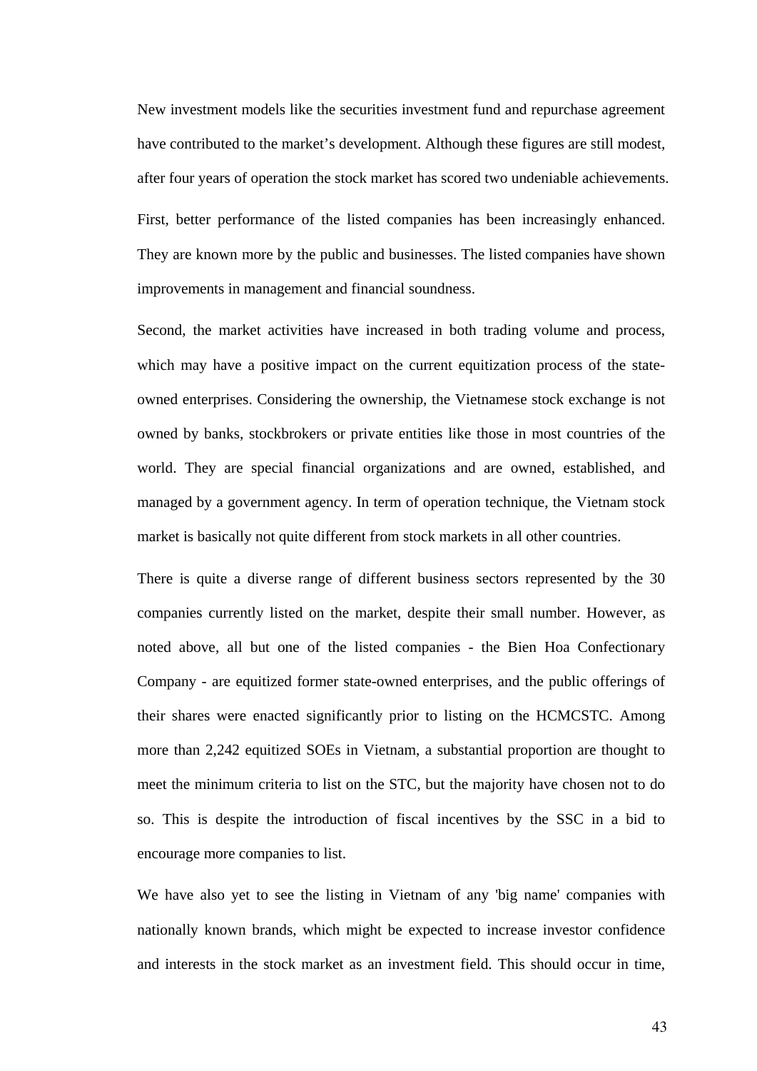New investment models like the securities investment fund and repurchase agreement have contributed to the market's development. Although these figures are still modest, after four years of operation the stock market has scored two undeniable achievements.

First, better performance of the listed companies has been increasingly enhanced. They are known more by the public and businesses. The listed companies have shown improvements in management and financial soundness.

Second, the market activities have increased in both trading volume and process, which may have a positive impact on the current equitization process of the state-owned enterprises. Considering the ownership, the Vietnamese stock exchange is not owned by banks, stockbrokers or private entities like those in most countries of the world. They are special financial organizations and are owned, established, and managed by a government agency. In term of operation technique, the Vietnam stock market is basically not quite different from stock markets in all other countries.

There is quite a diverse range of different business sectors represented by the 30 companies currently listed on the market, despite their small number. However, as noted above, all but one of the listed companies - the Bien Hoa Confectionary Company - are equitized former state-owned enterprises, and the public offerings of their shares were enacted significantly prior to listing on the HCMCSTC. Among more than 2,242 equitized SOEs in Vietnam, a substantial proportion are thought to meet the minimum criteria to list on the STC, but the majority have chosen not to do so. This is despite the introduction of fiscal incentives by the SSC in a bid to encourage more companies to list.

We have also yet to see the listing in Vietnam of any 'big name' companies with nationally known brands, which might be expected to increase investor confidence and interests in the stock market as an investment field. This should occur in time,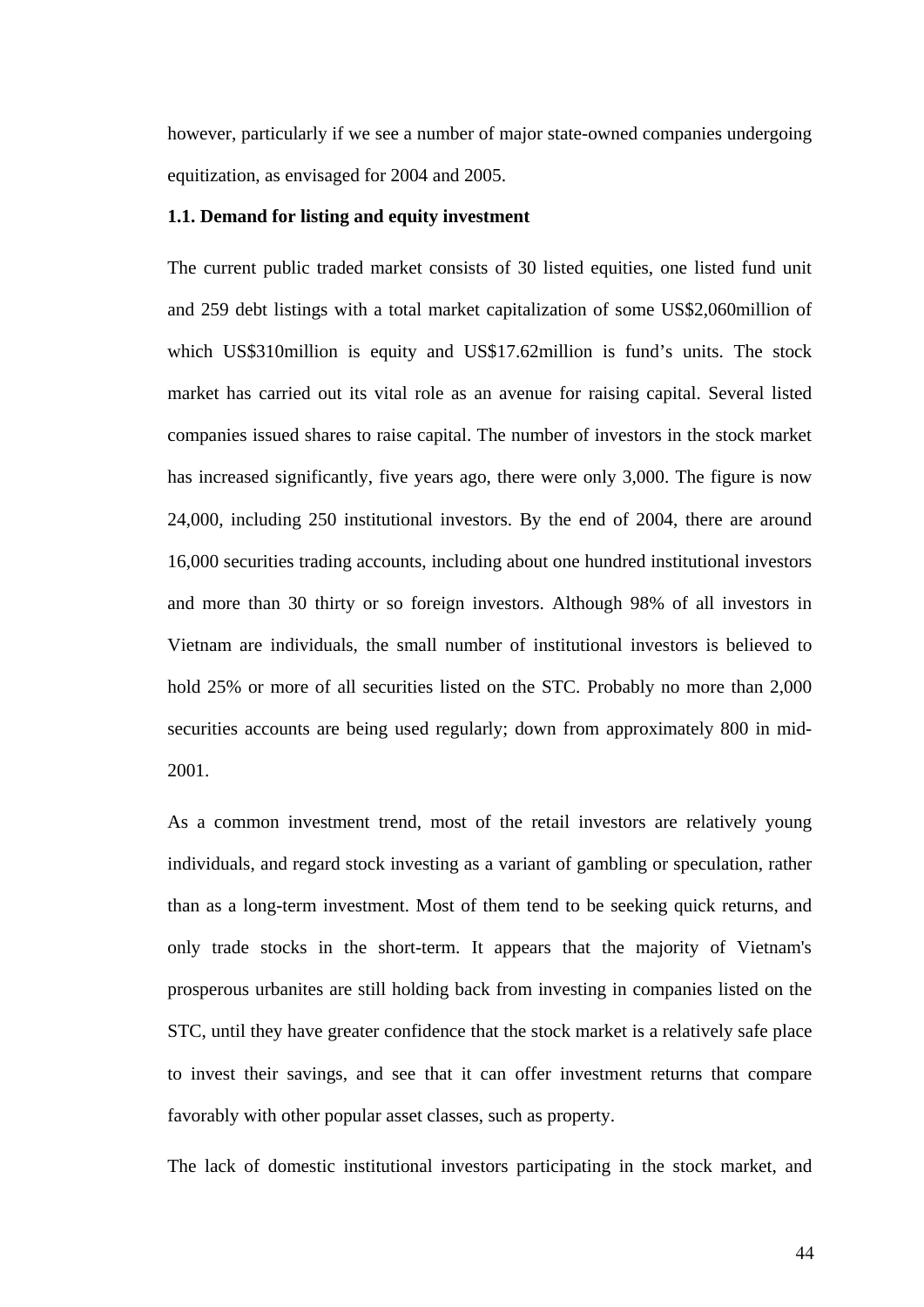however, particularly if we see a number of major state-owned companies undergoing equitization, as envisaged for 2004 and 2005.

**1.1. Demand for listing and equity investment**

The current public traded market consists of 30 listed equities, one listed fund unit and 259 debt listings with a total market capitalization of some US$2,060million of which US$310million is equity and US$17.62million is fund's units. The stock market has carried out its vital role as an avenue for raising capital. Several listed companies issued shares to raise capital. The number of investors in the stock market has increased significantly, five years ago, there were only 3,000. The figure is now 24,000, including 250 institutional investors. By the end of 2004, there are around 16,000 securities trading accounts, including about one hundred institutional investors and more than 30 thirty or so foreign investors. Although 98% of all investors in Vietnam are individuals, the small number of institutional investors is believed to hold 25% or more of all securities listed on the STC. Probably no more than 2,000 securities accounts are being used regularly; down from approximately 800 in mid-2001.

As a common investment trend, most of the retail investors are relatively young individuals, and regard stock investing as a variant of gambling or speculation, rather than as a long-term investment. Most of them tend to be seeking quick returns, and only trade stocks in the short-term. It appears that the majority of Vietnam's prosperous urbanites are still holding back from investing in companies listed on the STC, until they have greater confidence that the stock market is a relatively safe place to invest their savings, and see that it can offer investment returns that compare favorably with other popular asset classes, such as property.

The lack of domestic institutional investors participating in the stock market, and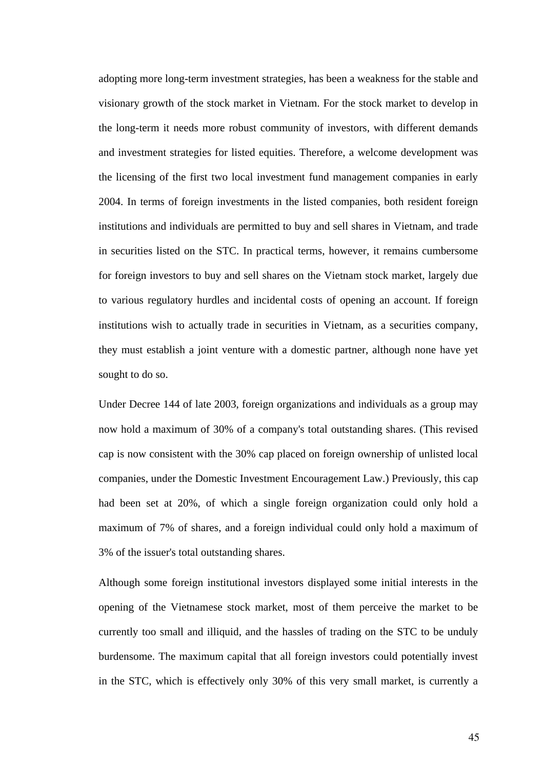adopting more long-term investment strategies, has been a weakness for the stable and visionary growth of the stock market in Vietnam. For the stock market to develop in the long-term it needs more robust community of investors, with different demands and investment strategies for listed equities. Therefore, a welcome development was the licensing of the first two local investment fund management companies in early 2004. In terms of foreign investments in the listed companies, both resident foreign institutions and individuals are permitted to buy and sell shares in Vietnam, and trade in securities listed on the STC. In practical terms, however, it remains cumbersome for foreign investors to buy and sell shares on the Vietnam stock market, largely due to various regulatory hurdles and incidental costs of opening an account. If foreign institutions wish to actually trade in securities in Vietnam, as a securities company, they must establish a joint venture with a domestic partner, although none have yet sought to do so.

Under Decree 144 of late 2003, foreign organizations and individuals as a group may now hold a maximum of 30% of a company's total outstanding shares. (This revised cap is now consistent with the 30% cap placed on foreign ownership of unlisted local companies, under the Domestic Investment Encouragement Law.) Previously, this cap had been set at 20%, of which a single foreign organization could only hold a maximum of 7% of shares, and a foreign individual could only hold a maximum of 3% of the issuer's total outstanding shares.

Although some foreign institutional investors displayed some initial interests in the opening of the Vietnamese stock market, most of them perceive the market to be currently too small and illiquid, and the hassles of trading on the STC to be unduly burdensome. The maximum capital that all foreign investors could potentially invest in the STC, which is effectively only 30% of this very small market, is currently a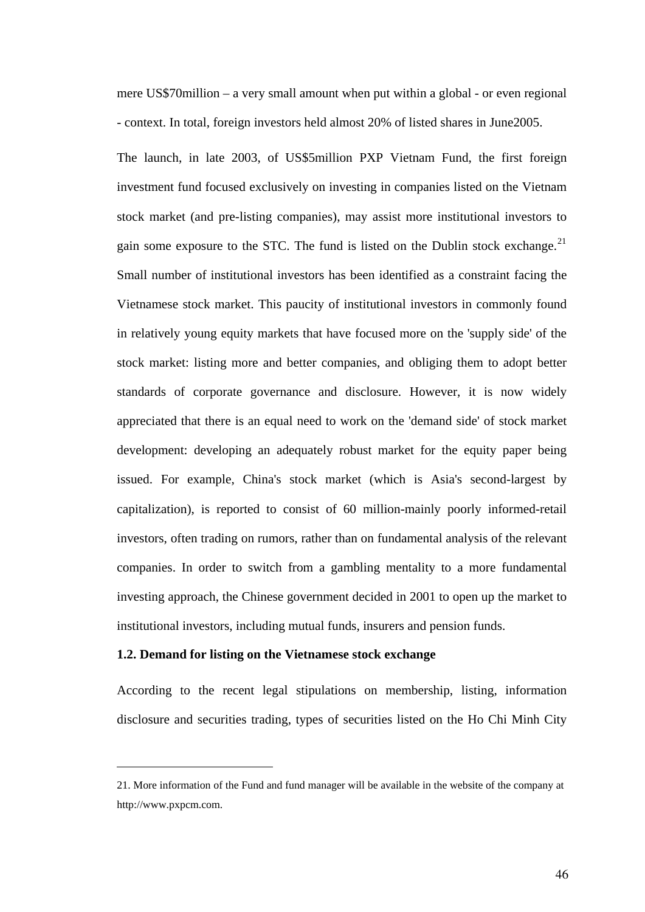mere US$70million – a very small amount when put within a global - or even regional - context. In total, foreign investors held almost 20% of listed shares in June2005.

The launch, in late 2003, of US$5million PXP Vietnam Fund, the first foreign investment fund focused exclusively on investing in companies listed on the Vietnam stock market (and pre-listing companies), may assist more institutional investors to gain some exposure to the STC. The fund is listed on the Dublin stock exchange.[21] Small number of institutional investors has been identified as a constraint facing the Vietnamese stock market. This paucity of institutional investors in commonly found in relatively young equity markets that have focused more on the 'supply side' of the stock market: listing more and better companies, and obliging them to adopt better standards of corporate governance and disclosure. However, it is now widely appreciated that there is an equal need to work on the 'demand side' of stock market development: developing an adequately robust market for the equity paper being issued. For example, China's stock market (which is Asia's second-largest by capitalization), is reported to consist of 60 million-mainly poorly informed-retail investors, often trading on rumors, rather than on fundamental analysis of the relevant companies. In order to switch from a gambling mentality to a more fundamental investing approach, the Chinese government decided in 2001 to open up the market to institutional investors, including mutual funds, insurers and pension funds.

**1.2. Demand for listing on the Vietnamese stock exchange**

According to the recent legal stipulations on membership, listing, information disclosure and securities trading, types of securities listed on the Ho Chi Minh City

---

21. More information of the Fund and fund manager will be available in the website of the company at http://www.pxpcm.com.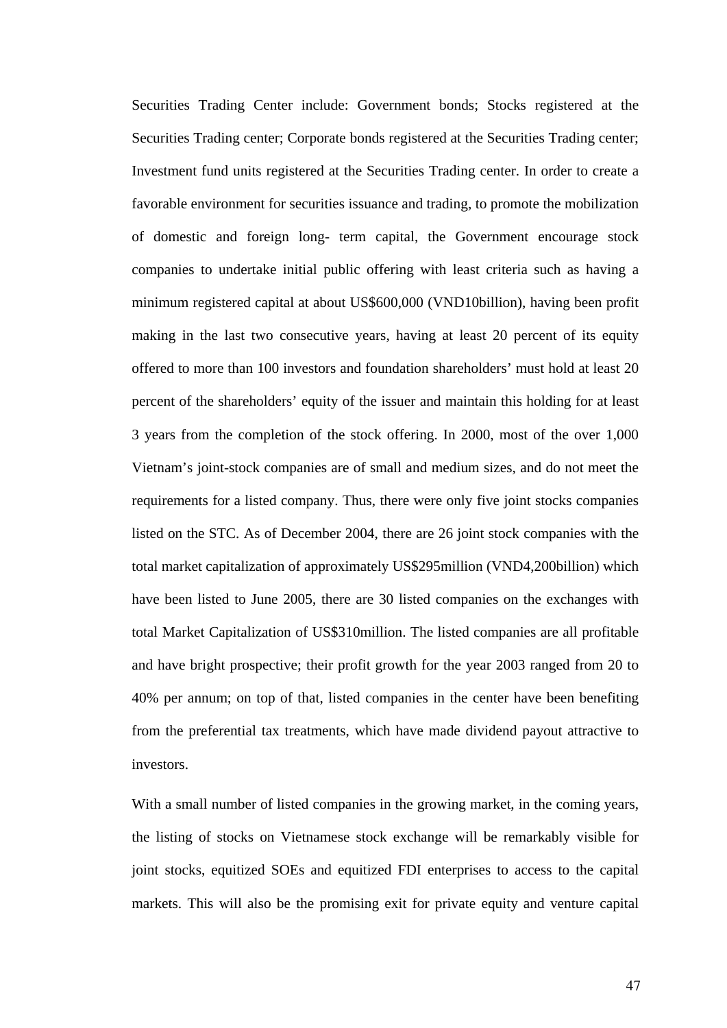Securities Trading Center include: Government bonds; Stocks registered at the Securities Trading center; Corporate bonds registered at the Securities Trading center; Investment fund units registered at the Securities Trading center. In order to create a favorable environment for securities issuance and trading, to promote the mobilization of domestic and foreign long- term capital, the Government encourage stock companies to undertake initial public offering with least criteria such as having a minimum registered capital at about US$600,000 (VND10billion), having been profit making in the last two consecutive years, having at least 20 percent of its equity offered to more than 100 investors and foundation shareholders' must hold at least 20 percent of the shareholders' equity of the issuer and maintain this holding for at least 3 years from the completion of the stock offering. In 2000, most of the over 1,000 Vietnam's joint-stock companies are of small and medium sizes, and do not meet the requirements for a listed company. Thus, there were only five joint stocks companies listed on the STC. As of December 2004, there are 26 joint stock companies with the total market capitalization of approximately US$295million (VND4,200billion) which have been listed to June 2005, there are 30 listed companies on the exchanges with total Market Capitalization of US$310million. The listed companies are all profitable and have bright prospective; their profit growth for the year 2003 ranged from 20 to 40% per annum; on top of that, listed companies in the center have been benefiting from the preferential tax treatments, which have made dividend payout attractive to investors.

With a small number of listed companies in the growing market, in the coming years, the listing of stocks on Vietnamese stock exchange will be remarkably visible for joint stocks, equitized SOEs and equitized FDI enterprises to access to the capital markets. This will also be the promising exit for private equity and venture capital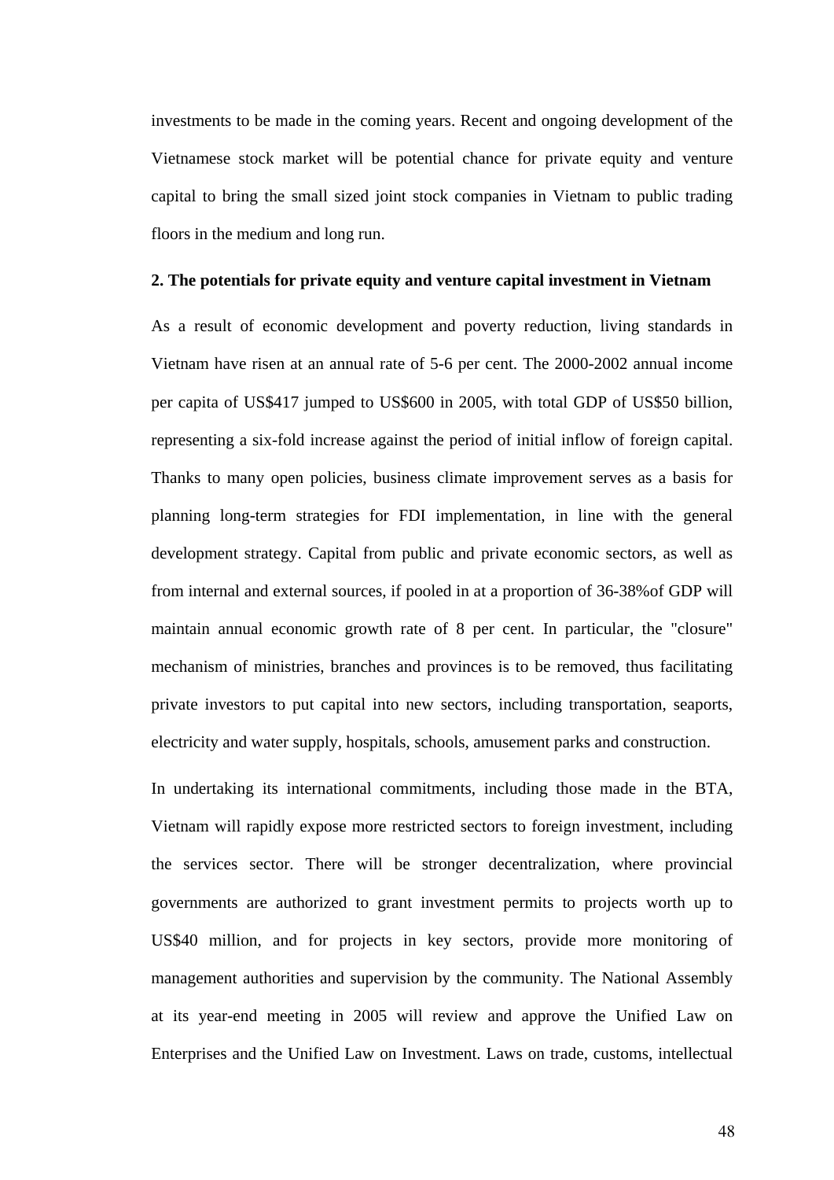investments to be made in the coming years. Recent and ongoing development of the Vietnamese stock market will be potential chance for private equity and venture capital to bring the small sized joint stock companies in Vietnam to public trading floors in the medium and long run.

**2. The potentials for private equity and venture capital investment in Vietnam**

As a result of economic development and poverty reduction, living standards in Vietnam have risen at an annual rate of 5-6 per cent. The 2000-2002 annual income per capita of US$417 jumped to US$600 in 2005, with total GDP of US$50 billion, representing a six-fold increase against the period of initial inflow of foreign capital. Thanks to many open policies, business climate improvement serves as a basis for planning long-term strategies for FDI implementation, in line with the general development strategy. Capital from public and private economic sectors, as well as from internal and external sources, if pooled in at a proportion of 36-38%of GDP will maintain annual economic growth rate of 8 per cent. In particular, the "closure" mechanism of ministries, branches and provinces is to be removed, thus facilitating private investors to put capital into new sectors, including transportation, seaports, electricity and water supply, hospitals, schools, amusement parks and construction.

In undertaking its international commitments, including those made in the BTA, Vietnam will rapidly expose more restricted sectors to foreign investment, including the services sector. There will be stronger decentralization, where provincial governments are authorized to grant investment permits to projects worth up to US$40 million, and for projects in key sectors, provide more monitoring of management authorities and supervision by the community. The National Assembly at its year-end meeting in 2005 will review and approve the Unified Law on Enterprises and the Unified Law on Investment. Laws on trade, customs, intellectual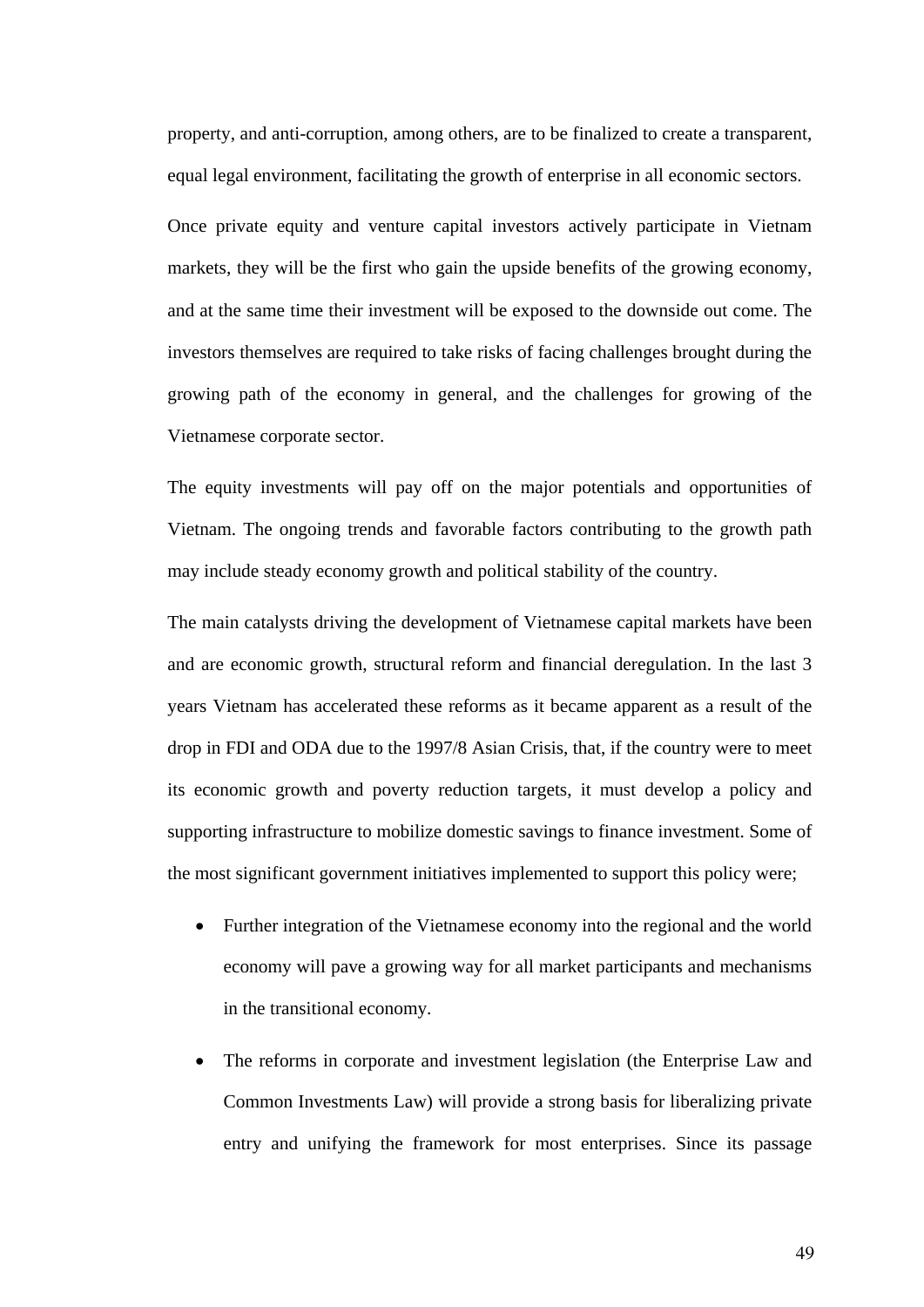property, and anti-corruption, among others, are to be finalized to create a transparent, equal legal environment, facilitating the growth of enterprise in all economic sectors.

Once private equity and venture capital investors actively participate in Vietnam markets, they will be the first who gain the upside benefits of the growing economy, and at the same time their investment will be exposed to the downside out come. The investors themselves are required to take risks of facing challenges brought during the growing path of the economy in general, and the challenges for growing of the Vietnamese corporate sector.

The equity investments will pay off on the major potentials and opportunities of Vietnam. The ongoing trends and favorable factors contributing to the growth path may include steady economy growth and political stability of the country.

The main catalysts driving the development of Vietnamese capital markets have been and are economic growth, structural reform and financial deregulation. In the last 3 years Vietnam has accelerated these reforms as it became apparent as a result of the drop in FDI and ODA due to the 1997/8 Asian Crisis, that, if the country were to meet its economic growth and poverty reduction targets, it must develop a policy and supporting infrastructure to mobilize domestic savings to finance investment. Some of the most significant government initiatives implemented to support this policy were;

- Further integration of the Vietnamese economy into the regional and the world economy will pave a growing way for all market participants and mechanisms in the transitional economy.
- The reforms in corporate and investment legislation (the Enterprise Law and Common Investments Law) will provide a strong basis for liberalizing private entry and unifying the framework for most enterprises. Since its passage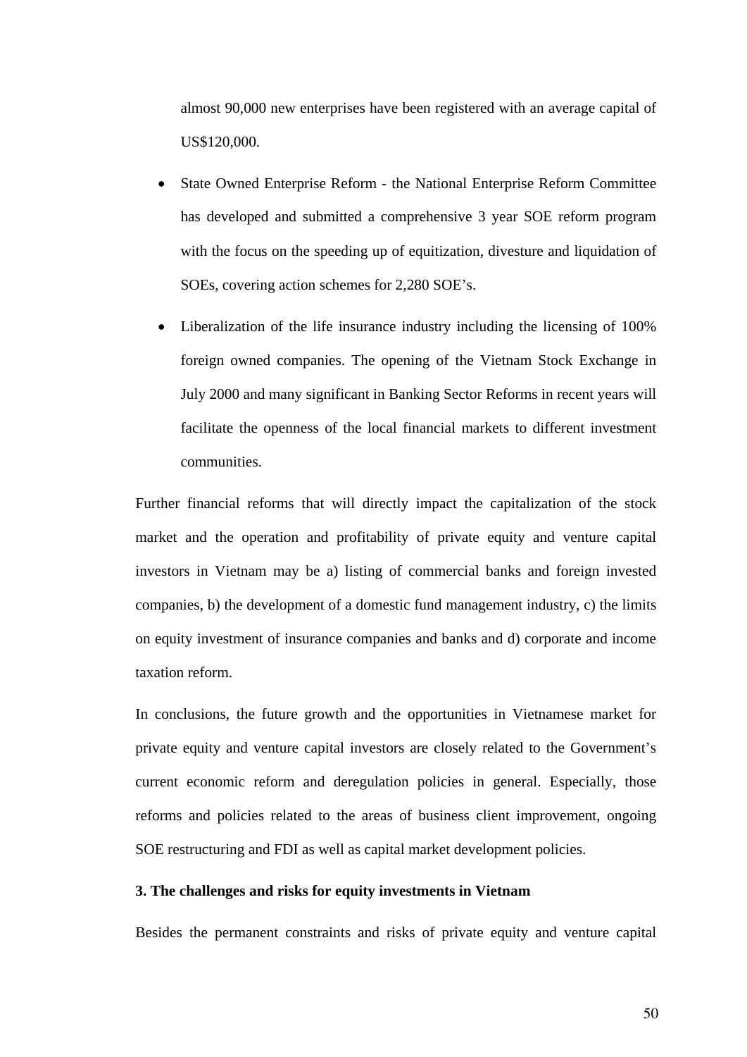almost 90,000 new enterprises have been registered with an average capital of US$120,000.

- State Owned Enterprise Reform - the National Enterprise Reform Committee has developed and submitted a comprehensive 3 year SOE reform program with the focus on the speeding up of equitization, divesture and liquidation of SOEs, covering action schemes for 2,280 SOE's.
- Liberalization of the life insurance industry including the licensing of 100% foreign owned companies. The opening of the Vietnam Stock Exchange in July 2000 and many significant in Banking Sector Reforms in recent years will facilitate the openness of the local financial markets to different investment communities.

Further financial reforms that will directly impact the capitalization of the stock market and the operation and profitability of private equity and venture capital investors in Vietnam may be a) listing of commercial banks and foreign invested companies, b) the development of a domestic fund management industry, c) the limits on equity investment of insurance companies and banks and d) corporate and income taxation reform.

In conclusions, the future growth and the opportunities in Vietnamese market for private equity and venture capital investors are closely related to the Government's current economic reform and deregulation policies in general. Especially, those reforms and policies related to the areas of business client improvement, ongoing SOE restructuring and FDI as well as capital market development policies.

### 3. The challenges and risks for equity investments in Vietnam

Besides the permanent constraints and risks of private equity and venture capital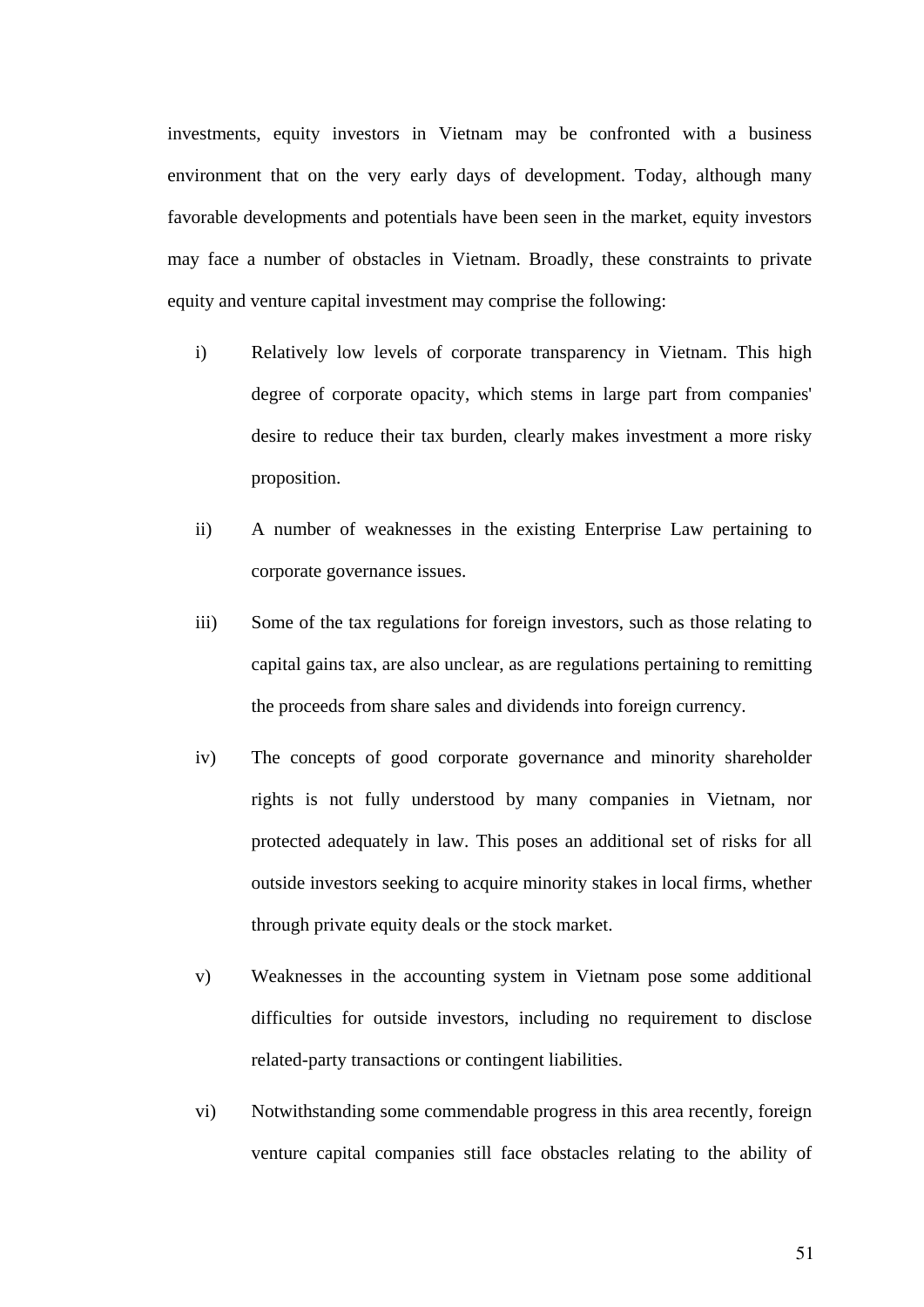investments, equity investors in Vietnam may be confronted with a business environment that on the very early days of development. Today, although many favorable developments and potentials have been seen in the market, equity investors may face a number of obstacles in Vietnam. Broadly, these constraints to private equity and venture capital investment may comprise the following:

i) Relatively low levels of corporate transparency in Vietnam. This high degree of corporate opacity, which stems in large part from companies' desire to reduce their tax burden, clearly makes investment a more risky proposition.

ii) A number of weaknesses in the existing Enterprise Law pertaining to corporate governance issues.

iii) Some of the tax regulations for foreign investors, such as those relating to capital gains tax, are also unclear, as are regulations pertaining to remitting the proceeds from share sales and dividends into foreign currency.

iv) The concepts of good corporate governance and minority shareholder rights is not fully understood by many companies in Vietnam, nor protected adequately in law. This poses an additional set of risks for all outside investors seeking to acquire minority stakes in local firms, whether through private equity deals or the stock market.

v) Weaknesses in the accounting system in Vietnam pose some additional difficulties for outside investors, including no requirement to disclose related-party transactions or contingent liabilities.

vi) Notwithstanding some commendable progress in this area recently, foreign venture capital companies still face obstacles relating to the ability of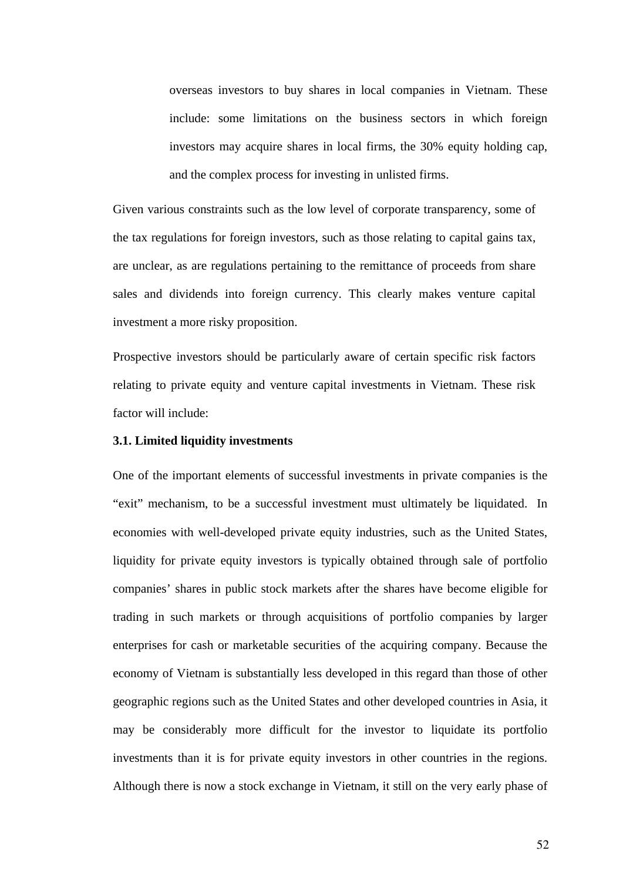overseas investors to buy shares in local companies in Vietnam. These include: some limitations on the business sectors in which foreign investors may acquire shares in local firms, the 30% equity holding cap, and the complex process for investing in unlisted firms.

Given various constraints such as the low level of corporate transparency, some of the tax regulations for foreign investors, such as those relating to capital gains tax, are unclear, as are regulations pertaining to the remittance of proceeds from share sales and dividends into foreign currency. This clearly makes venture capital investment a more risky proposition.

Prospective investors should be particularly aware of certain specific risk factors relating to private equity and venture capital investments in Vietnam. These risk factor will include:

**3.1. Limited liquidity investments**

One of the important elements of successful investments in private companies is the "exit" mechanism, to be a successful investment must ultimately be liquidated. In economies with well-developed private equity industries, such as the United States, liquidity for private equity investors is typically obtained through sale of portfolio companies' shares in public stock markets after the shares have become eligible for trading in such markets or through acquisitions of portfolio companies by larger enterprises for cash or marketable securities of the acquiring company. Because the economy of Vietnam is substantially less developed in this regard than those of other geographic regions such as the United States and other developed countries in Asia, it may be considerably more difficult for the investor to liquidate its portfolio investments than it is for private equity investors in other countries in the regions. Although there is now a stock exchange in Vietnam, it still on the very early phase of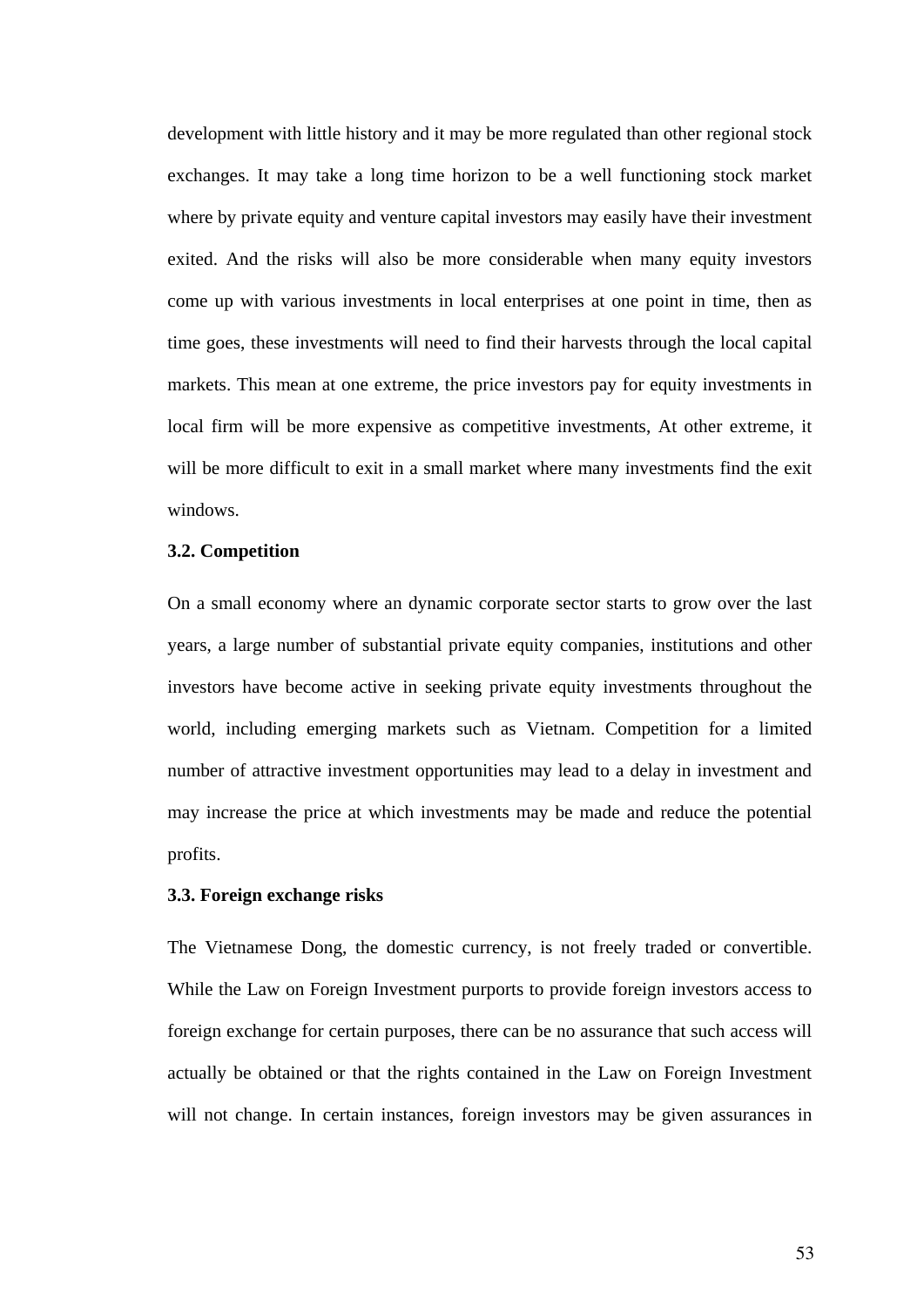development with little history and it may be more regulated than other regional stock exchanges. It may take a long time horizon to be a well functioning stock market where by private equity and venture capital investors may easily have their investment exited. And the risks will also be more considerable when many equity investors come up with various investments in local enterprises at one point in time, then as time goes, these investments will need to find their harvests through the local capital markets. This mean at one extreme, the price investors pay for equity investments in local firm will be more expensive as competitive investments, At other extreme, it will be more difficult to exit in a small market where many investments find the exit windows.

### 3.2. Competition

On a small economy where an dynamic corporate sector starts to grow over the last years, a large number of substantial private equity companies, institutions and other investors have become active in seeking private equity investments throughout the world, including emerging markets such as Vietnam. Competition for a limited number of attractive investment opportunities may lead to a delay in investment and may increase the price at which investments may be made and reduce the potential profits.

### 3.3. Foreign exchange risks

The Vietnamese Dong, the domestic currency, is not freely traded or convertible. While the Law on Foreign Investment purports to provide foreign investors access to foreign exchange for certain purposes, there can be no assurance that such access will actually be obtained or that the rights contained in the Law on Foreign Investment will not change. In certain instances, foreign investors may be given assurances in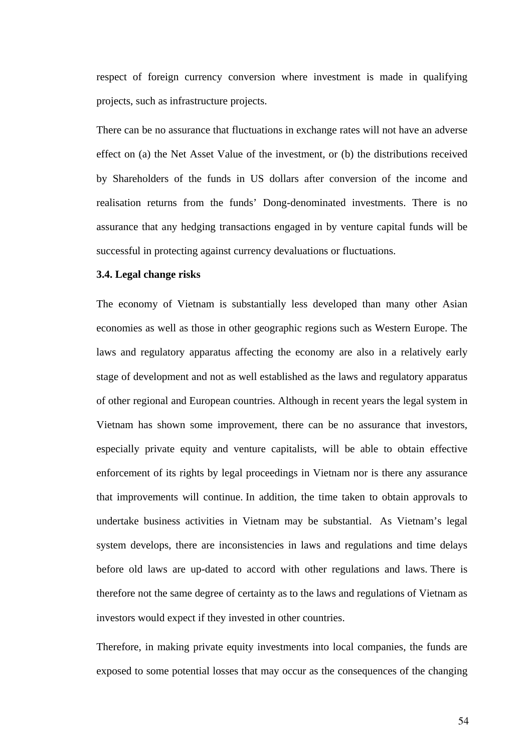respect of foreign currency conversion where investment is made in qualifying projects, such as infrastructure projects.

There can be no assurance that fluctuations in exchange rates will not have an adverse effect on (a) the Net Asset Value of the investment, or (b) the distributions received by Shareholders of the funds in US dollars after conversion of the income and realisation returns from the funds' Dong-denominated investments. There is no assurance that any hedging transactions engaged in by venture capital funds will be successful in protecting against currency devaluations or fluctuations.

### 3.4. Legal change risks

The economy of Vietnam is substantially less developed than many other Asian economies as well as those in other geographic regions such as Western Europe. The laws and regulatory apparatus affecting the economy are also in a relatively early stage of development and not as well established as the laws and regulatory apparatus of other regional and European countries. Although in recent years the legal system in Vietnam has shown some improvement, there can be no assurance that investors, especially private equity and venture capitalists, will be able to obtain effective enforcement of its rights by legal proceedings in Vietnam nor is there any assurance that improvements will continue. In addition, the time taken to obtain approvals to undertake business activities in Vietnam may be substantial. As Vietnam's legal system develops, there are inconsistencies in laws and regulations and time delays before old laws are up-dated to accord with other regulations and laws. There is therefore not the same degree of certainty as to the laws and regulations of Vietnam as investors would expect if they invested in other countries.

Therefore, in making private equity investments into local companies, the funds are exposed to some potential losses that may occur as the consequences of the changing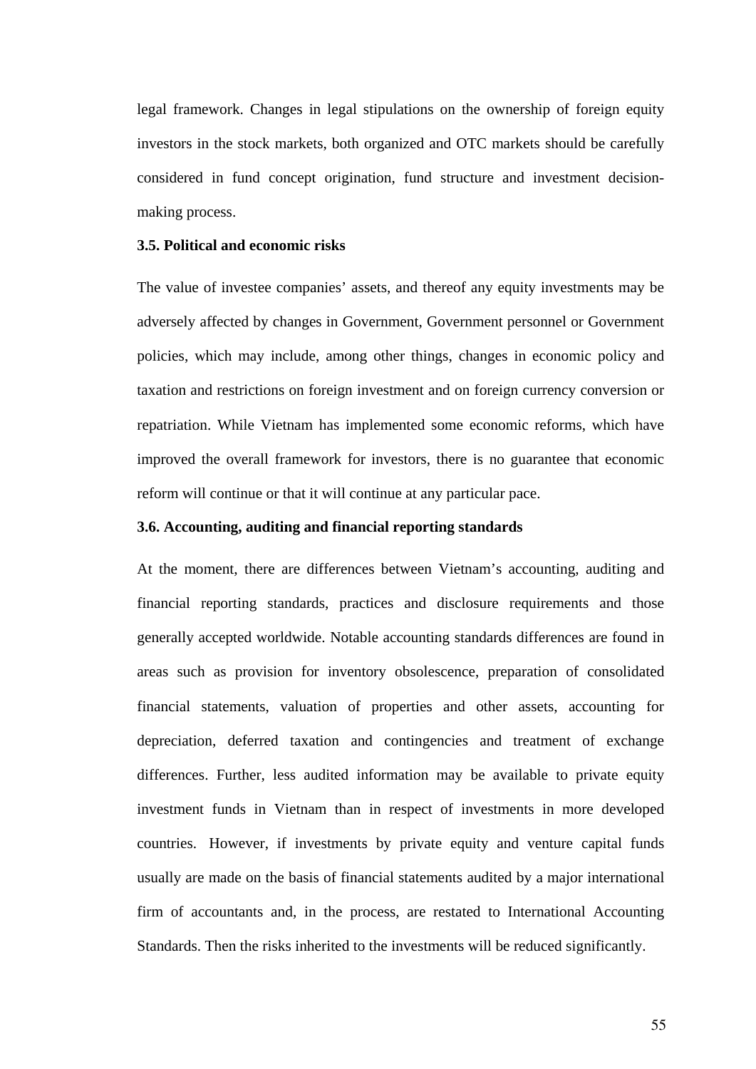legal framework. Changes in legal stipulations on the ownership of foreign equity investors in the stock markets, both organized and OTC markets should be carefully considered in fund concept origination, fund structure and investment decision-making process.

### 3.5. Political and economic risks

The value of investee companies' assets, and thereof any equity investments may be adversely affected by changes in Government, Government personnel or Government policies, which may include, among other things, changes in economic policy and taxation and restrictions on foreign investment and on foreign currency conversion or repatriation. While Vietnam has implemented some economic reforms, which have improved the overall framework for investors, there is no guarantee that economic reform will continue or that it will continue at any particular pace.

### 3.6. Accounting, auditing and financial reporting standards

At the moment, there are differences between Vietnam's accounting, auditing and financial reporting standards, practices and disclosure requirements and those generally accepted worldwide. Notable accounting standards differences are found in areas such as provision for inventory obsolescence, preparation of consolidated financial statements, valuation of properties and other assets, accounting for depreciation, deferred taxation and contingencies and treatment of exchange differences. Further, less audited information may be available to private equity investment funds in Vietnam than in respect of investments in more developed countries. However, if investments by private equity and venture capital funds usually are made on the basis of financial statements audited by a major international firm of accountants and, in the process, are restated to International Accounting Standards. Then the risks inherited to the investments will be reduced significantly.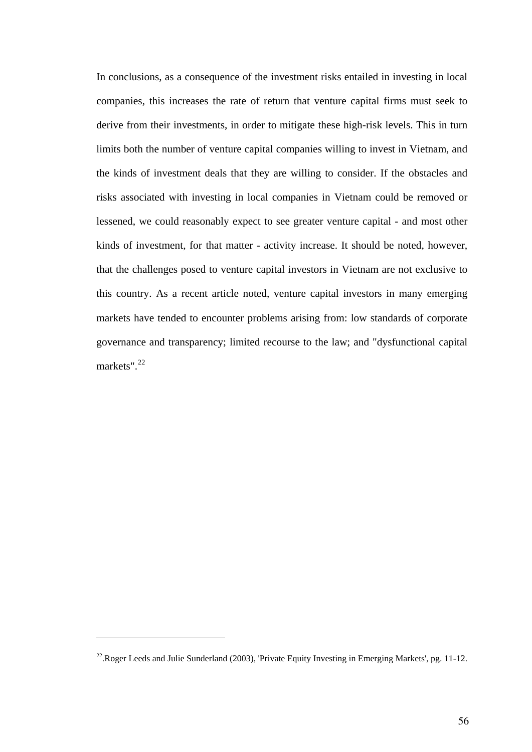In conclusions, as a consequence of the investment risks entailed in investing in local companies, this increases the rate of return that venture capital firms must seek to derive from their investments, in order to mitigate these high-risk levels. This in turn limits both the number of venture capital companies willing to invest in Vietnam, and the kinds of investment deals that they are willing to consider. If the obstacles and risks associated with investing in local companies in Vietnam could be removed or lessened, we could reasonably expect to see greater venture capital - and most other kinds of investment, for that matter - activity increase. It should be noted, however, that the challenges posed to venture capital investors in Vietnam are not exclusive to this country. As a recent article noted, venture capital investors in many emerging markets have tended to encounter problems arising from: low standards of corporate governance and transparency; limited recourse to the law; and "dysfunctional capital markets".[22]

---

[22].Roger Leeds and Julie Sunderland (2003), 'Private Equity Investing in Emerging Markets', pg. 11-12.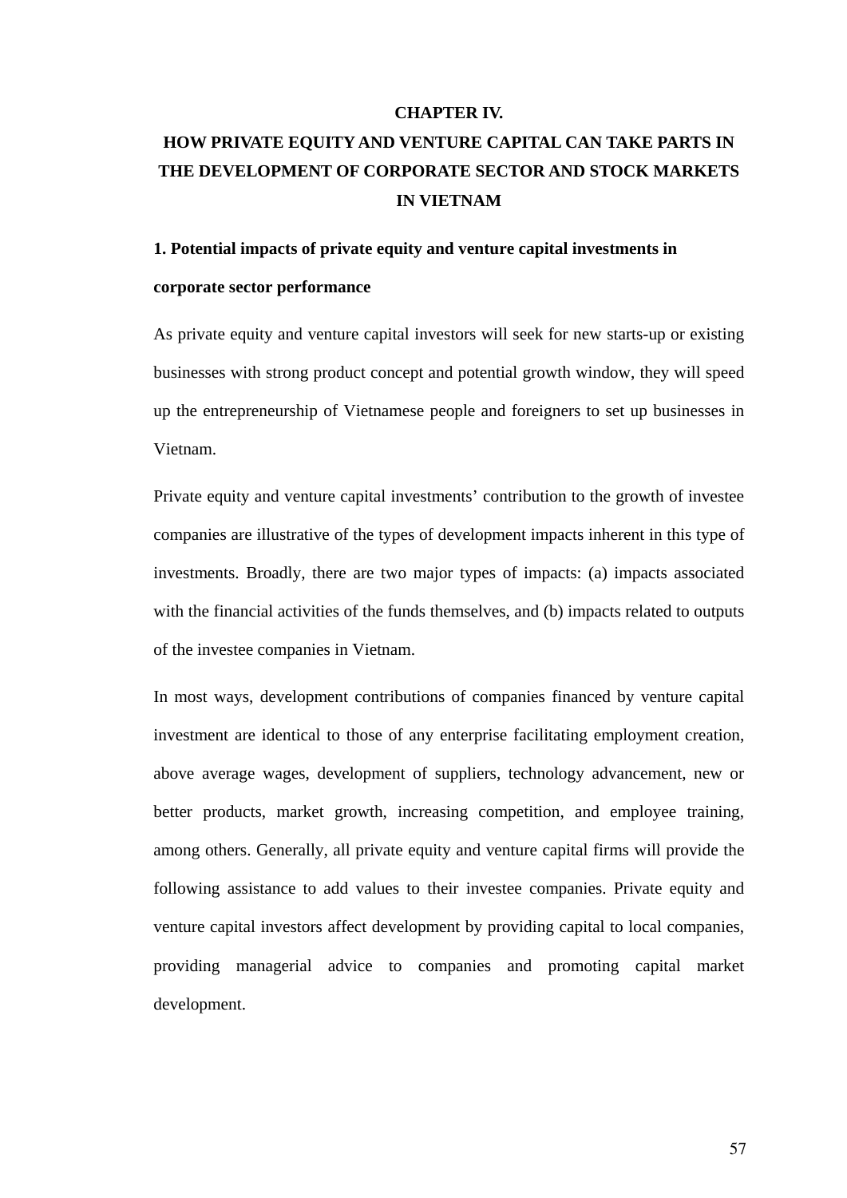# CHAPTER IV.
# HOW PRIVATE EQUITY AND VENTURE CAPITAL CAN TAKE PARTS IN THE DEVELOPMENT OF CORPORATE SECTOR AND STOCK MARKETS IN VIETNAM

## 1. Potential impacts of private equity and venture capital investments in corporate sector performance

As private equity and venture capital investors will seek for new starts-up or existing businesses with strong product concept and potential growth window, they will speed up the entrepreneurship of Vietnamese people and foreigners to set up businesses in Vietnam.

Private equity and venture capital investments' contribution to the growth of investee companies are illustrative of the types of development impacts inherent in this type of investments. Broadly, there are two major types of impacts: (a) impacts associated with the financial activities of the funds themselves, and (b) impacts related to outputs of the investee companies in Vietnam.

In most ways, development contributions of companies financed by venture capital investment are identical to those of any enterprise facilitating employment creation, above average wages, development of suppliers, technology advancement, new or better products, market growth, increasing competition, and employee training, among others. Generally, all private equity and venture capital firms will provide the following assistance to add values to their investee companies. Private equity and venture capital investors affect development by providing capital to local companies, providing managerial advice to companies and promoting capital market development.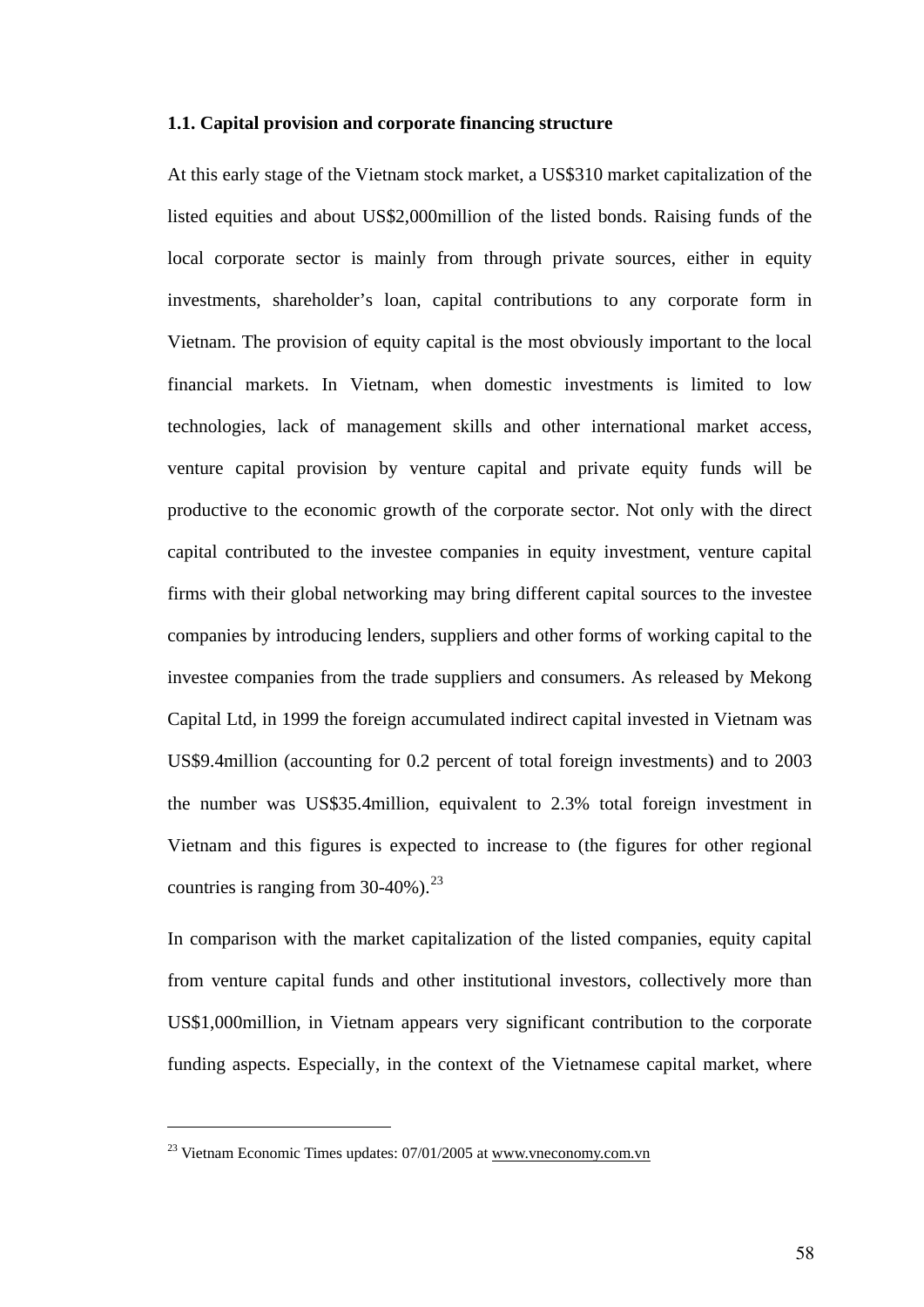### 1.1. Capital provision and corporate financing structure

At this early stage of the Vietnam stock market, a US$310 market capitalization of the listed equities and about US$2,000million of the listed bonds. Raising funds of the local corporate sector is mainly from through private sources, either in equity investments, shareholder's loan, capital contributions to any corporate form in Vietnam. The provision of equity capital is the most obviously important to the local financial markets. In Vietnam, when domestic investments is limited to low technologies, lack of management skills and other international market access, venture capital provision by venture capital and private equity funds will be productive to the economic growth of the corporate sector. Not only with the direct capital contributed to the investee companies in equity investment, venture capital firms with their global networking may bring different capital sources to the investee companies by introducing lenders, suppliers and other forms of working capital to the investee companies from the trade suppliers and consumers. As released by Mekong Capital Ltd, in 1999 the foreign accumulated indirect capital invested in Vietnam was US$9.4million (accounting for 0.2 percent of total foreign investments) and to 2003 the number was US$35.4million, equivalent to 2.3% total foreign investment in Vietnam and this figures is expected to increase to (the figures for other regional countries is ranging from 30-40%).[23]

In comparison with the market capitalization of the listed companies, equity capital from venture capital funds and other institutional investors, collectively more than US$1,000million, in Vietnam appears very significant contribution to the corporate funding aspects. Especially, in the context of the Vietnamese capital market, where

---

[23] Vietnam Economic Times updates: 07/01/2005 at www.vneconomy.com.vn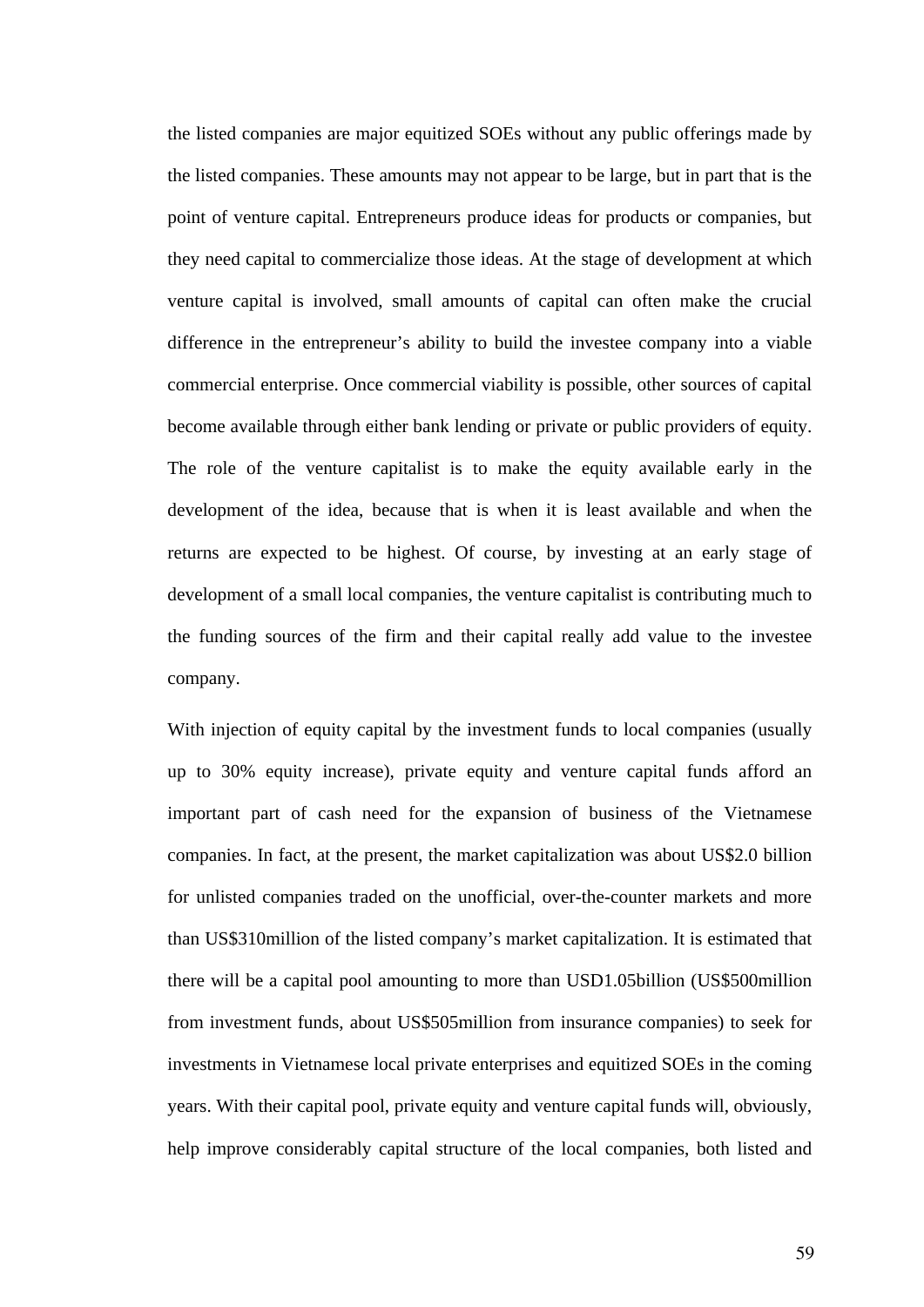the listed companies are major equitized SOEs without any public offerings made by the listed companies. These amounts may not appear to be large, but in part that is the point of venture capital. Entrepreneurs produce ideas for products or companies, but they need capital to commercialize those ideas. At the stage of development at which venture capital is involved, small amounts of capital can often make the crucial difference in the entrepreneur's ability to build the investee company into a viable commercial enterprise. Once commercial viability is possible, other sources of capital become available through either bank lending or private or public providers of equity. The role of the venture capitalist is to make the equity available early in the development of the idea, because that is when it is least available and when the returns are expected to be highest. Of course, by investing at an early stage of development of a small local companies, the venture capitalist is contributing much to the funding sources of the firm and their capital really add value to the investee company.

With injection of equity capital by the investment funds to local companies (usually up to 30% equity increase), private equity and venture capital funds afford an important part of cash need for the expansion of business of the Vietnamese companies. In fact, at the present, the market capitalization was about US$2.0 billion for unlisted companies traded on the unofficial, over-the-counter markets and more than US$310million of the listed company's market capitalization. It is estimated that there will be a capital pool amounting to more than USD1.05billion (US$500million from investment funds, about US$505million from insurance companies) to seek for investments in Vietnamese local private enterprises and equitized SOEs in the coming years. With their capital pool, private equity and venture capital funds will, obviously, help improve considerably capital structure of the local companies, both listed and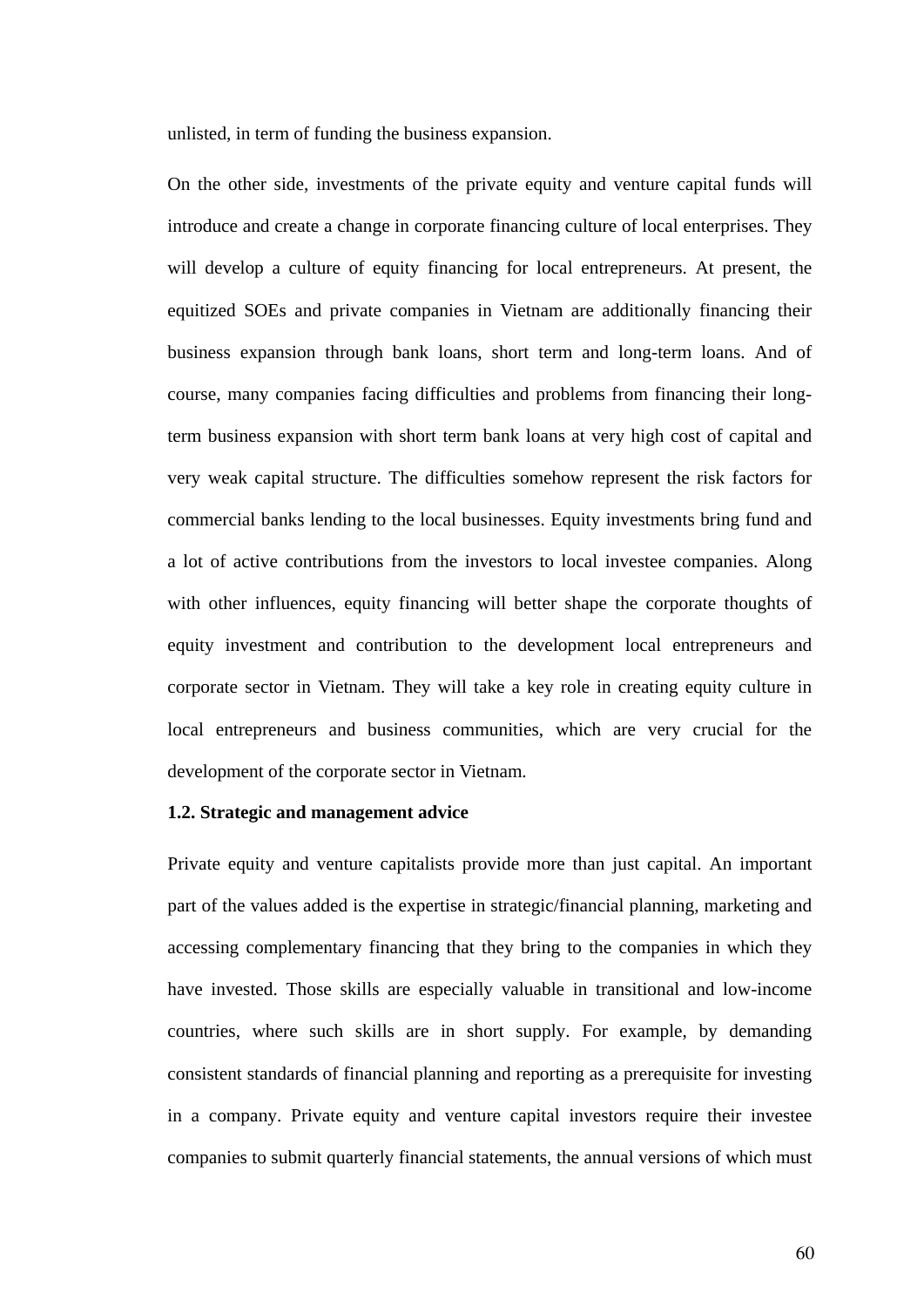unlisted, in term of funding the business expansion.

On the other side, investments of the private equity and venture capital funds will introduce and create a change in corporate financing culture of local enterprises. They will develop a culture of equity financing for local entrepreneurs. At present, the equitized SOEs and private companies in Vietnam are additionally financing their business expansion through bank loans, short term and long-term loans. And of course, many companies facing difficulties and problems from financing their long-term business expansion with short term bank loans at very high cost of capital and very weak capital structure. The difficulties somehow represent the risk factors for commercial banks lending to the local businesses. Equity investments bring fund and a lot of active contributions from the investors to local investee companies. Along with other influences, equity financing will better shape the corporate thoughts of equity investment and contribution to the development local entrepreneurs and corporate sector in Vietnam. They will take a key role in creating equity culture in local entrepreneurs and business communities, which are very crucial for the development of the corporate sector in Vietnam.

**1.2. Strategic and management advice**

Private equity and venture capitalists provide more than just capital. An important part of the values added is the expertise in strategic/financial planning, marketing and accessing complementary financing that they bring to the companies in which they have invested. Those skills are especially valuable in transitional and low-income countries, where such skills are in short supply. For example, by demanding consistent standards of financial planning and reporting as a prerequisite for investing in a company. Private equity and venture capital investors require their investee companies to submit quarterly financial statements, the annual versions of which must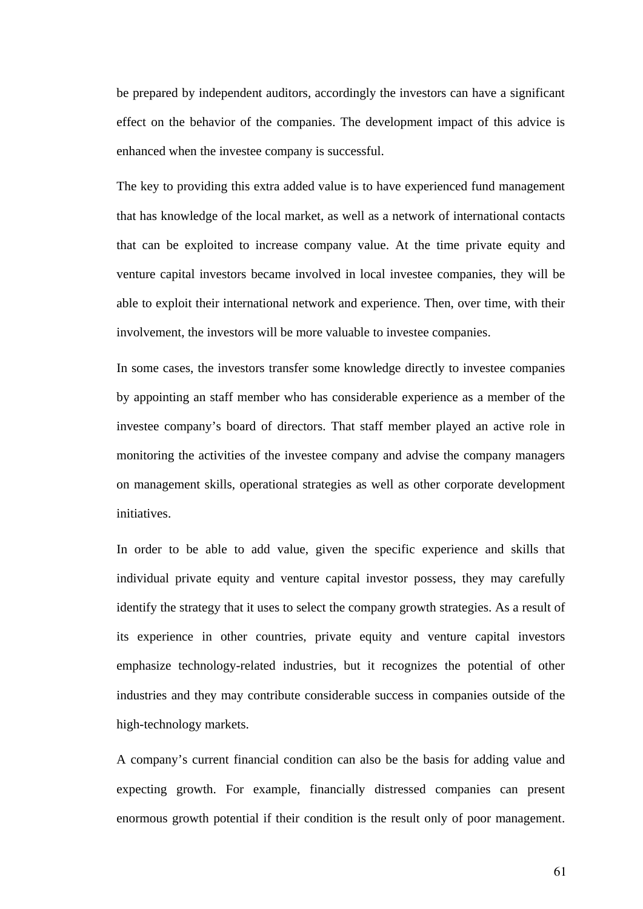be prepared by independent auditors, accordingly the investors can have a significant effect on the behavior of the companies. The development impact of this advice is enhanced when the investee company is successful.

The key to providing this extra added value is to have experienced fund management that has knowledge of the local market, as well as a network of international contacts that can be exploited to increase company value. At the time private equity and venture capital investors became involved in local investee companies, they will be able to exploit their international network and experience. Then, over time, with their involvement, the investors will be more valuable to investee companies.

In some cases, the investors transfer some knowledge directly to investee companies by appointing an staff member who has considerable experience as a member of the investee company's board of directors. That staff member played an active role in monitoring the activities of the investee company and advise the company managers on management skills, operational strategies as well as other corporate development initiatives.

In order to be able to add value, given the specific experience and skills that individual private equity and venture capital investor possess, they may carefully identify the strategy that it uses to select the company growth strategies. As a result of its experience in other countries, private equity and venture capital investors emphasize technology-related industries, but it recognizes the potential of other industries and they may contribute considerable success in companies outside of the high-technology markets.

A company's current financial condition can also be the basis for adding value and expecting growth. For example, financially distressed companies can present enormous growth potential if their condition is the result only of poor management.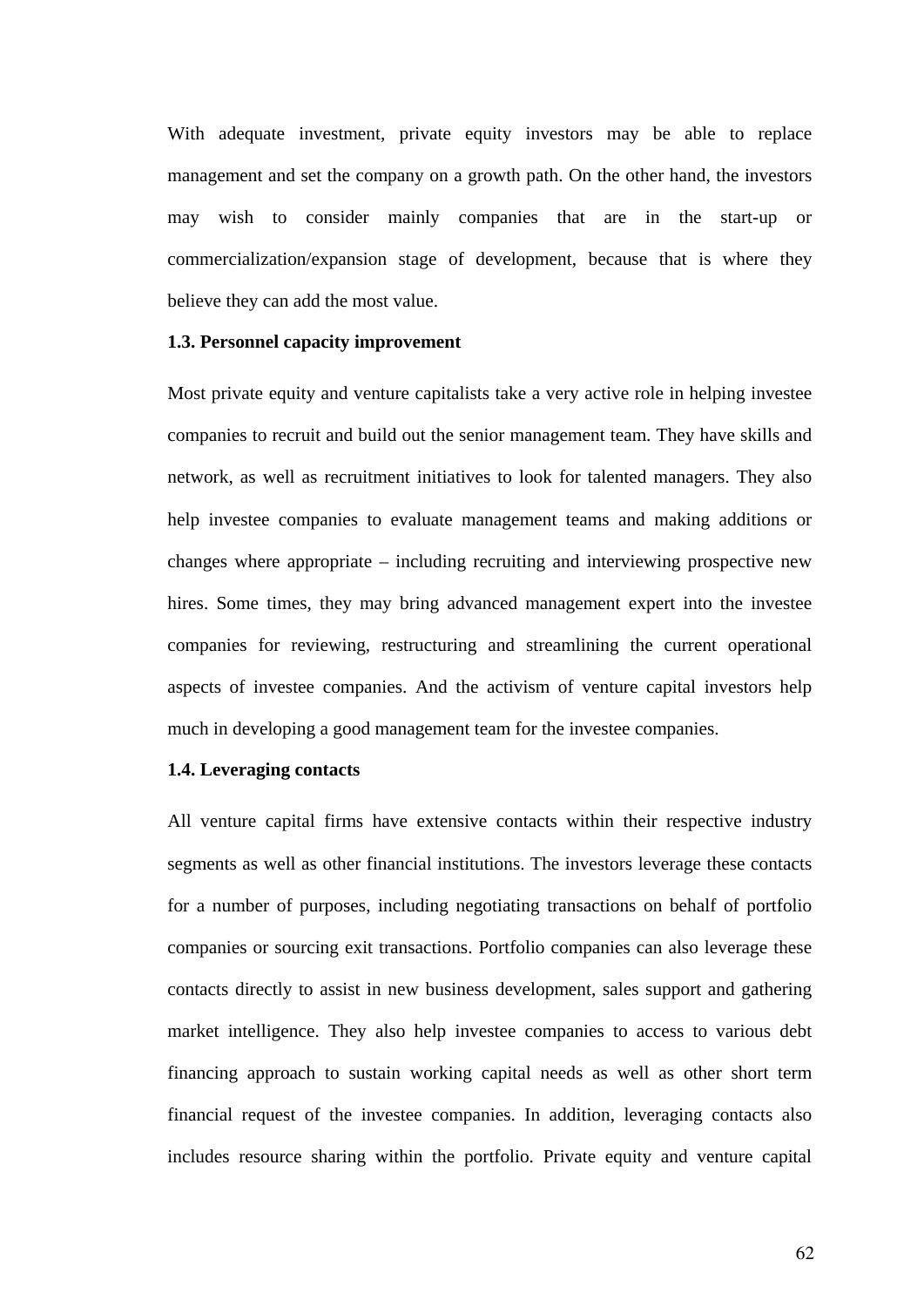With adequate investment, private equity investors may be able to replace management and set the company on a growth path. On the other hand, the investors may wish to consider mainly companies that are in the start-up or commercialization/expansion stage of development, because that is where they believe they can add the most value.

**1.3. Personnel capacity improvement**

Most private equity and venture capitalists take a very active role in helping investee companies to recruit and build out the senior management team. They have skills and network, as well as recruitment initiatives to look for talented managers. They also help investee companies to evaluate management teams and making additions or changes where appropriate – including recruiting and interviewing prospective new hires. Some times, they may bring advanced management expert into the investee companies for reviewing, restructuring and streamlining the current operational aspects of investee companies. And the activism of venture capital investors help much in developing a good management team for the investee companies.

**1.4. Leveraging contacts**

All venture capital firms have extensive contacts within their respective industry segments as well as other financial institutions. The investors leverage these contacts for a number of purposes, including negotiating transactions on behalf of portfolio companies or sourcing exit transactions. Portfolio companies can also leverage these contacts directly to assist in new business development, sales support and gathering market intelligence. They also help investee companies to access to various debt financing approach to sustain working capital needs as well as other short term financial request of the investee companies. In addition, leveraging contacts also includes resource sharing within the portfolio. Private equity and venture capital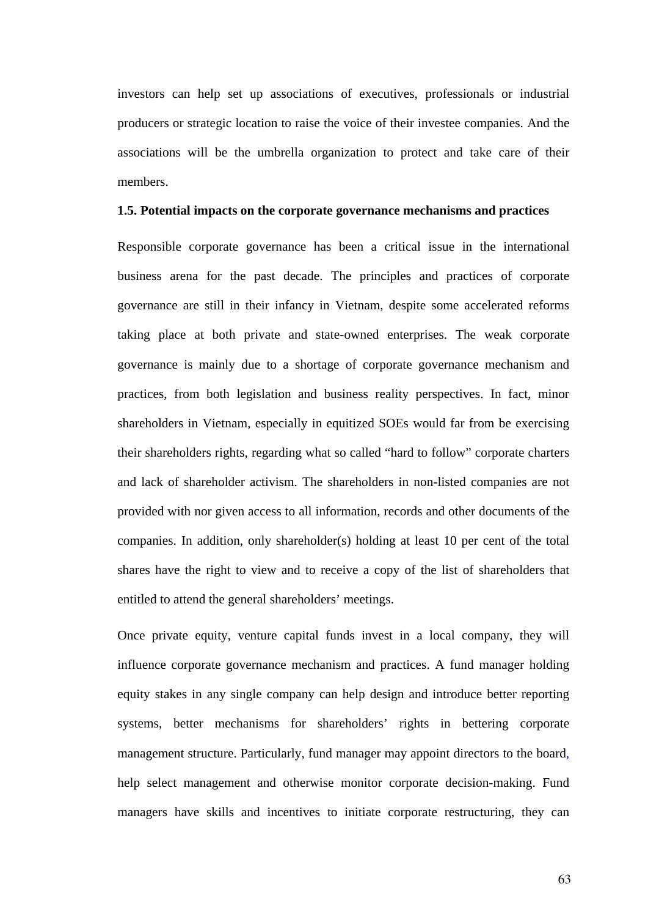investors can help set up associations of executives, professionals or industrial producers or strategic location to raise the voice of their investee companies. And the associations will be the umbrella organization to protect and take care of their members.

**1.5. Potential impacts on the corporate governance mechanisms and practices**

Responsible corporate governance has been a critical issue in the international business arena for the past decade. The principles and practices of corporate governance are still in their infancy in Vietnam, despite some accelerated reforms taking place at both private and state-owned enterprises. The weak corporate governance is mainly due to a shortage of corporate governance mechanism and practices, from both legislation and business reality perspectives. In fact, minor shareholders in Vietnam, especially in equitized SOEs would far from be exercising their shareholders rights, regarding what so called "hard to follow" corporate charters and lack of shareholder activism. The shareholders in non-listed companies are not provided with nor given access to all information, records and other documents of the companies. In addition, only shareholder(s) holding at least 10 per cent of the total shares have the right to view and to receive a copy of the list of shareholders that entitled to attend the general shareholders' meetings.

Once private equity, venture capital funds invest in a local company, they will influence corporate governance mechanism and practices. A fund manager holding equity stakes in any single company can help design and introduce better reporting systems, better mechanisms for shareholders' rights in bettering corporate management structure. Particularly, fund manager may appoint directors to the board, help select management and otherwise monitor corporate decision-making. Fund managers have skills and incentives to initiate corporate restructuring, they can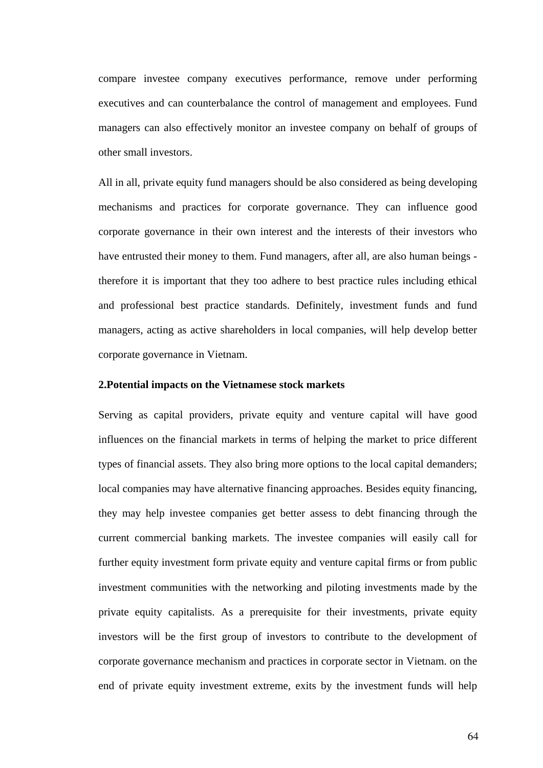compare investee company executives performance, remove under performing executives and can counterbalance the control of management and employees. Fund managers can also effectively monitor an investee company on behalf of groups of other small investors.

All in all, private equity fund managers should be also considered as being developing mechanisms and practices for corporate governance. They can influence good corporate governance in their own interest and the interests of their investors who have entrusted their money to them. Fund managers, after all, are also human beings - therefore it is important that they too adhere to best practice rules including ethical and professional best practice standards. Definitely, investment funds and fund managers, acting as active shareholders in local companies, will help develop better corporate governance in Vietnam.

**2.Potential impacts on the Vietnamese stock markets**

Serving as capital providers, private equity and venture capital will have good influences on the financial markets in terms of helping the market to price different types of financial assets. They also bring more options to the local capital demanders; local companies may have alternative financing approaches. Besides equity financing, they may help investee companies get better assess to debt financing through the current commercial banking markets. The investee companies will easily call for further equity investment form private equity and venture capital firms or from public investment communities with the networking and piloting investments made by the private equity capitalists. As a prerequisite for their investments, private equity investors will be the first group of investors to contribute to the development of corporate governance mechanism and practices in corporate sector in Vietnam. on the end of private equity investment extreme, exits by the investment funds will help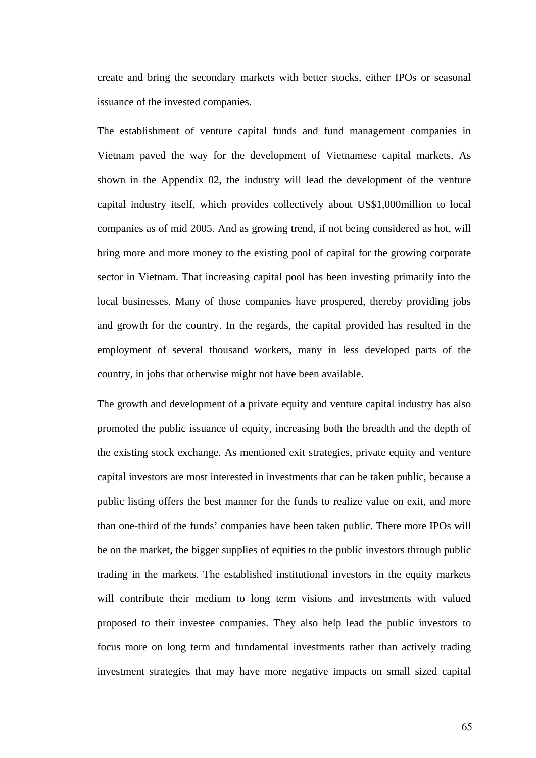create and bring the secondary markets with better stocks, either IPOs or seasonal issuance of the invested companies.

The establishment of venture capital funds and fund management companies in Vietnam paved the way for the development of Vietnamese capital markets. As shown in the Appendix 02, the industry will lead the development of the venture capital industry itself, which provides collectively about US$1,000million to local companies as of mid 2005. And as growing trend, if not being considered as hot, will bring more and more money to the existing pool of capital for the growing corporate sector in Vietnam. That increasing capital pool has been investing primarily into the local businesses. Many of those companies have prospered, thereby providing jobs and growth for the country. In the regards, the capital provided has resulted in the employment of several thousand workers, many in less developed parts of the country, in jobs that otherwise might not have been available.

The growth and development of a private equity and venture capital industry has also promoted the public issuance of equity, increasing both the breadth and the depth of the existing stock exchange. As mentioned exit strategies, private equity and venture capital investors are most interested in investments that can be taken public, because a public listing offers the best manner for the funds to realize value on exit, and more than one-third of the funds' companies have been taken public. There more IPOs will be on the market, the bigger supplies of equities to the public investors through public trading in the markets. The established institutional investors in the equity markets will contribute their medium to long term visions and investments with valued proposed to their investee companies. They also help lead the public investors to focus more on long term and fundamental investments rather than actively trading investment strategies that may have more negative impacts on small sized capital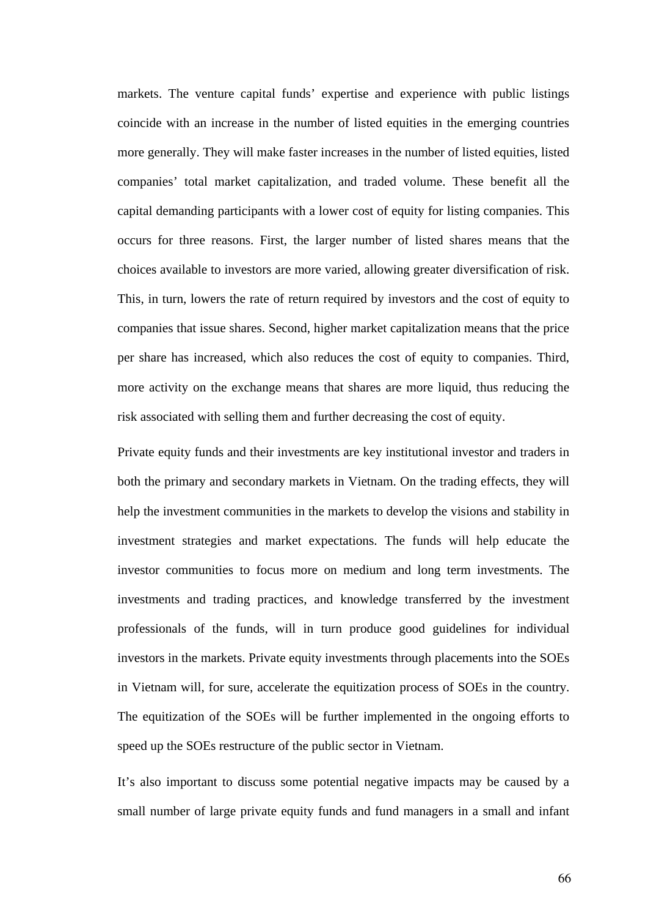markets. The venture capital funds' expertise and experience with public listings coincide with an increase in the number of listed equities in the emerging countries more generally. They will make faster increases in the number of listed equities, listed companies' total market capitalization, and traded volume. These benefit all the capital demanding participants with a lower cost of equity for listing companies. This occurs for three reasons. First, the larger number of listed shares means that the choices available to investors are more varied, allowing greater diversification of risk. This, in turn, lowers the rate of return required by investors and the cost of equity to companies that issue shares. Second, higher market capitalization means that the price per share has increased, which also reduces the cost of equity to companies. Third, more activity on the exchange means that shares are more liquid, thus reducing the risk associated with selling them and further decreasing the cost of equity.

Private equity funds and their investments are key institutional investor and traders in both the primary and secondary markets in Vietnam. On the trading effects, they will help the investment communities in the markets to develop the visions and stability in investment strategies and market expectations. The funds will help educate the investor communities to focus more on medium and long term investments. The investments and trading practices, and knowledge transferred by the investment professionals of the funds, will in turn produce good guidelines for individual investors in the markets. Private equity investments through placements into the SOEs in Vietnam will, for sure, accelerate the equitization process of SOEs in the country. The equitization of the SOEs will be further implemented in the ongoing efforts to speed up the SOEs restructure of the public sector in Vietnam.

It's also important to discuss some potential negative impacts may be caused by a small number of large private equity funds and fund managers in a small and infant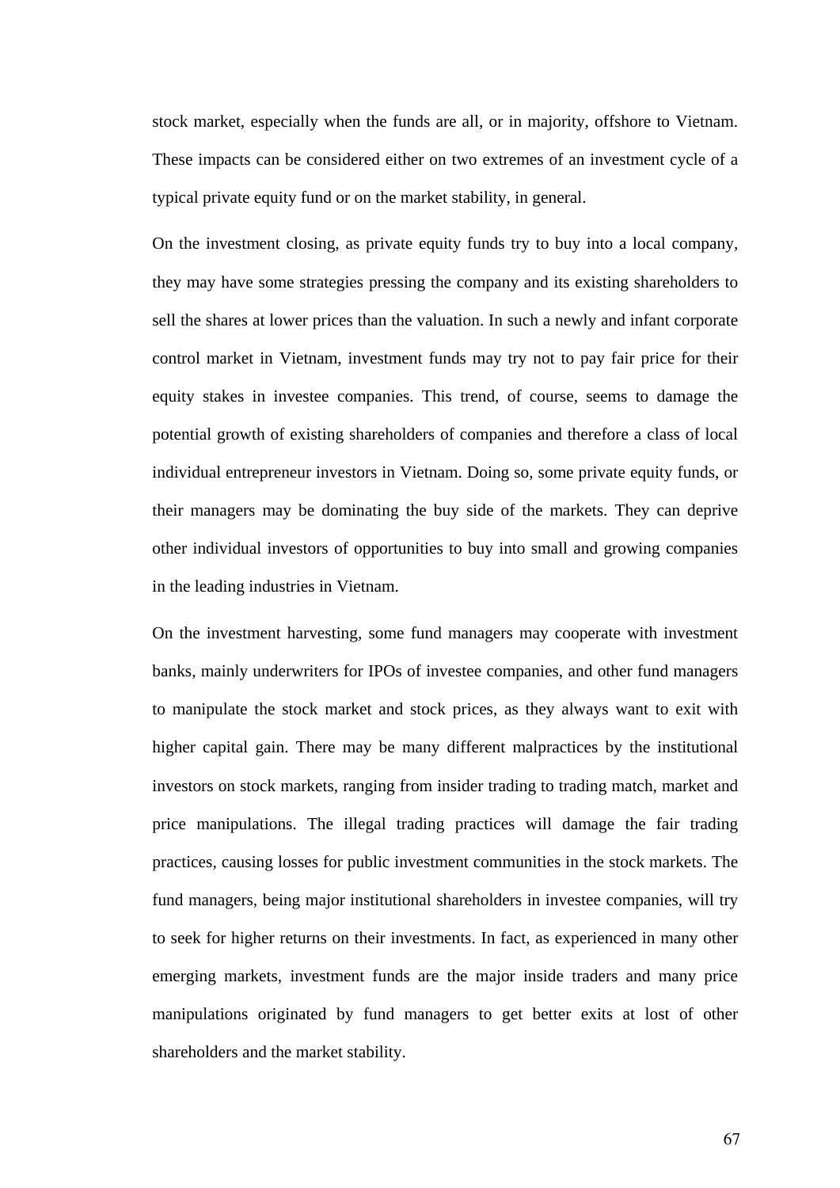stock market, especially when the funds are all, or in majority, offshore to Vietnam. These impacts can be considered either on two extremes of an investment cycle of a typical private equity fund or on the market stability, in general.

On the investment closing, as private equity funds try to buy into a local company, they may have some strategies pressing the company and its existing shareholders to sell the shares at lower prices than the valuation. In such a newly and infant corporate control market in Vietnam, investment funds may try not to pay fair price for their equity stakes in investee companies. This trend, of course, seems to damage the potential growth of existing shareholders of companies and therefore a class of local individual entrepreneur investors in Vietnam. Doing so, some private equity funds, or their managers may be dominating the buy side of the markets. They can deprive other individual investors of opportunities to buy into small and growing companies in the leading industries in Vietnam.

On the investment harvesting, some fund managers may cooperate with investment banks, mainly underwriters for IPOs of investee companies, and other fund managers to manipulate the stock market and stock prices, as they always want to exit with higher capital gain. There may be many different malpractices by the institutional investors on stock markets, ranging from insider trading to trading match, market and price manipulations. The illegal trading practices will damage the fair trading practices, causing losses for public investment communities in the stock markets. The fund managers, being major institutional shareholders in investee companies, will try to seek for higher returns on their investments. In fact, as experienced in many other emerging markets, investment funds are the major inside traders and many price manipulations originated by fund managers to get better exits at lost of other shareholders and the market stability.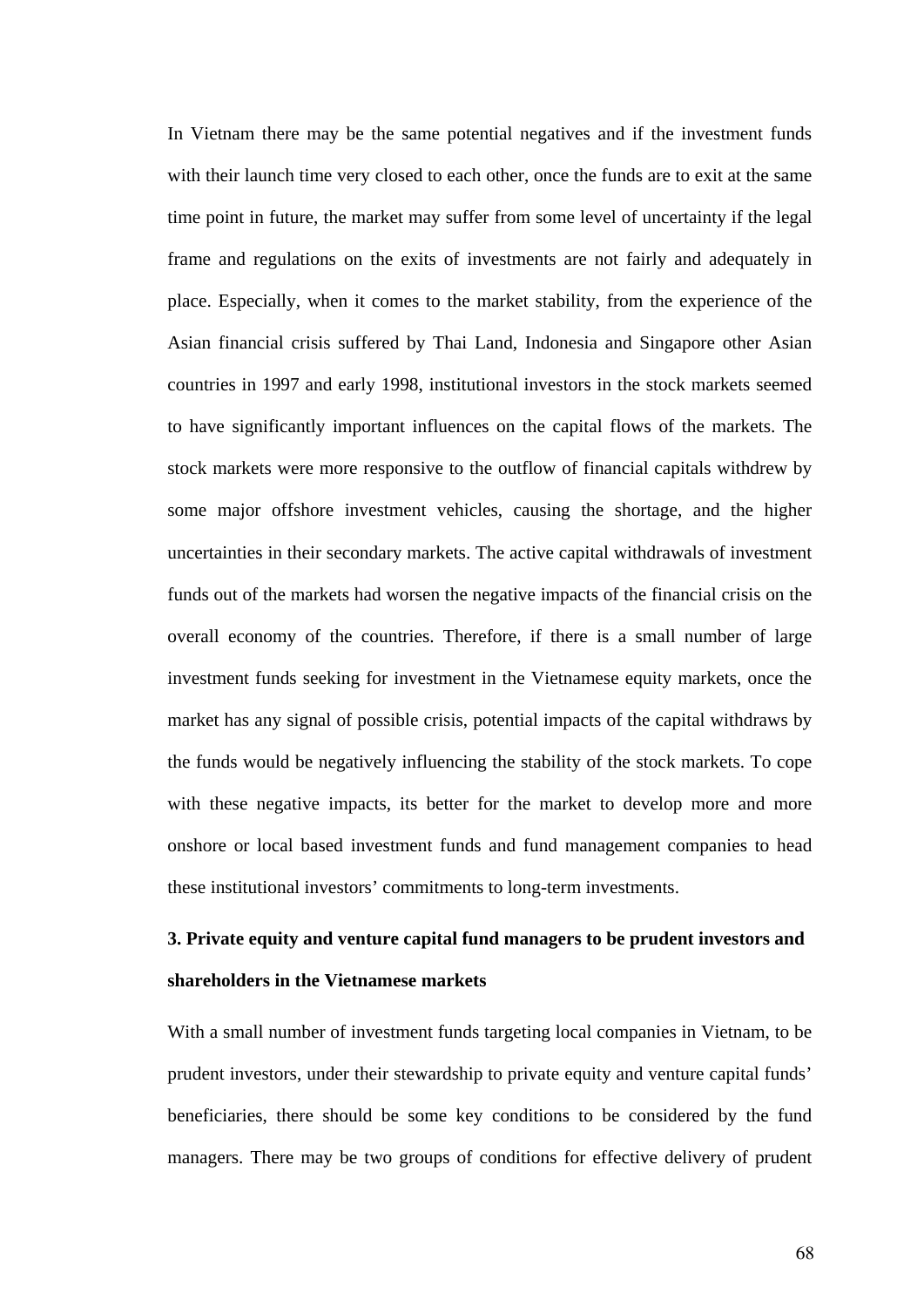In Vietnam there may be the same potential negatives and if the investment funds with their launch time very closed to each other, once the funds are to exit at the same time point in future, the market may suffer from some level of uncertainty if the legal frame and regulations on the exits of investments are not fairly and adequately in place. Especially, when it comes to the market stability, from the experience of the Asian financial crisis suffered by Thai Land, Indonesia and Singapore other Asian countries in 1997 and early 1998, institutional investors in the stock markets seemed to have significantly important influences on the capital flows of the markets. The stock markets were more responsive to the outflow of financial capitals withdrew by some major offshore investment vehicles, causing the shortage, and the higher uncertainties in their secondary markets. The active capital withdrawals of investment funds out of the markets had worsen the negative impacts of the financial crisis on the overall economy of the countries. Therefore, if there is a small number of large investment funds seeking for investment in the Vietnamese equity markets, once the market has any signal of possible crisis, potential impacts of the capital withdraws by the funds would be negatively influencing the stability of the stock markets. To cope with these negative impacts, its better for the market to develop more and more onshore or local based investment funds and fund management companies to head these institutional investors' commitments to long-term investments.

### 3. Private equity and venture capital fund managers to be prudent investors and shareholders in the Vietnamese markets

With a small number of investment funds targeting local companies in Vietnam, to be prudent investors, under their stewardship to private equity and venture capital funds' beneficiaries, there should be some key conditions to be considered by the fund managers. There may be two groups of conditions for effective delivery of prudent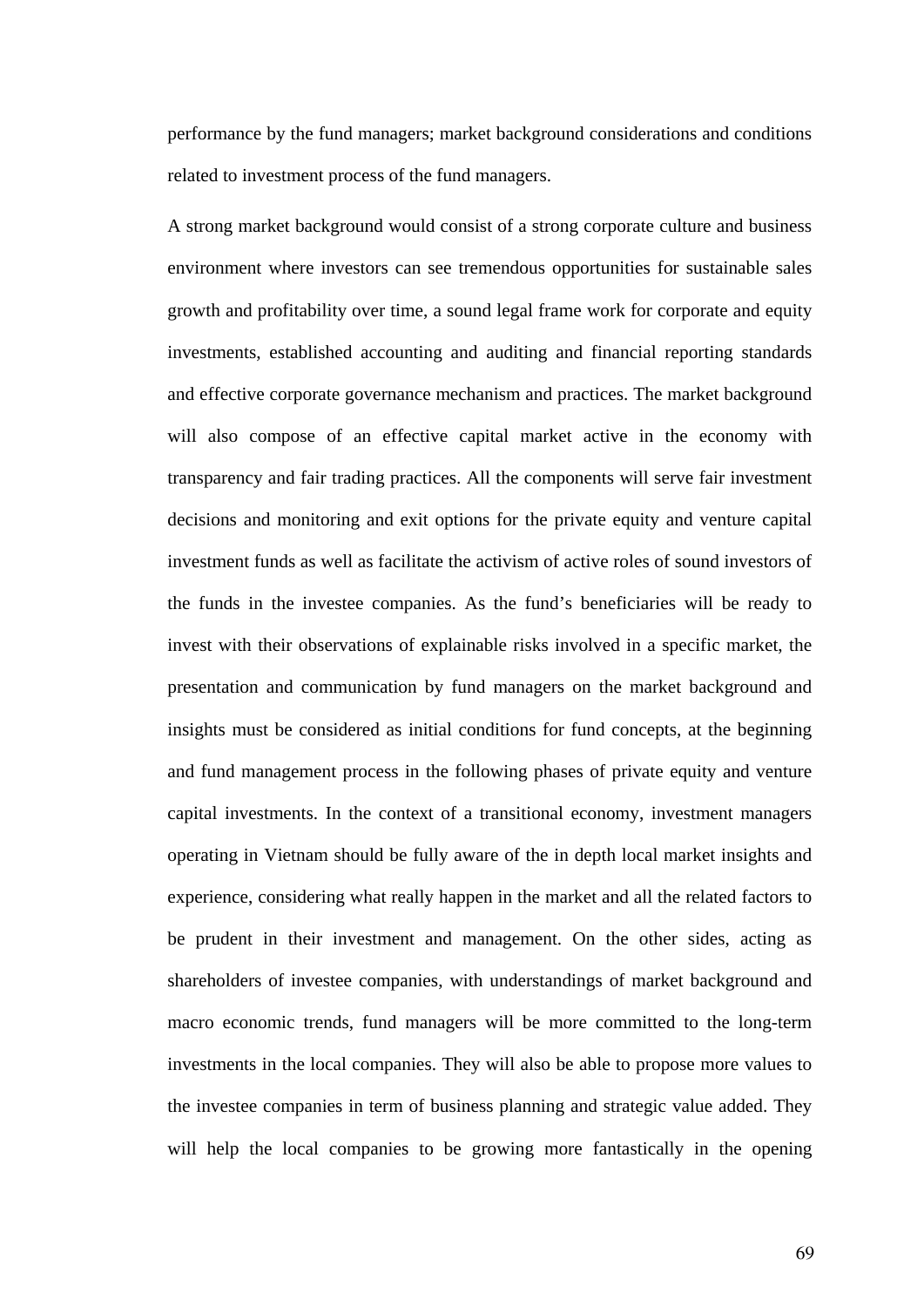performance by the fund managers; market background considerations and conditions related to investment process of the fund managers.

A strong market background would consist of a strong corporate culture and business environment where investors can see tremendous opportunities for sustainable sales growth and profitability over time, a sound legal frame work for corporate and equity investments, established accounting and auditing and financial reporting standards and effective corporate governance mechanism and practices. The market background will also compose of an effective capital market active in the economy with transparency and fair trading practices. All the components will serve fair investment decisions and monitoring and exit options for the private equity and venture capital investment funds as well as facilitate the activism of active roles of sound investors of the funds in the investee companies. As the fund's beneficiaries will be ready to invest with their observations of explainable risks involved in a specific market, the presentation and communication by fund managers on the market background and insights must be considered as initial conditions for fund concepts, at the beginning and fund management process in the following phases of private equity and venture capital investments. In the context of a transitional economy, investment managers operating in Vietnam should be fully aware of the in depth local market insights and experience, considering what really happen in the market and all the related factors to be prudent in their investment and management. On the other sides, acting as shareholders of investee companies, with understandings of market background and macro economic trends, fund managers will be more committed to the long-term investments in the local companies. They will also be able to propose more values to the investee companies in term of business planning and strategic value added. They will help the local companies to be growing more fantastically in the opening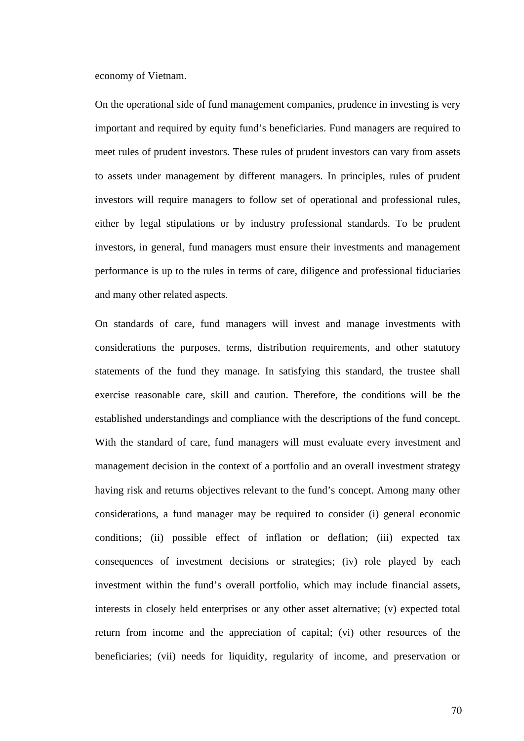economy of Vietnam.

On the operational side of fund management companies, prudence in investing is very important and required by equity fund's beneficiaries. Fund managers are required to meet rules of prudent investors. These rules of prudent investors can vary from assets to assets under management by different managers. In principles, rules of prudent investors will require managers to follow set of operational and professional rules, either by legal stipulations or by industry professional standards. To be prudent investors, in general, fund managers must ensure their investments and management performance is up to the rules in terms of care, diligence and professional fiduciaries and many other related aspects.

On standards of care, fund managers will invest and manage investments with considerations the purposes, terms, distribution requirements, and other statutory statements of the fund they manage. In satisfying this standard, the trustee shall exercise reasonable care, skill and caution. Therefore, the conditions will be the established understandings and compliance with the descriptions of the fund concept. With the standard of care, fund managers will must evaluate every investment and management decision in the context of a portfolio and an overall investment strategy having risk and returns objectives relevant to the fund's concept. Among many other considerations, a fund manager may be required to consider (i) general economic conditions; (ii) possible effect of inflation or deflation; (iii) expected tax consequences of investment decisions or strategies; (iv) role played by each investment within the fund's overall portfolio, which may include financial assets, interests in closely held enterprises or any other asset alternative; (v) expected total return from income and the appreciation of capital; (vi) other resources of the beneficiaries; (vii) needs for liquidity, regularity of income, and preservation or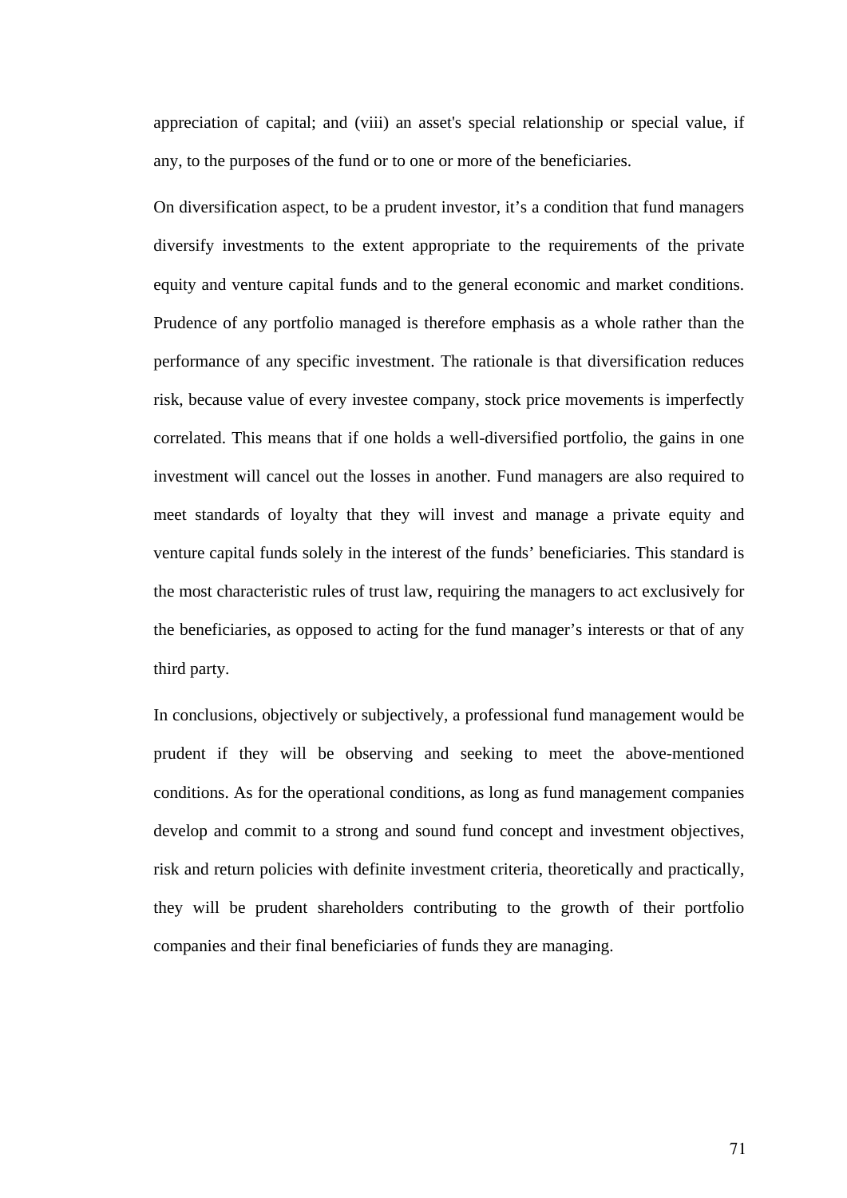appreciation of capital; and (viii) an asset's special relationship or special value, if any, to the purposes of the fund or to one or more of the beneficiaries.

On diversification aspect, to be a prudent investor, it’s a condition that fund managers diversify investments to the extent appropriate to the requirements of the private equity and venture capital funds and to the general economic and market conditions. Prudence of any portfolio managed is therefore emphasis as a whole rather than the performance of any specific investment. The rationale is that diversification reduces risk, because value of every investee company, stock price movements is imperfectly correlated. This means that if one holds a well-diversified portfolio, the gains in one investment will cancel out the losses in another. Fund managers are also required to meet standards of loyalty that they will invest and manage a private equity and venture capital funds solely in the interest of the funds’ beneficiaries. This standard is the most characteristic rules of trust law, requiring the managers to act exclusively for the beneficiaries, as opposed to acting for the fund manager’s interests or that of any third party.

In conclusions, objectively or subjectively, a professional fund management would be prudent if they will be observing and seeking to meet the above-mentioned conditions. As for the operational conditions, as long as fund management companies develop and commit to a strong and sound fund concept and investment objectives, risk and return policies with definite investment criteria, theoretically and practically, they will be prudent shareholders contributing to the growth of their portfolio companies and their final beneficiaries of funds they are managing.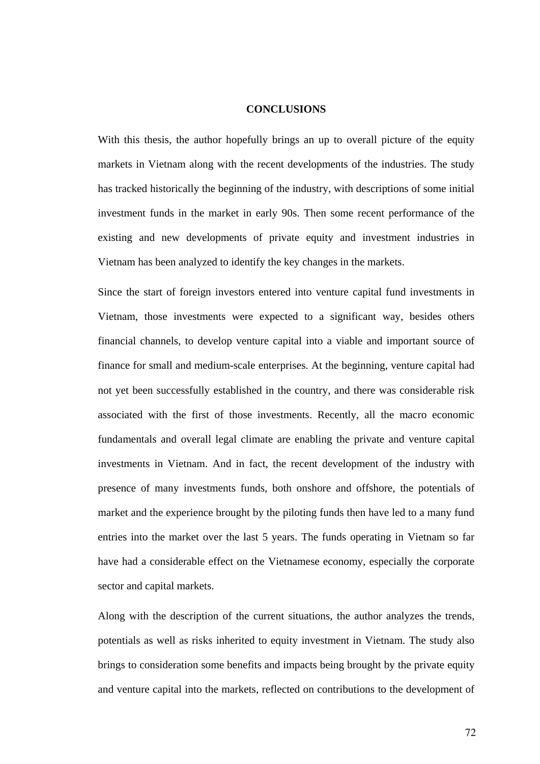# CONCLUSIONS

With this thesis, the author hopefully brings an up to overall picture of the equity markets in Vietnam along with the recent developments of the industries. The study has tracked historically the beginning of the industry, with descriptions of some initial investment funds in the market in early 90s. Then some recent performance of the existing and new developments of private equity and investment industries in Vietnam has been analyzed to identify the key changes in the markets.

Since the start of foreign investors entered into venture capital fund investments in Vietnam, those investments were expected to a significant way, besides others financial channels, to develop venture capital into a viable and important source of finance for small and medium-scale enterprises. At the beginning, venture capital had not yet been successfully established in the country, and there was considerable risk associated with the first of those investments. Recently, all the macro economic fundamentals and overall legal climate are enabling the private and venture capital investments in Vietnam. And in fact, the recent development of the industry with presence of many investments funds, both onshore and offshore, the potentials of market and the experience brought by the piloting funds then have led to a many fund entries into the market over the last 5 years. The funds operating in Vietnam so far have had a considerable effect on the Vietnamese economy, especially the corporate sector and capital markets.

Along with the description of the current situations, the author analyzes the trends, potentials as well as risks inherited to equity investment in Vietnam. The study also brings to consideration some benefits and impacts being brought by the private equity and venture capital into the markets, reflected on contributions to the development of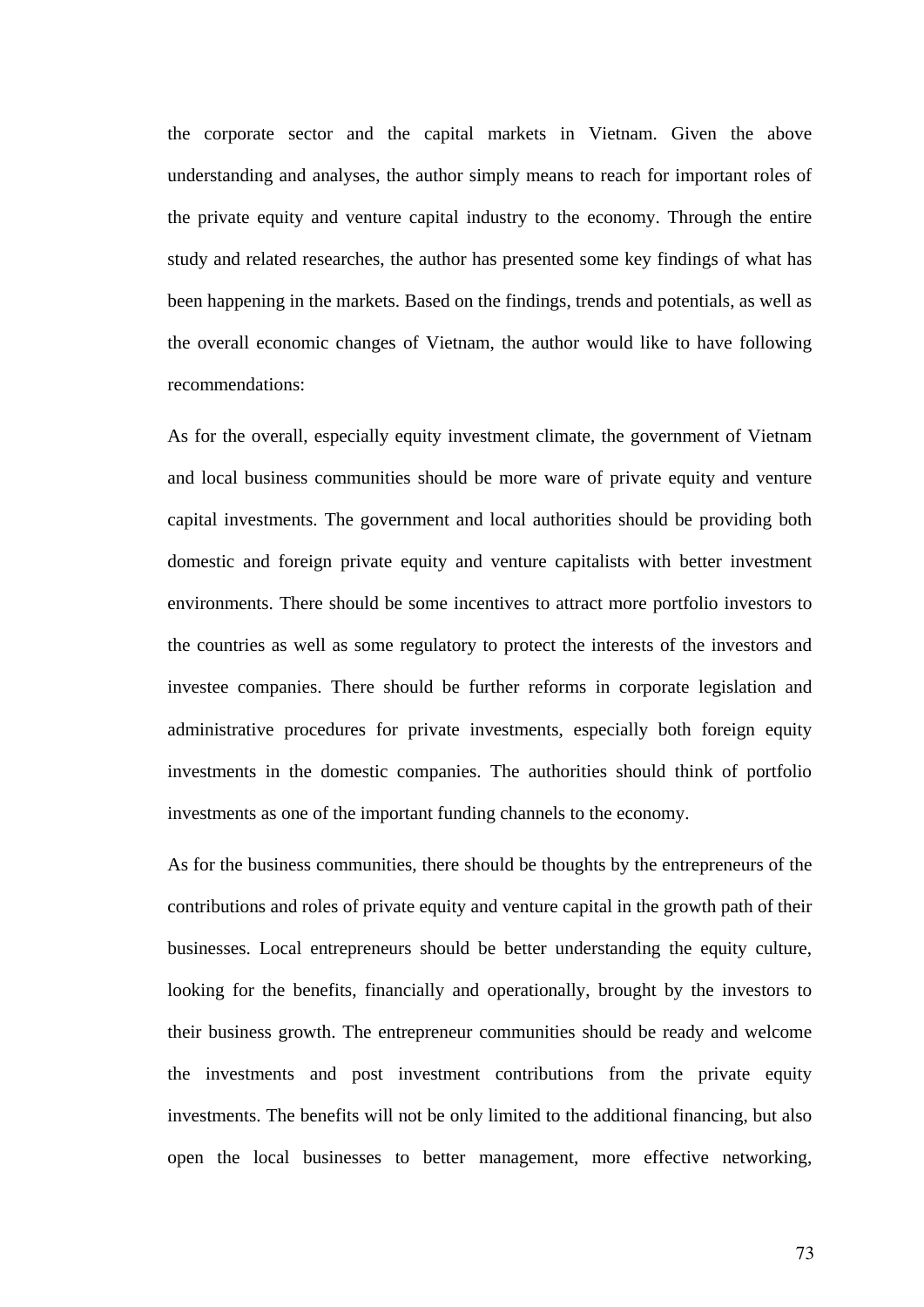the corporate sector and the capital markets in Vietnam. Given the above understanding and analyses, the author simply means to reach for important roles of the private equity and venture capital industry to the economy. Through the entire study and related researches, the author has presented some key findings of what has been happening in the markets. Based on the findings, trends and potentials, as well as the overall economic changes of Vietnam, the author would like to have following recommendations:

As for the overall, especially equity investment climate, the government of Vietnam and local business communities should be more ware of private equity and venture capital investments. The government and local authorities should be providing both domestic and foreign private equity and venture capitalists with better investment environments. There should be some incentives to attract more portfolio investors to the countries as well as some regulatory to protect the interests of the investors and investee companies. There should be further reforms in corporate legislation and administrative procedures for private investments, especially both foreign equity investments in the domestic companies. The authorities should think of portfolio investments as one of the important funding channels to the economy.

As for the business communities, there should be thoughts by the entrepreneurs of the contributions and roles of private equity and venture capital in the growth path of their businesses. Local entrepreneurs should be better understanding the equity culture, looking for the benefits, financially and operationally, brought by the investors to their business growth. The entrepreneur communities should be ready and welcome the investments and post investment contributions from the private equity investments. The benefits will not be only limited to the additional financing, but also open the local businesses to better management, more effective networking,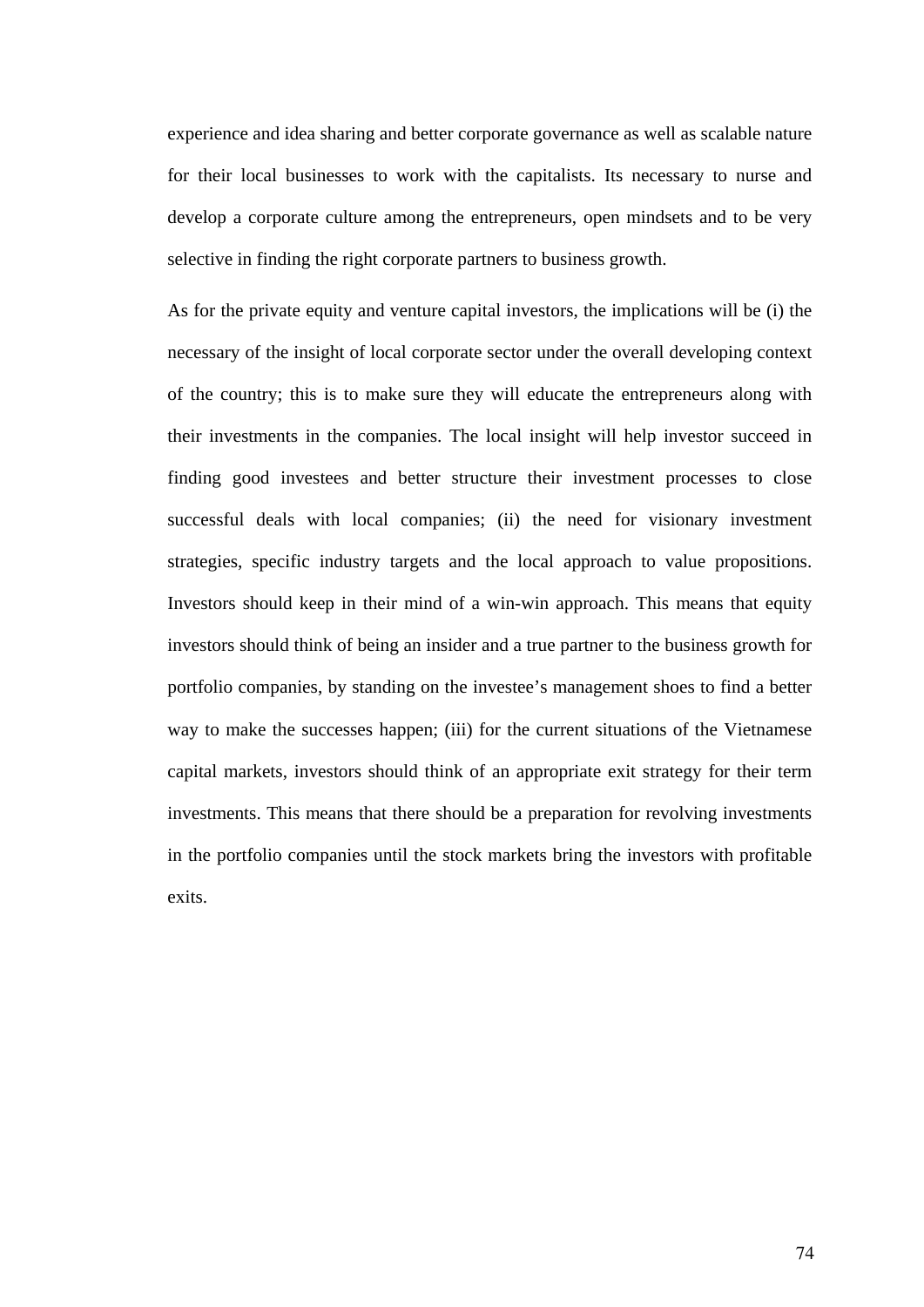experience and idea sharing and better corporate governance as well as scalable nature for their local businesses to work with the capitalists. Its necessary to nurse and develop a corporate culture among the entrepreneurs, open mindsets and to be very selective in finding the right corporate partners to business growth.

As for the private equity and venture capital investors, the implications will be (i) the necessary of the insight of local corporate sector under the overall developing context of the country; this is to make sure they will educate the entrepreneurs along with their investments in the companies. The local insight will help investor succeed in finding good investees and better structure their investment processes to close successful deals with local companies; (ii) the need for visionary investment strategies, specific industry targets and the local approach to value propositions. Investors should keep in their mind of a win-win approach. This means that equity investors should think of being an insider and a true partner to the business growth for portfolio companies, by standing on the investee's management shoes to find a better way to make the successes happen; (iii) for the current situations of the Vietnamese capital markets, investors should think of an appropriate exit strategy for their term investments. This means that there should be a preparation for revolving investments in the portfolio companies until the stock markets bring the investors with profitable exits.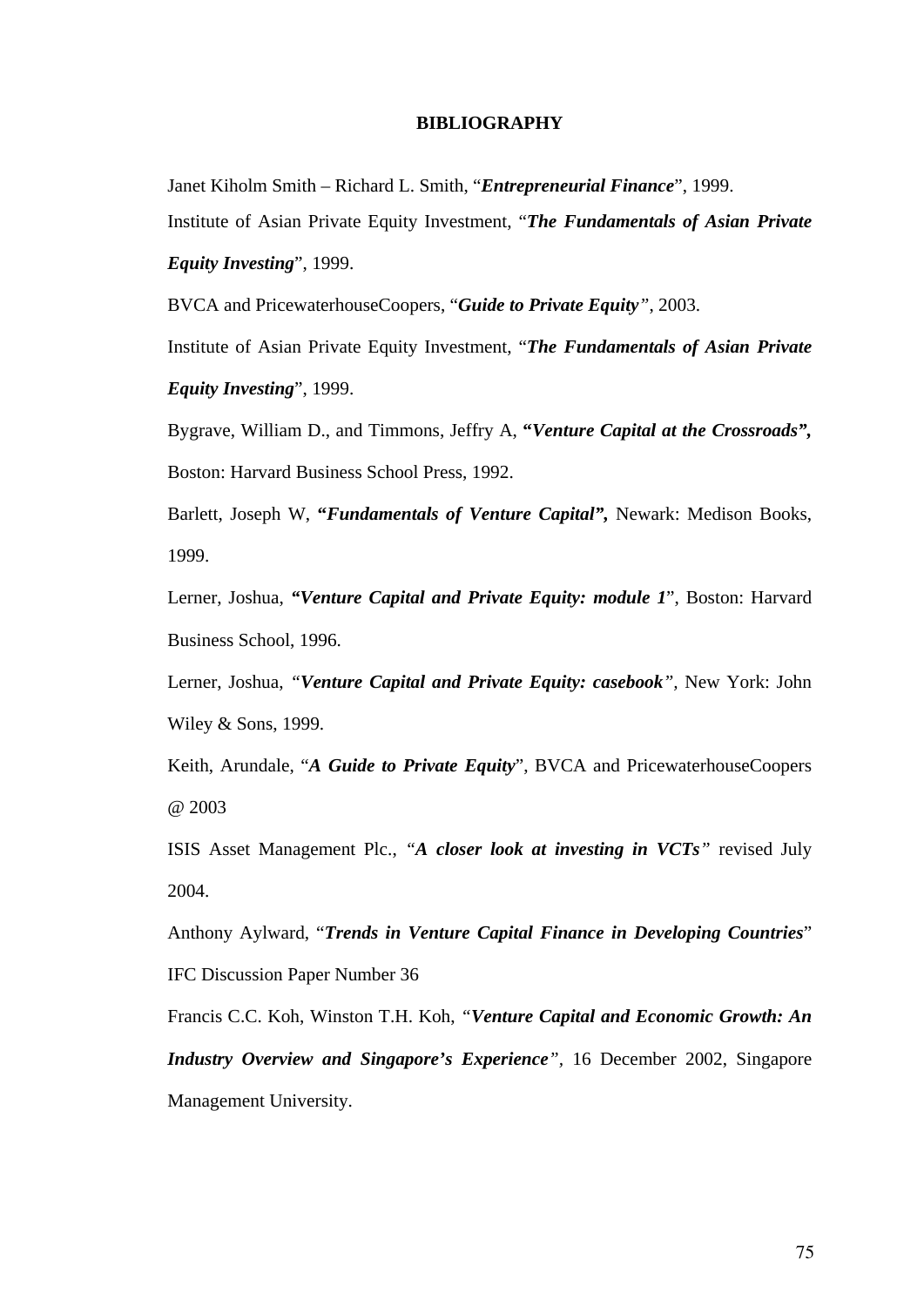# BIBLIOGRAPHY

Janet Kiholm Smith – Richard L. Smith, "***Entrepreneurial Finance***", 1999.

Institute of Asian Private Equity Investment, "***The Fundamentals of Asian Private Equity Investing***", 1999.

BVCA and PricewaterhouseCoopers, "***Guide to Private Equity***", 2003.

Institute of Asian Private Equity Investment, "***The Fundamentals of Asian Private Equity Investing***", 1999.

Bygrave, William D., and Timmons, Jeffry A, ***"Venture Capital at the Crossroads",*** Boston: Harvard Business School Press, 1992.

Barlett, Joseph W, ***"Fundamentals of Venture Capital",*** Newark: Medison Books, 1999.

Lerner, Joshua, ***"Venture Capital and Private Equity: module 1***", Boston: Harvard Business School, 1996.

Lerner, Joshua, *"**Venture Capital and Private Equity: casebook**"*, New York: John Wiley & Sons, 1999.

Keith, Arundale, "***A Guide to Private Equity***", BVCA and PricewaterhouseCoopers @ 2003

ISIS Asset Management Plc., *"**A closer look at investing in VCTs**"* revised July 2004.

Anthony Aylward, "***Trends in Venture Capital Finance in Developing Countries***" IFC Discussion Paper Number 36

Francis C.C. Koh, Winston T.H. Koh, *"**Venture Capital and Economic Growth: An Industry Overview and Singapore's Experience**"*, 16 December 2002, Singapore Management University.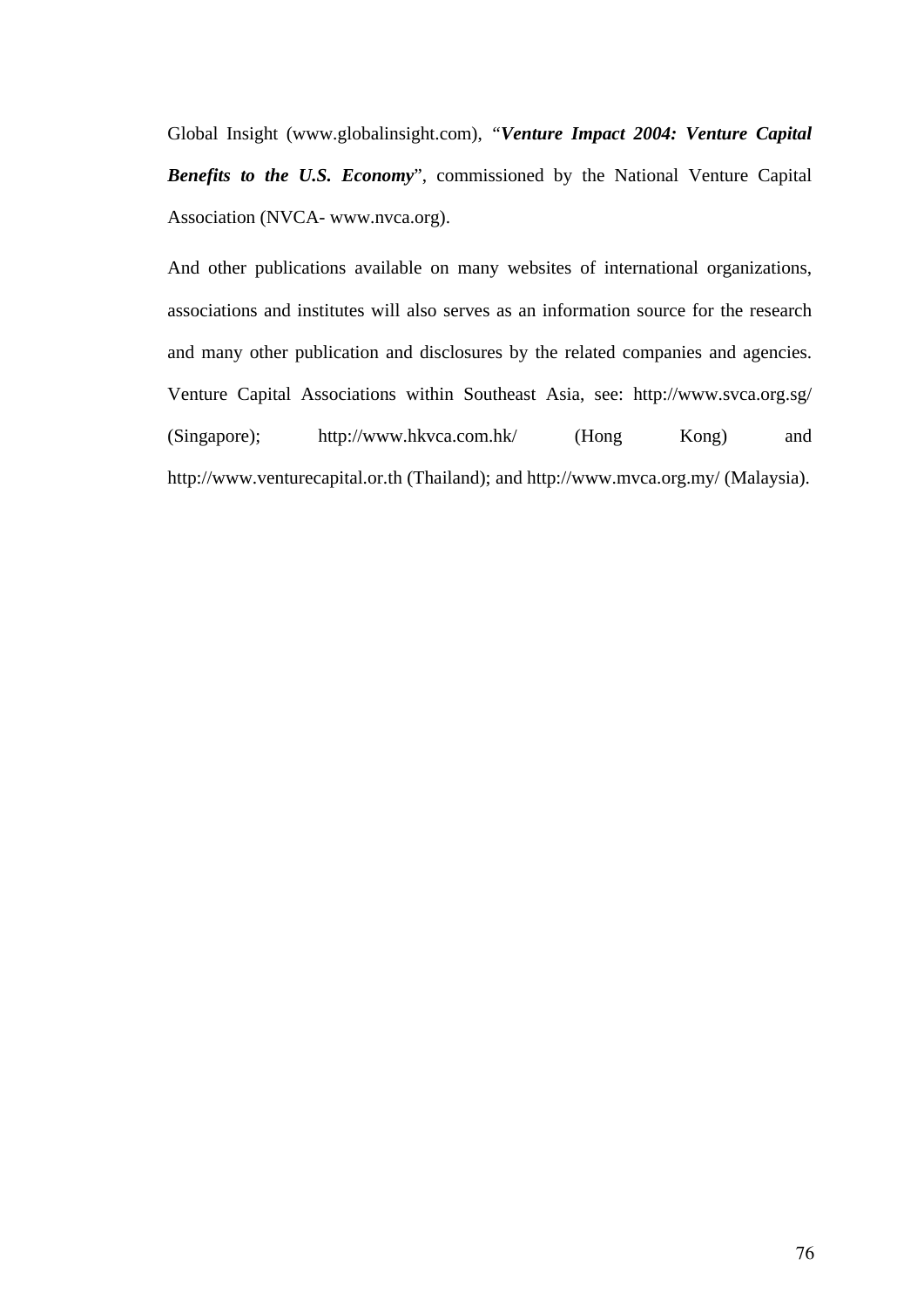Global Insight (www.globalinsight.com), "***Venture Impact 2004: Venture Capital Benefits to the U.S. Economy***", commissioned by the National Venture Capital Association (NVCA- www.nvca.org).

And other publications available on many websites of international organizations, associations and institutes will also serves as an information source for the research and many other publication and disclosures by the related companies and agencies. Venture Capital Associations within Southeast Asia, see: http://www.svca.org.sg/ (Singapore); http://www.hkvca.com.hk/ (Hong Kong) and http://www.venturecapital.or.th (Thailand); and http://www.mvca.org.my/ (Malaysia).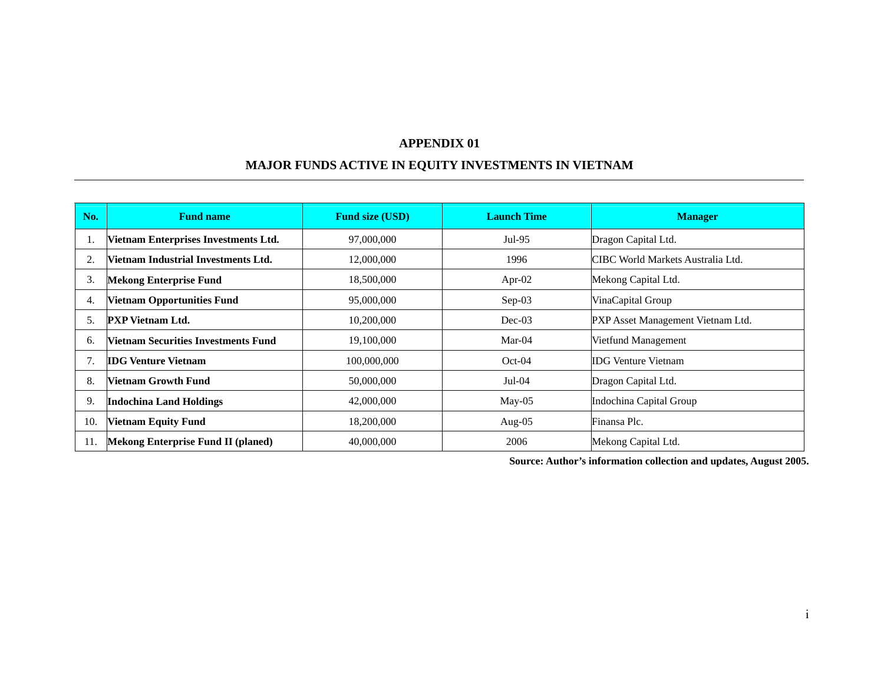# APPENDIX 01

## MAJOR FUNDS ACTIVE IN EQUITY INVESTMENTS IN VIETNAM

| No. | Fund name | Fund size (USD) | Launch Time | Manager |
|---|---|---|---|---|
| 1. | **Vietnam Enterprises Investments Ltd.** | 97,000,000 | Jul-95 | Dragon Capital Ltd. |
| 2. | **Vietnam Industrial Investments Ltd.** | 12,000,000 | 1996 | CIBC World Markets Australia Ltd. |
| 3. | **Mekong Enterprise Fund** | 18,500,000 | Apr-02 | Mekong Capital Ltd. |
| 4. | **Vietnam Opportunities Fund** | 95,000,000 | Sep-03 | VinaCapital Group |
| 5. | **PXP Vietnam Ltd.** | 10,200,000 | Dec-03 | PXP Asset Management Vietnam Ltd. |
| 6. | **Vietnam Securities Investments Fund** | 19,100,000 | Mar-04 | Vietfund Management |
| 7. | **IDG Venture Vietnam** | 100,000,000 | Oct-04 | IDG Venture Vietnam |
| 8. | **Vietnam Growth Fund** | 50,000,000 | Jul-04 | Dragon Capital Ltd. |
| 9. | **Indochina Land Holdings** | 42,000,000 | May-05 | Indochina Capital Group |
| 10. | **Vietnam Equity Fund** | 18,200,000 | Aug-05 | Finansa Plc. |
| 11. | **Mekong Enterprise Fund II (planed)** | 40,000,000 | 2006 | Mekong Capital Ltd. |

**Source: Author's information collection and updates, August 2005.**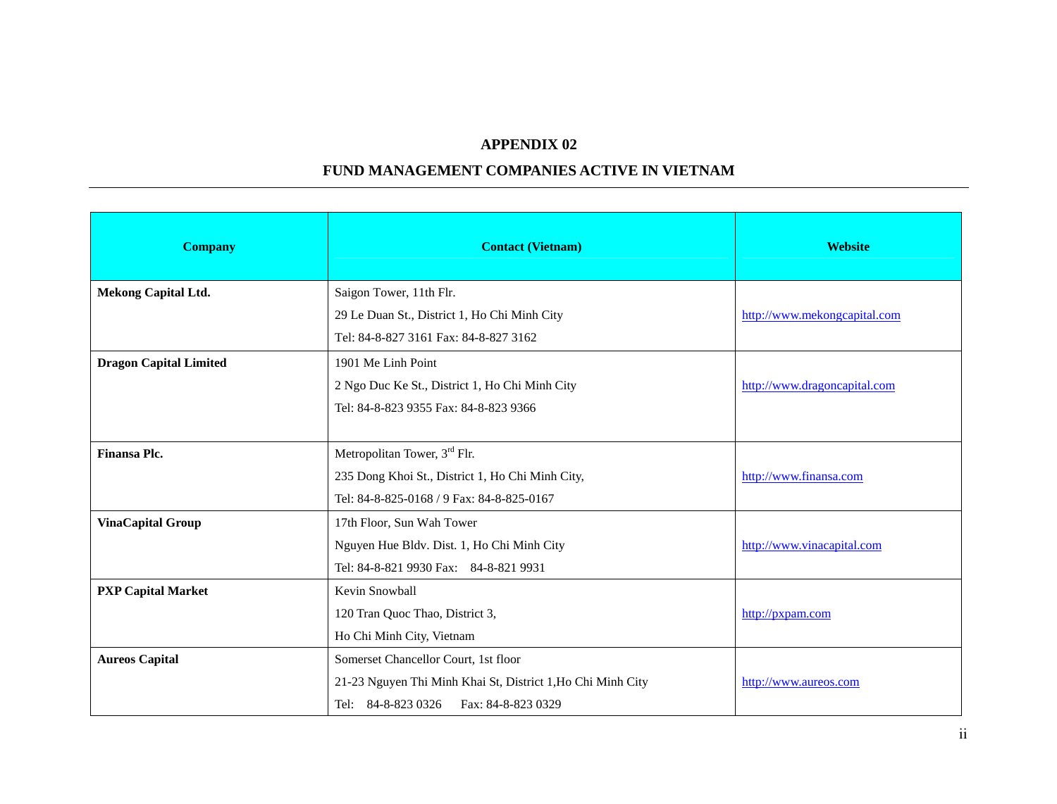# APPENDIX 02

## FUND MANAGEMENT COMPANIES ACTIVE IN VIETNAM

| Company | Contact (Vietnam) | Website |
|---|---|---|
| **Mekong Capital Ltd.** | Saigon Tower, 11th Flr.<br>29 Le Duan St., District 1, Ho Chi Minh City<br>Tel: 84-8-827 3161 Fax: 84-8-827 3162 | http://www.mekongcapital.com |
| **Dragon Capital Limited** | 1901 Me Linh Point<br>2 Ngo Duc Ke St., District 1, Ho Chi Minh City<br>Tel: 84-8-823 9355 Fax: 84-8-823 9366 | http://www.dragoncapital.com |
| **Finansa Plc.** | Metropolitan Tower, 3rd Flr.<br>235 Dong Khoi St., District 1, Ho Chi Minh City,<br>Tel: 84-8-825-0168 / 9 Fax: 84-8-825-0167 | http://www.finansa.com |
| **VinaCapital Group** | 17th Floor, Sun Wah Tower<br>Nguyen Hue Bldv. Dist. 1, Ho Chi Minh City<br>Tel: 84-8-821 9930 Fax: 84-8-821 9931 | http://www.vinacapital.com |
| **PXP Capital Market** | Kevin Snowball<br>120 Tran Quoc Thao, District 3,<br>Ho Chi Minh City, Vietnam | http://pxpam.com |
| **Aureos Capital** | Somerset Chancellor Court, 1st floor<br>21-23 Nguyen Thi Minh Khai St, District 1,Ho Chi Minh City<br>Tel: 84-8-823 0326 Fax: 84-8-823 0329 | http://www.aureos.com |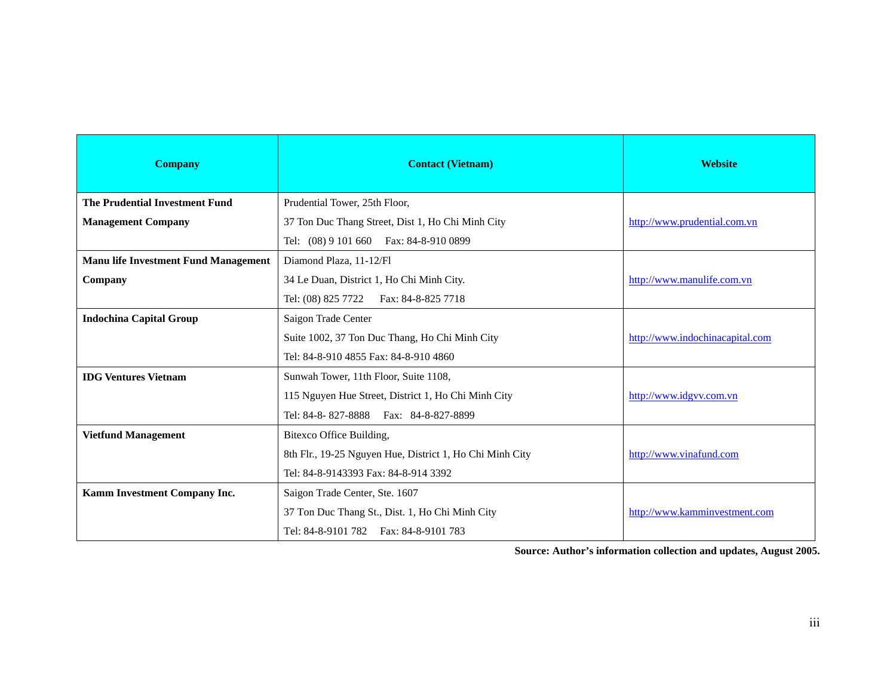| Company | Contact (Vietnam) | Website |
|---|---|---|
| **The Prudential Investment Fund Management Company** | Prudential Tower, 25th Floor,<br>37 Ton Duc Thang Street, Dist 1, Ho Chi Minh City<br>Tel: (08) 9 101 660 Fax: 84-8-910 0899 | http://www.prudential.com.vn |
| **Manu life Investment Fund Management Company** | Diamond Plaza, 11-12/Fl<br>34 Le Duan, District 1, Ho Chi Minh City.<br>Tel: (08) 825 7722 Fax: 84-8-825 7718 | http://www.manulife.com.vn |
| **Indochina Capital Group** | Saigon Trade Center<br>Suite 1002, 37 Ton Duc Thang, Ho Chi Minh City<br>Tel: 84-8-910 4855 Fax: 84-8-910 4860 | http://www.indochinacapital.com |
| **IDG Ventures Vietnam** | Sunwah Tower, 11th Floor, Suite 1108,<br>115 Nguyen Hue Street, District 1, Ho Chi Minh City<br>Tel: 84-8- 827-8888 Fax: 84-8-827-8899 | http://www.idgvv.com.vn |
| **Vietfund Management** | Bitexco Office Building,<br>8th Flr., 19-25 Nguyen Hue, District 1, Ho Chi Minh City<br>Tel: 84-8-9143393 Fax: 84-8-914 3392 | http://www.vinafund.com |
| **Kamm Investment Company Inc.** | Saigon Trade Center, Ste. 1607<br>37 Ton Duc Thang St., Dist. 1, Ho Chi Minh City<br>Tel: 84-8-9101 782 Fax: 84-8-9101 783 | http://www.kamminvestment.com |

**Source: Author's information collection and updates, August 2005.**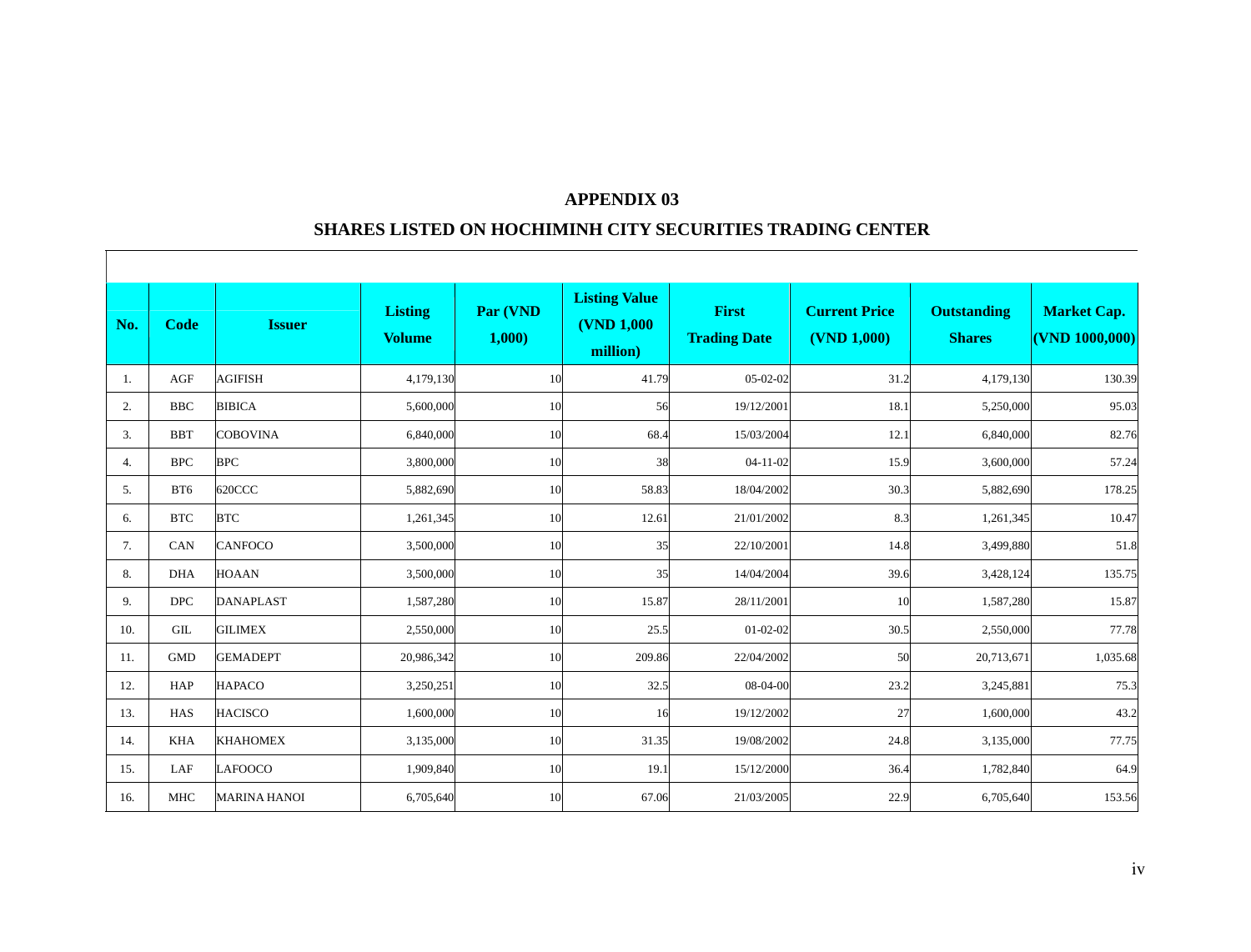# APPENDIX 03

## SHARES LISTED ON HOCHIMINH CITY SECURITIES TRADING CENTER

| No. | Code | Issuer | Listing Volume | Par (VND 1,000) | Listing Value (VND 1,000 million) | First Trading Date | Current Price (VND 1,000) | Outstanding Shares | Market Cap. (VND 1000,000) |
|---|---|---|---|---|---|---|---|---|---|
| 1. | AGF | AGIFISH | 4,179,130 | 10 | 41.79 | 05-02-02 | 31.2 | 4,179,130 | 130.39 |
| 2. | BBC | BIBICA | 5,600,000 | 10 | 56 | 19/12/2001 | 18.1 | 5,250,000 | 95.03 |
| 3. | BBT | COBOVINA | 6,840,000 | 10 | 68.4 | 15/03/2004 | 12.1 | 6,840,000 | 82.76 |
| 4. | BPC | BPC | 3,800,000 | 10 | 38 | 04-11-02 | 15.9 | 3,600,000 | 57.24 |
| 5. | BT6 | 620CCC | 5,882,690 | 10 | 58.83 | 18/04/2002 | 30.3 | 5,882,690 | 178.25 |
| 6. | BTC | BTC | 1,261,345 | 10 | 12.61 | 21/01/2002 | 8.3 | 1,261,345 | 10.47 |
| 7. | CAN | CANFOCO | 3,500,000 | 10 | 35 | 22/10/2001 | 14.8 | 3,499,880 | 51.8 |
| 8. | DHA | HOAAN | 3,500,000 | 10 | 35 | 14/04/2004 | 39.6 | 3,428,124 | 135.75 |
| 9. | DPC | DANAPLAST | 1,587,280 | 10 | 15.87 | 28/11/2001 | 10 | 1,587,280 | 15.87 |
| 10. | GIL | GILIMEX | 2,550,000 | 10 | 25.5 | 01-02-02 | 30.5 | 2,550,000 | 77.78 |
| 11. | GMD | GEMADEPT | 20,986,342 | 10 | 209.86 | 22/04/2002 | 50 | 20,713,671 | 1,035.68 |
| 12. | HAP | HAPACO | 3,250,251 | 10 | 32.5 | 08-04-00 | 23.2 | 3,245,881 | 75.3 |
| 13. | HAS | HACISCO | 1,600,000 | 10 | 16 | 19/12/2002 | 27 | 1,600,000 | 43.2 |
| 14. | KHA | KHAHOMEX | 3,135,000 | 10 | 31.35 | 19/08/2002 | 24.8 | 3,135,000 | 77.75 |
| 15. | LAF | LAFOOCO | 1,909,840 | 10 | 19.1 | 15/12/2000 | 36.4 | 1,782,840 | 64.9 |
| 16. | MHC | MARINA HANOI | 6,705,640 | 10 | 67.06 | 21/03/2005 | 22.9 | 6,705,640 | 153.56 |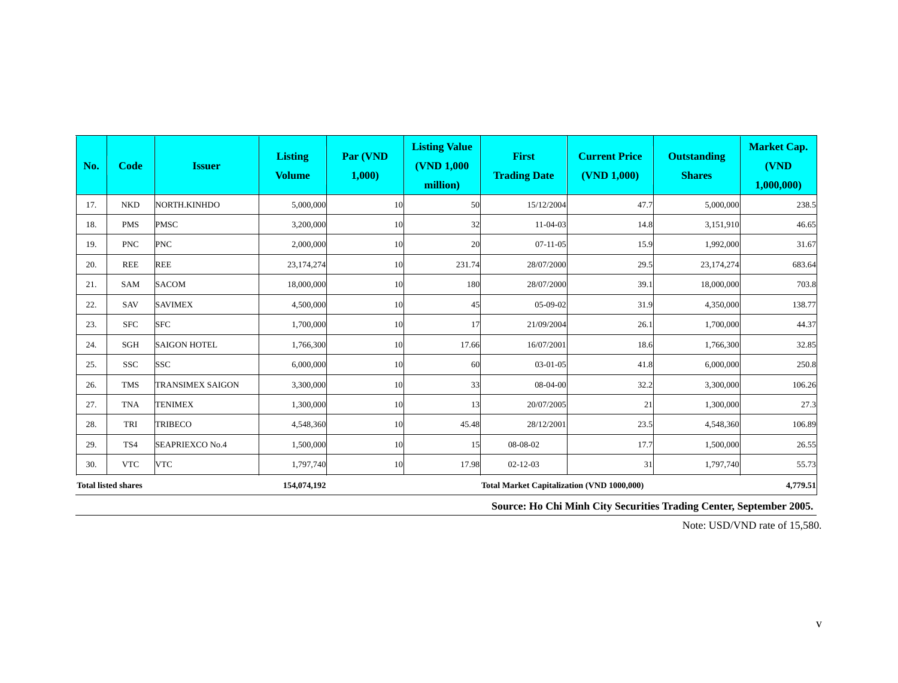| No. | Code | Issuer | Listing Volume | Par (VND 1,000) | Listing Value (VND 1,000 million) | First Trading Date | Current Price (VND 1,000) | Outstanding Shares | Market Cap. (VND 1,000,000) |
|---|---|---|---|---|---|---|---|---|---|
| 17. | NKD | NORTH.KINHDO | 5,000,000 | 10 | 50 | 15/12/2004 | 47.7 | 5,000,000 | 238.5 |
| 18. | PMS | PMSC | 3,200,000 | 10 | 32 | 11-04-03 | 14.8 | 3,151,910 | 46.65 |
| 19. | PNC | PNC | 2,000,000 | 10 | 20 | 07-11-05 | 15.9 | 1,992,000 | 31.67 |
| 20. | REE | REE | 23,174,274 | 10 | 231.74 | 28/07/2000 | 29.5 | 23,174,274 | 683.64 |
| 21. | SAM | SACOM | 18,000,000 | 10 | 180 | 28/07/2000 | 39.1 | 18,000,000 | 703.8 |
| 22. | SAV | SAVIMEX | 4,500,000 | 10 | 45 | 05-09-02 | 31.9 | 4,350,000 | 138.77 |
| 23. | SFC | SFC | 1,700,000 | 10 | 17 | 21/09/2004 | 26.1 | 1,700,000 | 44.37 |
| 24. | SGH | SAIGON HOTEL | 1,766,300 | 10 | 17.66 | 16/07/2001 | 18.6 | 1,766,300 | 32.85 |
| 25. | SSC | SSC | 6,000,000 | 10 | 60 | 03-01-05 | 41.8 | 6,000,000 | 250.8 |
| 26. | TMS | TRANSIMEX SAIGON | 3,300,000 | 10 | 33 | 08-04-00 | 32.2 | 3,300,000 | 106.26 |
| 27. | TNA | TENIMEX | 1,300,000 | 10 | 13 | 20/07/2005 | 21 | 1,300,000 | 27.3 |
| 28. | TRI | TRIBECO | 4,548,360 | 10 | 45.48 | 28/12/2001 | 23.5 | 4,548,360 | 106.89 |
| 29. | TS4 | SEAPRIEXCO No.4 | 1,500,000 | 10 | 15 | 08-08-02 | 17.7 | 1,500,000 | 26.55 |
| 30. | VTC | VTC | 1,797,740 | 10 | 17.98 | 02-12-03 | 31 | 1,797,740 | 55.73 |
| **Total listed shares** | | | **154,074,192** | | | **Total Market Capitalization (VND 1000,000)** | | | **4,779.51** |

**Source: Ho Chi Minh City Securities Trading Center, September 2005.**

Note: USD/VND rate of 15,580.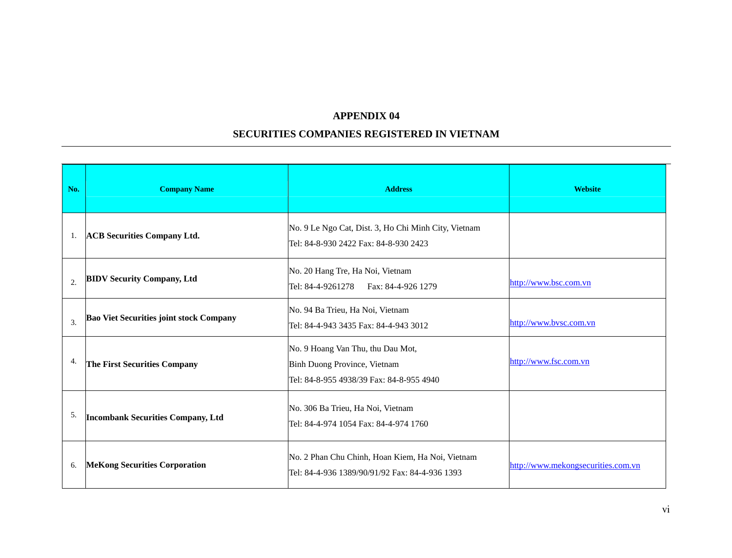# APPENDIX 04

## SECURITIES COMPANIES REGISTERED IN VIETNAM

| No. | Company Name | Address | Website |
|---|---|---|---|
| 1. | **ACB Securities Company Ltd.** | No. 9 Le Ngo Cat, Dist. 3, Ho Chi Minh City, Vietnam<br>Tel: 84-8-930 2422 Fax: 84-8-930 2423 | |
| 2. | **BIDV Security Company, Ltd** | No. 20 Hang Tre, Ha Noi, Vietnam<br>Tel: 84-4-9261278 Fax: 84-4-926 1279 | http://www.bsc.com.vn |
| 3. | **Bao Viet Securities joint stock Company** | No. 94 Ba Trieu, Ha Noi, Vietnam<br>Tel: 84-4-943 3435 Fax: 84-4-943 3012 | http://www.bvsc.com.vn |
| 4. | **The First Securities Company** | No. 9 Hoang Van Thu, thu Dau Mot,<br>Binh Duong Province, Vietnam<br>Tel: 84-8-955 4938/39 Fax: 84-8-955 4940 | http://www.fsc.com.vn |
| 5. | **Incombank Securities Company, Ltd** | No. 306 Ba Trieu, Ha Noi, Vietnam<br>Tel: 84-4-974 1054 Fax: 84-4-974 1760 | |
| 6. | **MeKong Securities Corporation** | No. 2 Phan Chu Chinh, Hoan Kiem, Ha Noi, Vietnam<br>Tel: 84-4-936 1389/90/91/92 Fax: 84-4-936 1393 | http://www.mekongsecurities.com.vn |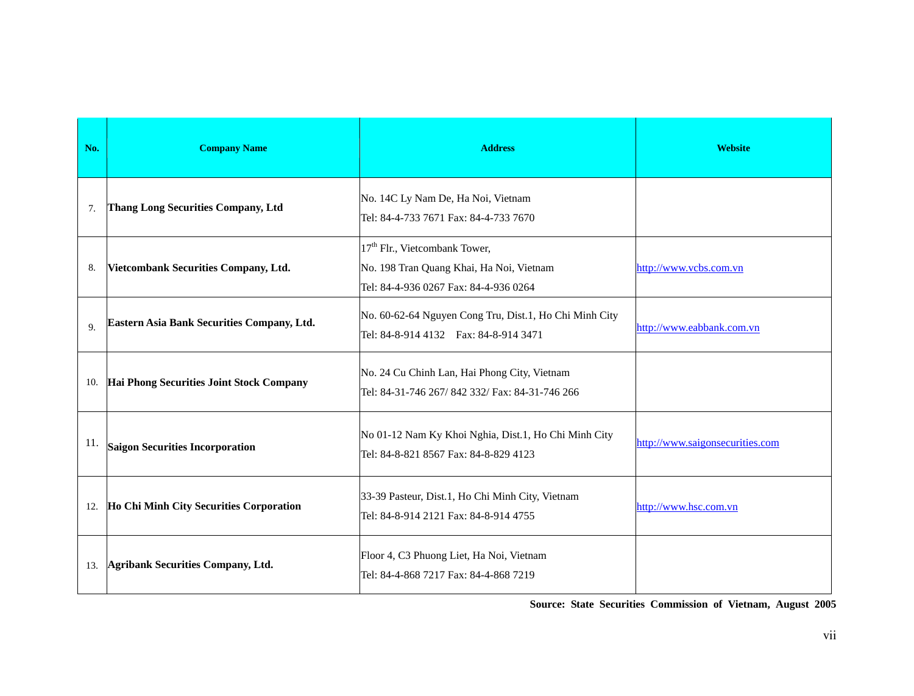| No. | Company Name | Address | Website |
|---|---|---|---|
| 7. | **Thang Long Securities Company, Ltd** | No. 14C Ly Nam De, Ha Noi, Vietnam<br>Tel: 84-4-733 7671 Fax: 84-4-733 7670 | |
| 8. | **Vietcombank Securities Company, Ltd.** | $17^{th}$ Flr., Vietcombank Tower,<br>No. 198 Tran Quang Khai, Ha Noi, Vietnam<br>Tel: 84-4-936 0267 Fax: 84-4-936 0264 | http://www.vcbs.com.vn |
| 9. | **Eastern Asia Bank Securities Company, Ltd.** | No. 60-62-64 Nguyen Cong Tru, Dist.1, Ho Chi Minh City<br>Tel: 84-8-914 4132 Fax: 84-8-914 3471 | http://www.eabbank.com.vn |
| 10. | **Hai Phong Securities Joint Stock Company** | No. 24 Cu Chinh Lan, Hai Phong City, Vietnam<br>Tel: 84-31-746 267/ 842 332/ Fax: 84-31-746 266 | |
| 11. | **Saigon Securities Incorporation** | No 01-12 Nam Ky Khoi Nghia, Dist.1, Ho Chi Minh City<br>Tel: 84-8-821 8567 Fax: 84-8-829 4123 | http://www.saigonsecurities.com |
| 12. | **Ho Chi Minh City Securities Corporation** | 33-39 Pasteur, Dist.1, Ho Chi Minh City, Vietnam<br>Tel: 84-8-914 2121 Fax: 84-8-914 4755 | http://www.hsc.com.vn |
| 13. | **Agribank Securities Company, Ltd.** | Floor 4, C3 Phuong Liet, Ha Noi, Vietnam<br>Tel: 84-4-868 7217 Fax: 84-4-868 7219 | |

**Source: State Securities Commission of Vietnam, August 2005**